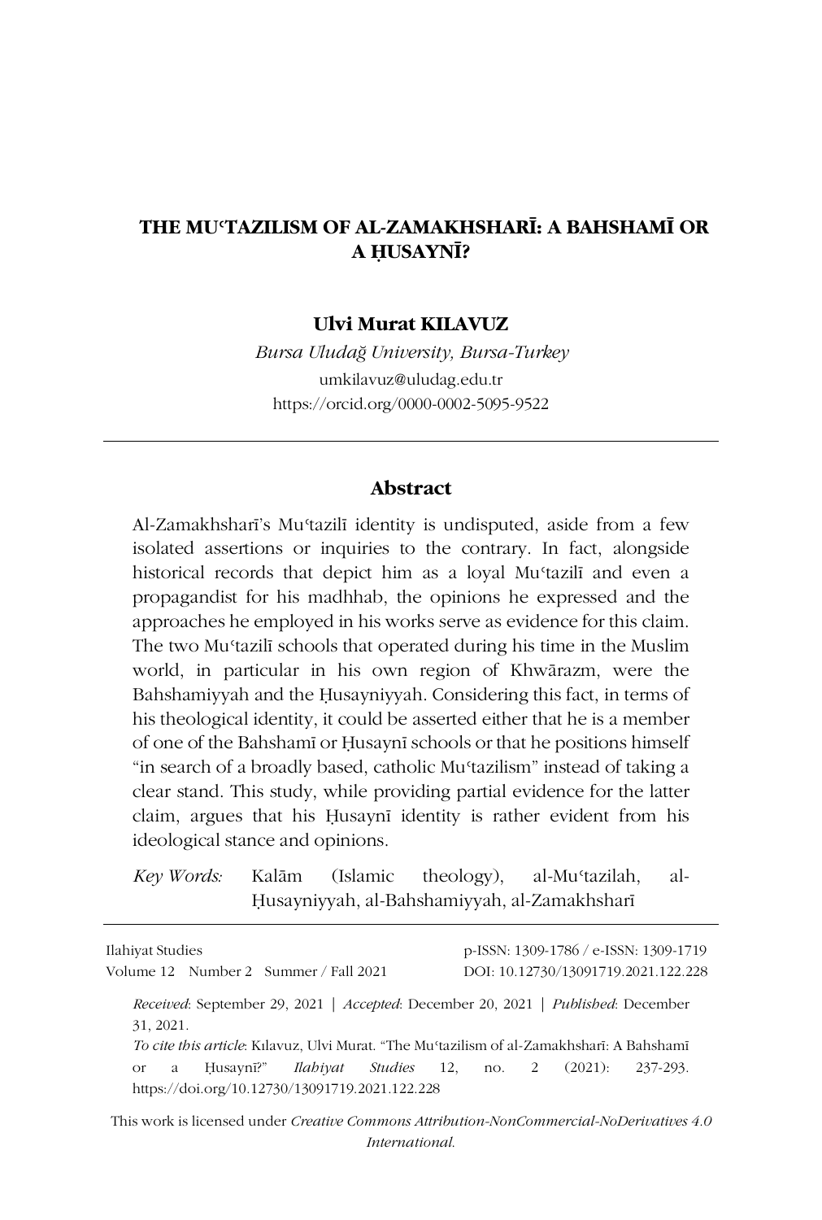# THE MUʿTAZILISM OF AL-ZAMAKHSHARĪ: A BAHSHAMĪ OR A ḤUSAYNĪ?

**Ulvi Murat KILAVUZ**

*Bursa Uludağ University, Bursa-Turkey*

umkilavuz@uludag.edu.tr

https://orcid.org/0000-0002-5095-9522

## Abstract

Al-Zamakhsharī's Muʿtazilī identity is undisputed, aside from a few isolated assertions or inquiries to the contrary. In fact, alongside historical records that depict him as a loyal Muʿtazilī and even a propagandist for his madhhab, the opinions he expressed and the approaches he employed in his works serve as evidence for this claim. The two Muʿtazilī schools that operated during his time in the Muslim world, in particular in his own region of Khwārazm, were the Bahshamiyyah and the Ḥusayniyyah. Considering this fact, in terms of his theological identity, it could be asserted either that he is a member of one of the Bahshamī or Ḥusaynī schools or that he positions himself "in search of a broadly based, catholic Muʿtazilism" instead of taking a clear stand. This study, while providing partial evidence for the latter claim, argues that his Ḥusaynī identity is rather evident from his ideological stance and opinions.

*Key Words:* Kalām (Islamic theology), al-Muʿtazilah, al-Ḥusayniyyah, al-Bahshamiyyah, al-Zamakhsharī

Ilahiyat Studies
Volume 12 Number 2 Summer / Fall 2021

p-ISSN: 1309-1786 / e-ISSN: 1309-1719
DOI: 10.12730/13091719.2021.122.228

*Received*: September 29, 2021 | *Accepted*: December 20, 2021 | *Published*: December 31, 2021.

*To cite this article*: Kılavuz, Ulvi Murat. "The Muʿtazilism of al-Zamakhsharī: A Bahshamī or a Ḥusaynī?" *Ilahiyat Studies* 12, no. 2 (2021): 237-293. https://doi.org/10.12730/13091719.2021.122.228

This work is licensed under *Creative Commons Attribution-NonCommercial-NoDerivatives 4.0 International.*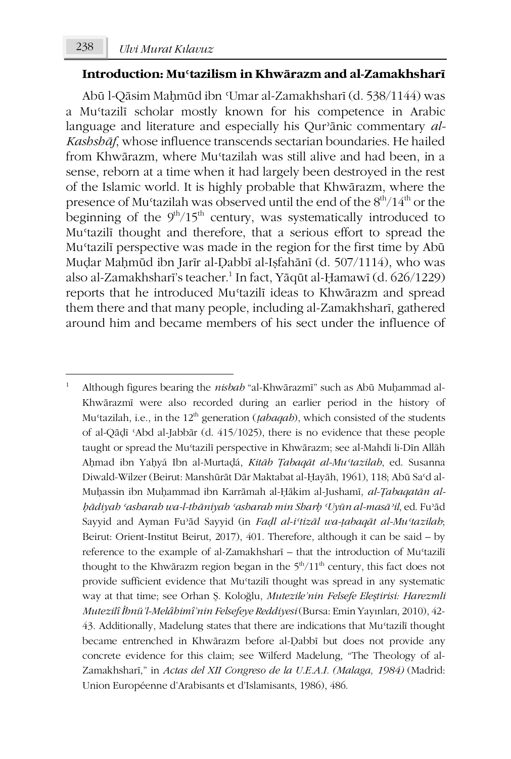### Introduction: Muʿtazilism in Khwārazm and al-Zamakhsharī

Abū l-Qāsim Maḥmūd ibn ʿUmar al-Zamakhsharī (d. 538/1144) was a Muʿtazilī scholar mostly known for his competence in Arabic language and literature and especially his Qurʾānic commentary *al-Kashshāf*, whose influence transcends sectarian boundaries. He hailed from Khwārazm, where Muʿtazilah was still alive and had been, in a sense, reborn at a time when it had largely been destroyed in the rest of the Islamic world. It is highly probable that Khwārazm, where the presence of Muʿtazilah was observed until the end of the 8th/14th or the beginning of the 9th/15th century, was systematically introduced to Muʿtazilī thought and therefore, that a serious effort to spread the Muʿtazilī perspective was made in the region for the first time by Abū Muḍar Maḥmūd ibn Jarīr al-Ḍabbī al-Iṣfahānī (d. 507/1114), who was also al-Zamakhsharī's teacher.[1] In fact, Yāqūt al-Ḥamawī (d. 626/1229) reports that he introduced Muʿtazilī ideas to Khwārazm and spread them there and that many people, including al-Zamakhsharī, gathered around him and became members of his sect under the influence of

---

[1] Although figures bearing the *nisbah* "al-Khwārazmī" such as Abū Muḥammad al-Khwārazmī were also recorded during an earlier period in the history of Muʿtazilah, i.e., in the 12th generation (*ṭabaqah*), which consisted of the students of al-Qāḍī ʿAbd al-Jabbār (d. 415/1025), there is no evidence that these people taught or spread the Muʿtazilī perspective in Khwārazm; see al-Mahdī li-Dīn Allāh Aḥmad ibn Yaḥyá Ibn al-Murtaḍá, *Kitāb Ṭabaqāt al-Muʿtazilah*, ed. Susanna Diwald-Wilzer (Beirut: Manshūrāt Dār Maktabat al-Ḥayāh, 1961), 118; Abū Saʿd al-Muḥassin ibn Muḥammad ibn Karrāmah al-Ḥākim al-Jushamī, *al-Ṭabaqatān al-ḥādiyah ʿasharah wa-l-thāniyah ʿasharah min Sharḥ ʿUyūn al-masāʾil*, ed. Fuʾād Sayyid and Ayman Fuʾād Sayyid (in *Faḍl al-iʿtizāl wa-ṭabaqāt al-Muʿtazilah*; Beirut: Orient-Institut Beirut, 2017), 401. Therefore, although it can be said – by reference to the example of al-Zamakhsharī – that the introduction of Muʿtazilī thought to the Khwārazm region began in the 5th/11th century, this fact does not provide sufficient evidence that Muʿtazilī thought was spread in any systematic way at that time; see Orhan Ş. Koloğlu, *Mutezile'nin Felsefe Eleştirisi: Harezmli Mutezilî İbnü'l-Melâhimî'nin Felsefeye Reddiyesi* (Bursa: Emin Yayınları, 2010), 42-43. Additionally, Madelung states that there are indications that Muʿtazilī thought became entrenched in Khwārazm before al-Ḍabbī but does not provide any concrete evidence for this claim; see Wilferd Madelung, "The Theology of al-Zamakhsharī," in *Actas del XII Congreso de la U.E.A.I. (Malaga, 1984)* (Madrid: Union Européenne d'Arabisants et d'Islamisants, 1986), 486.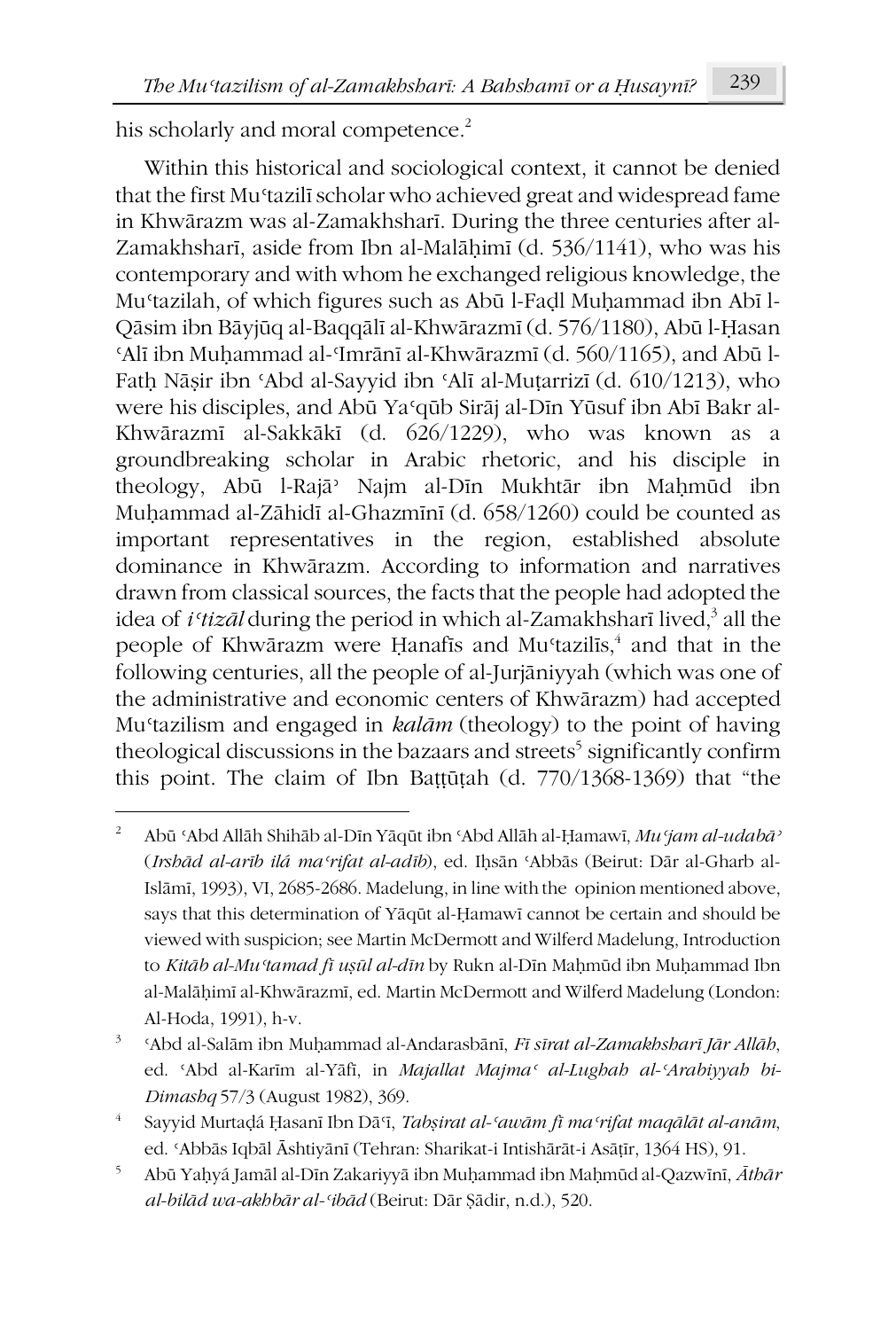his scholarly and moral competence.[2]

Within this historical and sociological context, it cannot be denied that the first Muʿtazilī scholar who achieved great and widespread fame in Khwārazm was al-Zamakhsharī. During the three centuries after al-Zamakhsharī, aside from Ibn al-Malāḥimī (d. 536/1141), who was his contemporary and with whom he exchanged religious knowledge, the Muʿtazilah, of which figures such as Abū l-Faḍl Muḥammad ibn Abī l-Qāsim ibn Bāyjūq al-Baqqālī al-Khwārazmī (d. 576/1180), Abū l-Ḥasan ʿAlī ibn Muḥammad al-ʿImrānī al-Khwārazmī (d. 560/1165), and Abū l-Fatḥ Nāṣir ibn ʿAbd al-Sayyid ibn ʿAlī al-Muṭarrizī (d. 610/1213), who were his disciples, and Abū Yaʿqūb Sirāj al-Dīn Yūsuf ibn Abī Bakr al-Khwārazmī al-Sakkākī (d. 626/1229), who was known as a groundbreaking scholar in Arabic rhetoric, and his disciple in theology, Abū l-Rajāʾ Najm al-Dīn Mukhtār ibn Maḥmūd ibn Muḥammad al-Zāhidī al-Ghazmīnī (d. 658/1260) could be counted as important representatives in the region, established absolute dominance in Khwārazm. According to information and narratives drawn from classical sources, the facts that the people had adopted the idea of *iʿtizāl* during the period in which al-Zamakhsharī lived,[3] all the people of Khwārazm were Ḥanafīs and Muʿtazilīs,[4] and that in the following centuries, all the people of al-Jurjāniyyah (which was one of the administrative and economic centers of Khwārazm) had accepted Muʿtazilism and engaged in *kalām* (theology) to the point of having theological discussions in the bazaars and streets[5] significantly confirm this point. The claim of Ibn Baṭṭūṭah (d. 770/1368-1369) that "the

---

[2] Abū ʿAbd Allāh Shihāb al-Dīn Yāqūt ibn ʿAbd Allāh al-Ḥamawī, *Muʿjam al-udabāʾ* (*Irshād al-arīb ilá maʿrifat al-adīb*), ed. Iḥsān ʿAbbās (Beirut: Dār al-Gharb al-Islāmī, 1993), VI, 2685-2686. Madelung, in line with the opinion mentioned above, says that this determination of Yāqūt al-Ḥamawī cannot be certain and should be viewed with suspicion; see Martin McDermott and Wilferd Madelung, Introduction to *Kitāb al-Muʿtamad fī uṣūl al-dīn* by Rukn al-Dīn Maḥmūd ibn Muḥammad Ibn al-Malāḥimī al-Khwārazmī, ed. Martin McDermott and Wilferd Madelung (London: Al-Hoda, 1991), h-v.

[3] ʿAbd al-Salām ibn Muḥammad al-Andarasbānī, *Fī sīrat al-Zamakhsharī Jār Allāh*, ed. ʿAbd al-Karīm al-Yāfī, in *Majallat Majmaʿ al-Lughah al-ʿArabiyyah bi-Dimashq* 57/3 (August 1982), 369.

[4] Sayyid Murtaḍá Ḥasanī Ibn Dāʿī, *Tabṣirat al-ʿawām fī maʿrifat maqālāt al-anām*, ed. ʿAbbās Iqbāl Āshtiyānī (Tehran: Sharikat-i Intishārāt-i Asāṭīr, 1364 HS), 91.

[5] Abū Yaḥyá Jamāl al-Dīn Zakariyyā ibn Muḥammad ibn Maḥmūd al-Qazwīnī, *Āthār al-bilād wa-akhbār al-ʿibād* (Beirut: Dār Ṣādir, n.d.), 520.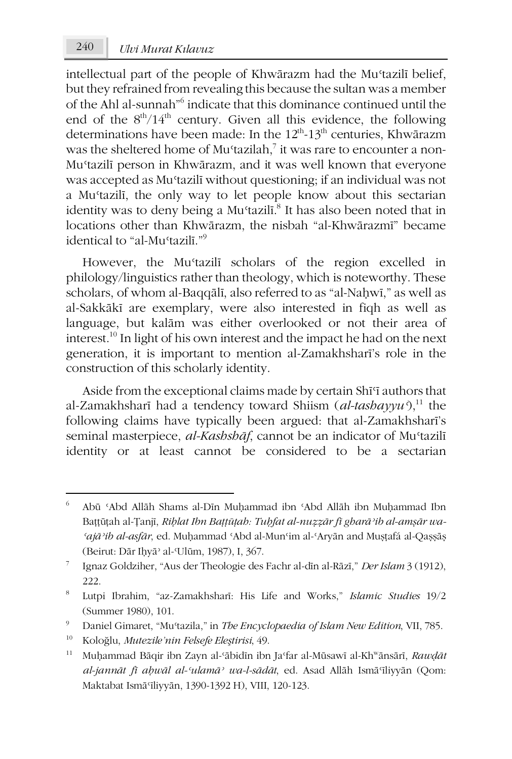intellectual part of the people of Khwārazm had the Muʿtazilī belief, but they refrained from revealing this because the sultan was a member of the Ahl al-sunnah"[6] indicate that this dominance continued until the end of the 8th/14th century. Given all this evidence, the following determinations have been made: In the 12th-13th centuries, Khwārazm was the sheltered home of Muʿtazilah,[7] it was rare to encounter a non-Muʿtazilī person in Khwārazm, and it was well known that everyone was accepted as Muʿtazilī without questioning; if an individual was not a Muʿtazilī, the only way to let people know about this sectarian identity was to deny being a Muʿtazilī.[8] It has also been noted that in locations other than Khwārazm, the nisbah "al-Khwārazmī" became identical to "al-Muʿtazilī."[9]

However, the Muʿtazilī scholars of the region excelled in philology/linguistics rather than theology, which is noteworthy. These scholars, of whom al-Baqqālī, also referred to as "al-Naḥwī," as well as al-Sakkākī are exemplary, were also interested in fiqh as well as language, but kalām was either overlooked or not their area of interest.[10] In light of his own interest and the impact he had on the next generation, it is important to mention al-Zamakhsharī's role in the construction of this scholarly identity.

Aside from the exceptional claims made by certain Shīʿī authors that al-Zamakhsharī had a tendency toward Shiism (*al-tashayyuʿ*),[11] the following claims have typically been argued: that al-Zamakhsharī's seminal masterpiece, *al-Kashshāf*, cannot be an indicator of Muʿtazilī identity or at least cannot be considered to be a sectarian

---

[6] Abū ʿAbd Allāh Shams al-Dīn Muḥammad ibn ʿAbd Allāh ibn Muḥammad Ibn Baṭṭūṭah al-Ṭanjī, *Riḥlat Ibn Baṭṭūṭah: Tuḥfat al-nuẓẓār fī gharāʾib al-amṣār wa-ʿajāʾib al-asfār*, ed. Muḥammad ʿAbd al-Munʿim al-ʿAryān and Muṣṭafá al-Qaṣṣāṣ (Beirut: Dār Iḥyāʾ al-ʿUlūm, 1987), I, 367.

[7] Ignaz Goldziher, "Aus der Theologie des Fachr al-dīn al-Rāzī," *Der Islam* 3 (1912), 222.

[8] Lutpi Ibrahim, "az-Zamakhsharī: His Life and Works," *Islamic Studies* 19/2 (Summer 1980), 101.

[9] Daniel Gimaret, "Muʿtazila," in *The Encyclopaedia of Islam New Edition*, VII, 785.

[10] Koloğlu, *Mutezile'nin Felsefe Eleştirisi*, 49.

[11] Muḥammad Bāqir ibn Zayn al-ʿābidīn ibn Jaʿfar al-Mūsawī al-Khʷānsārī, *Rawḍāt al-jannāt fī aḥwāl al-ʿulamāʾ wa-l-sādāt*, ed. Asad Allāh Ismāʿīliyyān (Qom: Maktabat Ismāʿīliyyān, 1390-1392 H), VIII, 120-123.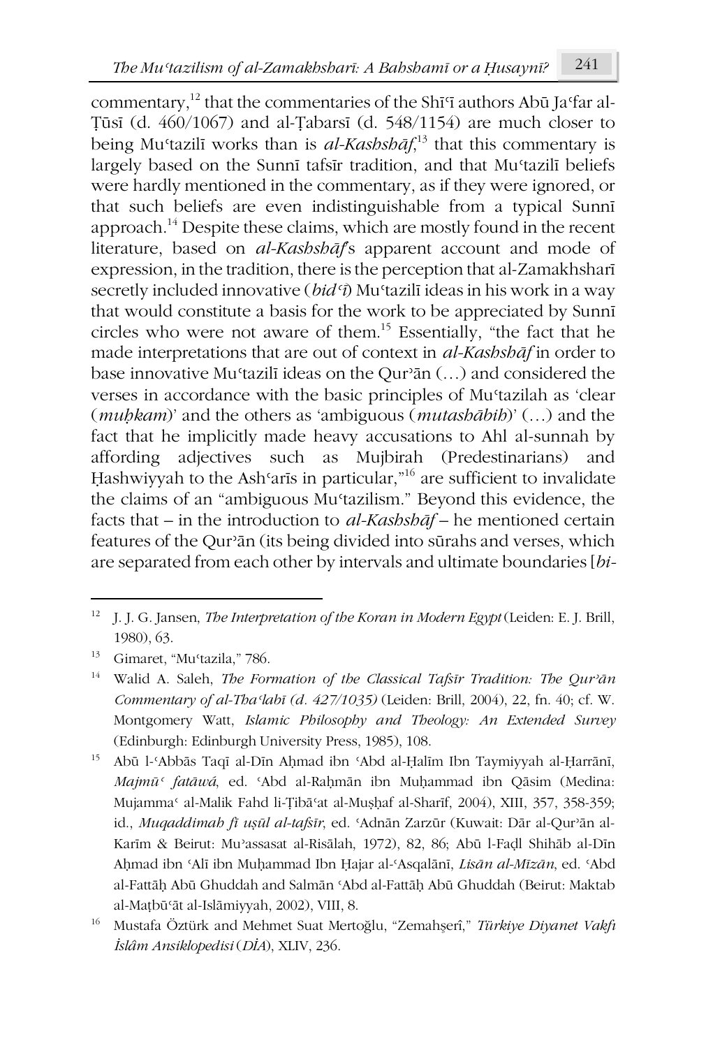commentary,[12] that the commentaries of the Shīʿī authors Abū Jaʿfar al-Ṭūsī (d. 460/1067) and al-Ṭabarsī (d. 548/1154) are much closer to being Muʿtazilī works than is *al-Kashshāf*,[13] that this commentary is largely based on the Sunnī tafsīr tradition, and that Muʿtazilī beliefs were hardly mentioned in the commentary, as if they were ignored, or that such beliefs are even indistinguishable from a typical Sunnī approach.[14] Despite these claims, which are mostly found in the recent literature, based on *al-Kashshāf*'s apparent account and mode of expression, in the tradition, there is the perception that al-Zamakhsharī secretly included innovative (*bidʿī*) Muʿtazilī ideas in his work in a way that would constitute a basis for the work to be appreciated by Sunnī circles who were not aware of them.[15] Essentially, "the fact that he made interpretations that are out of context in *al-Kashshāf* in order to base innovative Muʿtazilī ideas on the Qurʾān (…) and considered the verses in accordance with the basic principles of Muʿtazilah as 'clear (*muḥkam*)' and the others as 'ambiguous (*mutashābih*)' (…) and the fact that he implicitly made heavy accusations to Ahl al-sunnah by affording adjectives such as Mujbirah (Predestinarians) and Ḥashwiyyah to the Ashʿarīs in particular,"[16] are sufficient to invalidate the claims of an "ambiguous Muʿtazilism." Beyond this evidence, the facts that – in the introduction to *al-Kashshāf* – he mentioned certain features of the Qurʾān (its being divided into sūrahs and verses, which are separated from each other by intervals and ultimate boundaries [*bi-*

---

[12] J. J. G. Jansen, *The Interpretation of the Koran in Modern Egypt* (Leiden: E. J. Brill, 1980), 63.

[13] Gimaret, "Muʿtazila," 786.

[14] Walid A. Saleh, *The Formation of the Classical Tafsīr Tradition: The Qurʾān Commentary of al-Thaʿlabī (d. 427/1035)* (Leiden: Brill, 2004), 22, fn. 40; cf. W. Montgomery Watt, *Islamic Philosophy and Theology: An Extended Survey* (Edinburgh: Edinburgh University Press, 1985), 108.

[15] Abū l-ʿAbbās Taqī al-Dīn Aḥmad ibn ʿAbd al-Ḥalīm Ibn Taymiyyah al-Ḥarrānī, *Majmūʿ fatāwá*, ed. ʿAbd al-Raḥmān ibn Muḥammad ibn Qāsim (Medina: Mujammaʿ al-Malik Fahd li-Ṭibāʿat al-Muṣḥaf al-Sharīf, 2004), XIII, 357, 358-359; id., *Muqaddimah fī uṣūl al-tafsīr*, ed. ʿAdnān Zarzūr (Kuwait: Dār al-Qurʾān al-Karīm & Beirut: Muʾassasat al-Risālah, 1972), 82, 86; Abū l-Faḍl Shihāb al-Dīn Aḥmad ibn ʿAlī ibn Muḥammad Ibn Ḥajar al-ʿAsqalānī, *Lisān al-Mīzān*, ed. ʿAbd al-Fattāḥ Abū Ghuddah and Salmān ʿAbd al-Fattāḥ Abū Ghuddah (Beirut: Maktab al-Maṭbūʿāt al-Islāmiyyah, 2002), VIII, 8.

[16] Mustafa Öztürk and Mehmet Suat Mertoğlu, "Zemahşerî," *Türkiye Diyanet Vakfı İslâm Ansiklopedisi* (*DİA*), XLIV, 236.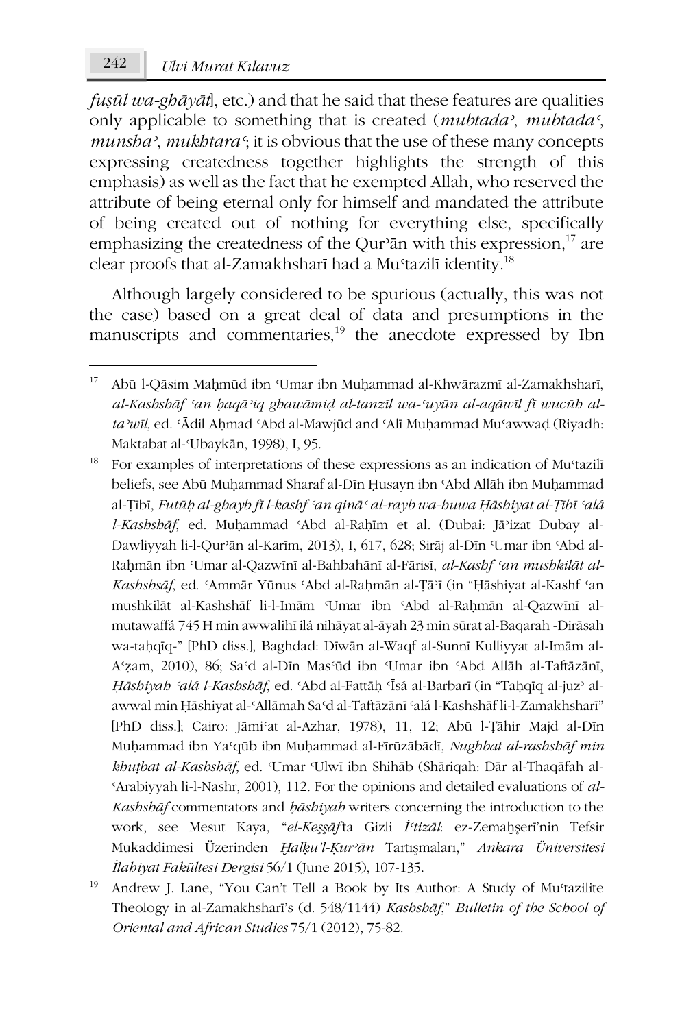*fuṣūl wa-ghāyāt*], etc.) and that he said that these features are qualities only applicable to something that is created (*mubtadaʾ*, *mubtadaʿ*, *munshaʾ*, *mukhtaraʿ*; it is obvious that the use of these many concepts expressing createdness together highlights the strength of this emphasis) as well as the fact that he exempted Allah, who reserved the attribute of being eternal only for himself and mandated the attribute of being created out of nothing for everything else, specifically emphasizing the createdness of the Qurʾān with this expression,[17] are clear proofs that al-Zamakhsharī had a Muʿtazilī identity.[18]

Although largely considered to be spurious (actually, this was not the case) based on a great deal of data and presumptions in the manuscripts and commentaries,[19] the anecdote expressed by Ibn

---

[17] Abū l-Qāsim Maḥmūd ibn ʿUmar ibn Muḥammad al-Khwārazmī al-Zamakhsharī, *al-Kashshāf ʿan ḥaqāʾiq ghawāmiḍ al-tanzīl wa-ʿuyūn al-aqāwīl fī wucūh al-taʾwīl*, ed. ʿĀdil Aḥmad ʿAbd al-Mawjūd and ʿAlī Muḥammad Muʿawwaḍ (Riyadh: Maktabat al-ʿUbaykān, 1998), I, 95.

[18] For examples of interpretations of these expressions as an indication of Muʿtazilī beliefs, see Abū Muḥammad Sharaf al-Dīn Ḥusayn ibn ʿAbd Allāh ibn Muḥammad al-Ṭībī, *Futūḥ al-ghayb fī l-kashf ʿan qināʿ al-rayb wa-huwa Ḥāshiyat al-Ṭībī ʿalá l-Kashshāf*, ed. Muḥammad ʿAbd al-Raḥīm et al. (Dubai: Jāʾizat Dubay al-Dawliyyah li-l-Qurʾān al-Karīm, 2013), I, 617, 628; Sirāj al-Dīn ʿUmar ibn ʿAbd al-Raḥmān ibn ʿUmar al-Qazwīnī al-Bahbahānī al-Fārisī, *al-Kashf ʿan mushkilāt al-Kashshsāf*, ed. ʿAmmār Yūnus ʿAbd al-Raḥmān al-Ṭāʾī (in "Ḥāshiyat al-Kashf ʿan mushkilāt al-Kashshāf li-l-Imām ʿUmar ibn ʿAbd al-Raḥmān al-Qazwīnī al-mutawaffá 745 H min awwalihī ilá nihāyat al-āyah 23 min sūrat al-Baqarah -Dirāsah wa-taḥqīq-" [PhD diss.], Baghdad: Dīwān al-Waqf al-Sunnī Kulliyyat al-Imām al-Aʿẓam, 2010), 86; Saʿd al-Dīn Masʿūd ibn ʿUmar ibn ʿAbd Allāh al-Taftāzānī, *Ḥāshiyah ʿalá l-Kashshāf*, ed. ʿAbd al-Fattāḥ ʿĪsá al-Barbarī (in "Taḥqīq al-juzʾ al-awwal min Ḥāshiyat al-ʿAllāmah Saʿd al-Taftāzānī ʿalá l-Kashshāf li-l-Zamakhsharī" [PhD diss.]; Cairo: Jāmiʿat al-Azhar, 1978), 11, 12; Abū l-Ṭāhir Majd al-Dīn Muḥammad ibn Yaʿqūb ibn Muḥammad al-Fīrūzābādī, *Nughbat al-rashshāf min khuṭbat al-Kashshāf*, ed. ʿUmar ʿUlwī ibn Shihāb (Shāriqah: Dār al-Thaqāfah al-ʿArabiyyah li-l-Nashr, 2001), 112. For the opinions and detailed evaluations of *al-Kashshāf* commentators and *ḥāshiyah* writers concerning the introduction to the work, see Mesut Kaya, "*el-Keşşâf*'ta Gizli *İʿtizâl*: ez-Zemahşerî'nin Tefsir Mukaddimesi Üzerinden *Ḫalḳu'l-Ḳurʾān* Tartışmaları," *Ankara Üniversitesi İlahiyat Fakültesi Dergisi* 56/1 (June 2015), 107-135.

[19] Andrew J. Lane, "You Can't Tell a Book by Its Author: A Study of Muʿtazilite Theology in al-Zamakhsharī's (d. 548/1144) *Kashshāf*," *Bulletin of the School of Oriental and African Studies* 75/1 (2012), 75-82.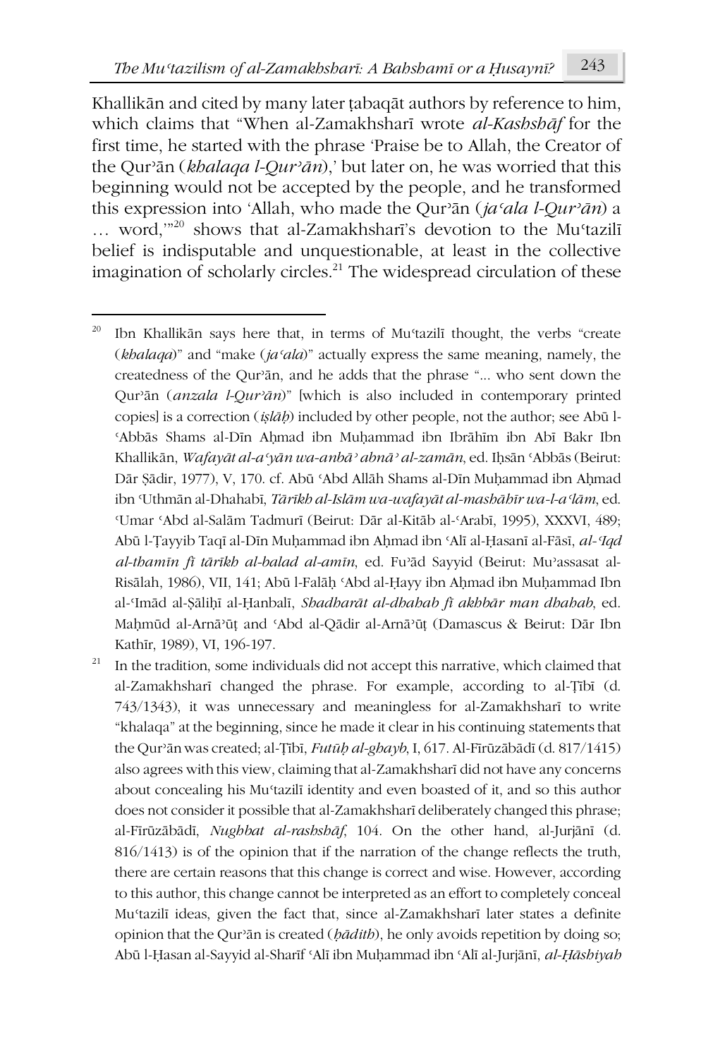Khallikān and cited by many later ṭabaqāt authors by reference to him, which claims that "When al-Zamakhsharī wrote *al-Kashshāf* for the first time, he started with the phrase 'Praise be to Allah, the Creator of the Qurʾān (*khalaqa l-Qurʾān*),' but later on, he was worried that this beginning would not be accepted by the people, and he transformed this expression into 'Allah, who made the Qurʾān (*jaʿala l-Qurʾān*) a … word,'"[20] shows that al-Zamakhsharī's devotion to the Muʿtazilī belief is indisputable and unquestionable, at least in the collective imagination of scholarly circles.[21] The widespread circulation of these

---

[20] Ibn Khallikān says here that, in terms of Muʿtazilī thought, the verbs "create (*khalaqa*)" and "make (*jaʿala*)" actually express the same meaning, namely, the createdness of the Qurʾān, and he adds that the phrase "… who sent down the Qurʾān (*anzala l-Qurʾān*)" [which is also included in contemporary printed copies] is a correction (*iṣlāḥ*) included by other people, not the author; see Abū l-ʿAbbās Shams al-Dīn Aḥmad ibn Muḥammad ibn Ibrāhīm ibn Abī Bakr Ibn Khallikān, *Wafayāt al-aʿyān wa-anbāʾ abnāʾ al-zamān*, ed. Iḥsān ʿAbbās (Beirut: Dār Ṣādir, 1977), V, 170. cf. Abū ʿAbd Allāh Shams al-Dīn Muḥammad ibn Aḥmad ibn ʿUthmān al-Dhahabī, *Tārīkh al-Islām wa-wafayāt al-mashāhīr wa-l-aʿlām*, ed. ʿUmar ʿAbd al-Salām Tadmurī (Beirut: Dār al-Kitāb al-ʿArabī, 1995), XXXVI, 489; Abū l-Ṭayyib Taqī al-Dīn Muḥammad ibn Aḥmad ibn ʿAlī al-Ḥasanī al-Fāsī, *al-ʿIqd al-thamīn fī tārīkh al-balad al-amīn*, ed. Fuʾād Sayyid (Beirut: Muʾassasat al-Risālah, 1986), VII, 141; Abū l-Falāḥ ʿAbd al-Ḥayy ibn Aḥmad ibn Muḥammad Ibn al-ʿImād al-Ṣāliḥī al-Ḥanbalī, *Shadharāt al-dhahab fī akhbār man dhahab*, ed. Maḥmūd al-Arnāʾūṭ and ʿAbd al-Qādir al-Arnāʾūṭ (Damascus & Beirut: Dār Ibn Kathīr, 1989), VI, 196-197.

[21] In the tradition, some individuals did not accept this narrative, which claimed that al-Zamakhsharī changed the phrase. For example, according to al-Ṭībī (d. 743/1343), it was unnecessary and meaningless for al-Zamakhsharī to write "khalaqa" at the beginning, since he made it clear in his continuing statements that the Qurʾān was created; al-Ṭībī, *Futūḥ al-ghayb*, I, 617. Al-Fīrūzābādī (d. 817/1415) also agrees with this view, claiming that al-Zamakhsharī did not have any concerns about concealing his Muʿtazilī identity and even boasted of it, and so this author does not consider it possible that al-Zamakhsharī deliberately changed this phrase; al-Fīrūzābādī, *Nughbat al-rashshāf*, 104. On the other hand, al-Jurjānī (d. 816/1413) is of the opinion that if the narration of the change reflects the truth, there are certain reasons that this change is correct and wise. However, according to this author, this change cannot be interpreted as an effort to completely conceal Muʿtazilī ideas, given the fact that, since al-Zamakhsharī later states a definite opinion that the Qurʾān is created (*ḥādith*), he only avoids repetition by doing so; Abū l-Ḥasan al-Sayyid al-Sharīf ʿAlī ibn Muḥammad ibn ʿAlī al-Jurjānī, *al-Ḥāshiyah*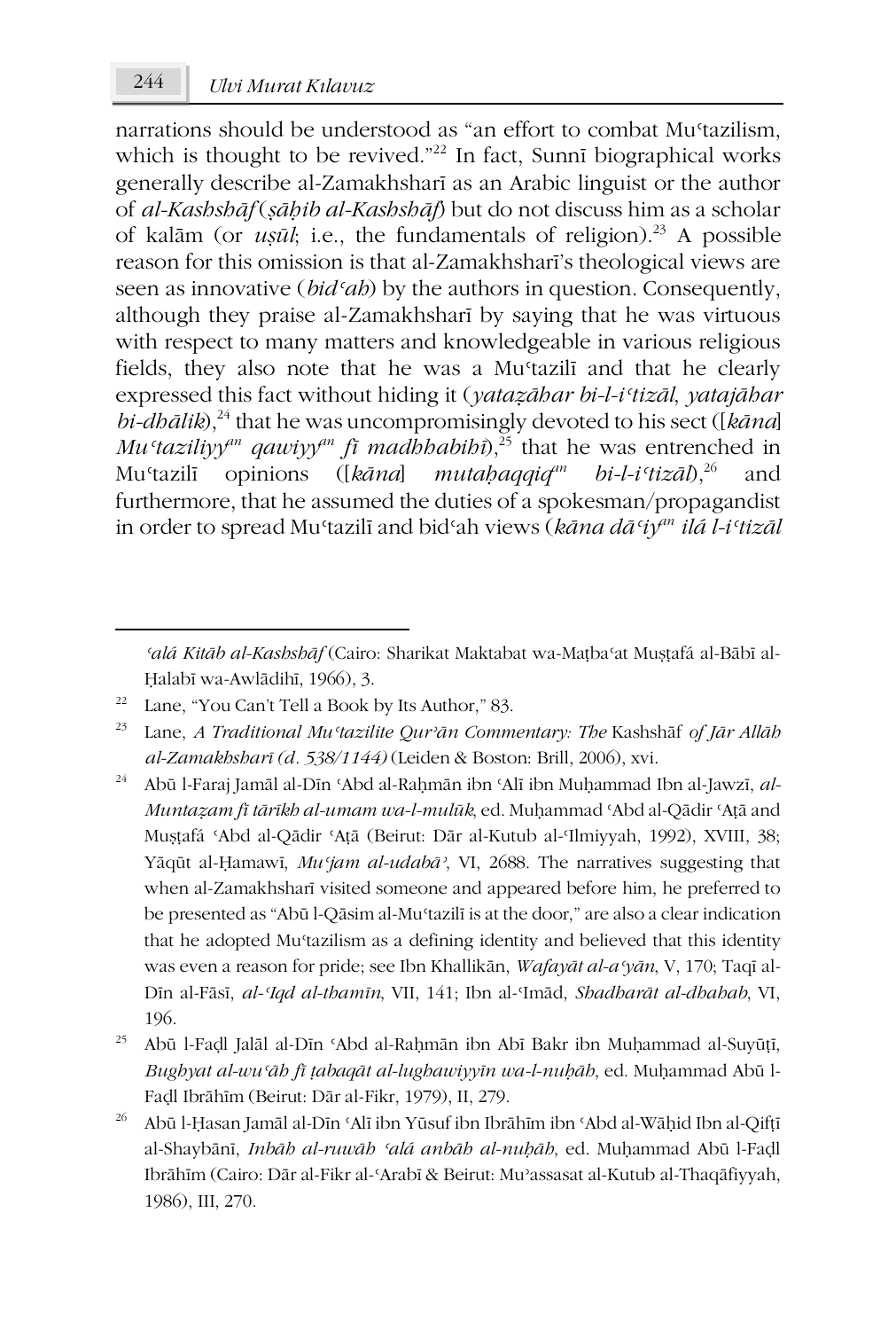narrations should be understood as "an effort to combat Muʿtazilism, which is thought to be revived."[22] In fact, Sunnī biographical works generally describe al-Zamakhsharī as an Arabic linguist or the author of *al-Kashshāf* (*ṣāḥib al-Kashshāf*) but do not discuss him as a scholar of kalām (or *uṣūl*; i.e., the fundamentals of religion).[23] A possible reason for this omission is that al-Zamakhsharī's theological views are seen as innovative (*bidʿah*) by the authors in question. Consequently, although they praise al-Zamakhsharī by saying that he was virtuous with respect to many matters and knowledgeable in various religious fields, they also note that he was a Muʿtazilī and that he clearly expressed this fact without hiding it (*yataẓāhar bi-l-iʿtizāl*, *yatajāhar bi-dhālik*),[24] that he was uncompromisingly devoted to his sect ([*kāna*] *Muʿtaziliyy^an^ qawiyy^an^ fī madhhabihī*),[25] that he was entrenched in Muʿtazilī opinions ([*kāna*] *mutaḥaqqiq^an^ bi-l-iʿtizāl*),[26] and furthermore, that he assumed the duties of a spokesman/propagandist in order to spread Muʿtazilī and bidʿah views (*kāna dāʿiy^an^ ilá l-iʿtizāl*

---

*ʿalá Kitāb al-Kashshāf* (Cairo: Sharikat Maktabat wa-Maṭbaʿat Muṣṭafá al-Bābī al-Ḥalabī wa-Awlādihī, 1966), 3.

22 Lane, "You Can't Tell a Book by Its Author," 83.

23 Lane, *A Traditional Muʿtazilite Qurʾān Commentary: The* Kashshāf *of Jār Allāh al-Zamakhsharī (d. 538/1144)* (Leiden & Boston: Brill, 2006), xvi.

24 Abū l-Faraj Jamāl al-Dīn ʿAbd al-Raḥmān ibn ʿAlī ibn Muḥammad Ibn al-Jawzī, *al-Muntaẓam fī tārīkh al-umam wa-l-mulūk*, ed. Muḥammad ʿAbd al-Qādir ʿAṭā and Muṣṭafá ʿAbd al-Qādir ʿAṭā (Beirut: Dār al-Kutub al-ʿIlmiyyah, 1992), XVIII, 38; Yāqūt al-Ḥamawī, *Muʿjam al-udabāʾ*, VI, 2688. The narratives suggesting that when al-Zamakhsharī visited someone and appeared before him, he preferred to be presented as "Abū l-Qāsim al-Muʿtazilī is at the door," are also a clear indication that he adopted Muʿtazilism as a defining identity and believed that this identity was even a reason for pride; see Ibn Khallikān, *Wafayāt al-aʿyān*, V, 170; Taqī al-Dīn al-Fāsī, *al-ʿIqd al-thamīn*, VII, 141; Ibn al-ʿImād, *Shadharāt al-dhahab*, VI, 196.

25 Abū l-Faḍl Jalāl al-Dīn ʿAbd al-Raḥmān ibn Abī Bakr ibn Muḥammad al-Suyūṭī, *Bughyat al-wuʿāh fī ṭabaqāt al-lughawiyyīn wa-l-nuḥāh*, ed. Muḥammad Abū l-Faḍl Ibrāhīm (Beirut: Dār al-Fikr, 1979), II, 279.

26 Abū l-Ḥasan Jamāl al-Dīn ʿAlī ibn Yūsuf ibn Ibrāhīm ibn ʿAbd al-Wāḥid Ibn al-Qifṭī al-Shaybānī, *Inbāh al-ruwāh ʿalá anbāh al-nuḥāh*, ed. Muḥammad Abū l-Faḍl Ibrāhīm (Cairo: Dār al-Fikr al-ʿArabī & Beirut: Muʾassasat al-Kutub al-Thaqāfiyyah, 1986), III, 270.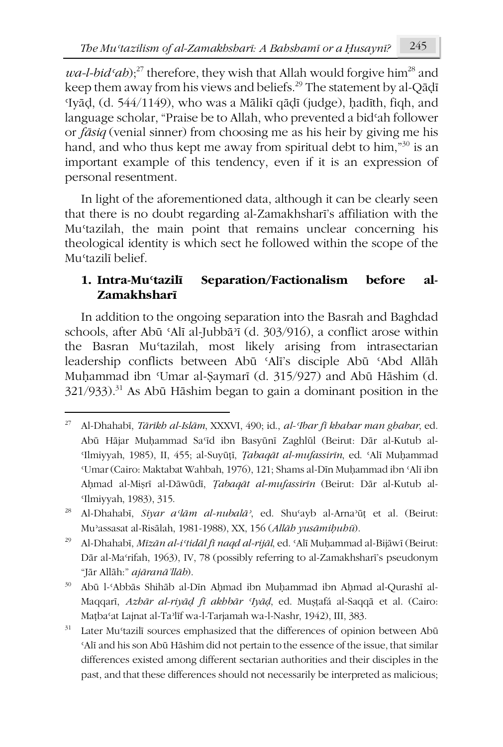*wa-l-bidʿah*);[27] therefore, they wish that Allah would forgive him[28] and keep them away from his views and beliefs.[29] The statement by al-Qāḍī ʿIyāḍ, (d. 544/1149), who was a Mālikī qāḍī (judge), ḥadīth, fiqh, and language scholar, "Praise be to Allah, who prevented a bidʿah follower or *fāsiq* (venial sinner) from choosing me as his heir by giving me his hand, and who thus kept me away from spiritual debt to him,"[30] is an important example of this tendency, even if it is an expression of personal resentment.

In light of the aforementioned data, although it can be clearly seen that there is no doubt regarding al-Zamakhsharī's affiliation with the Muʿtazilah, the main point that remains unclear concerning his theological identity is which sect he followed within the scope of the Muʿtazilī belief.

## 1. Intra-Muʿtazilī Separation/Factionalism before al-Zamakhsharī

In addition to the ongoing separation into the Basrah and Baghdad schools, after Abū ʿAlī al-Jubbāʾī (d. 303/916), a conflict arose within the Basran Muʿtazilah, most likely arising from intrasectarian leadership conflicts between Abū ʿAlī's disciple Abū ʿAbd Allāh Muḥammad ibn ʿUmar al-Ṣaymarī (d. 315/927) and Abū Hāshim (d. 321/933).[31] As Abū Hāshim began to gain a dominant position in the

---

[27] Al-Dhahabī, *Tārīkh al-Islām*, XXXVI, 490; id., *al-ʿIbar fī khabar man ghabar*, ed. Abū Hājar Muḥammad Saʿīd ibn Basyūnī Zaghlūl (Beirut: Dār al-Kutub al-ʿIlmiyyah, 1985), II, 455; al-Suyūṭī, *Ṭabaqāt al-mufassirīn*, ed. ʿAlī Muḥammad ʿUmar (Cairo: Maktabat Wahbah, 1976), 121; Shams al-Dīn Muḥammad ibn ʿAlī ibn Aḥmad al-Miṣrī al-Dāwūdī, *Ṭabaqāt al-mufassirīn* (Beirut: Dār al-Kutub al-ʿIlmiyyah, 1983), 315.

[28] Al-Dhahabī, *Siyar aʿlām al-nubalāʾ*, ed. Shuʿayb al-Arnaʾūṭ et al. (Beirut: Muʾassasat al-Risālah, 1981-1988), XX, 156 (*Allāh yusāmiḥuhū*).

[29] Al-Dhahabī, *Mīzān al-iʿtidāl fī naqd al-rijāl*, ed. ʿAlī Muḥammad al-Bijāwī (Beirut: Dār al-Maʿrifah, 1963), IV, 78 (possibly referring to al-Zamakhsharī's pseudonym "Jār Allāh:" *ajāranā'llāh*).

[30] Abū l-ʿAbbās Shihāb al-Dīn Aḥmad ibn Muḥammad ibn Aḥmad al-Qurashī al-Maqqarī, *Azhār al-riyāḍ fī akhbār ʿIyāḍ*, ed. Muṣṭafá al-Saqqā et al. (Cairo: Maṭbaʿat Lajnat al-Taʾlīf wa-l-Tarjamah wa-l-Nashr, 1942), III, 383.

[31] Later Muʿtazilī sources emphasized that the differences of opinion between Abū ʿAlī and his son Abū Hāshim did not pertain to the essence of the issue, that similar differences existed among different sectarian authorities and their disciples in the past, and that these differences should not necessarily be interpreted as malicious;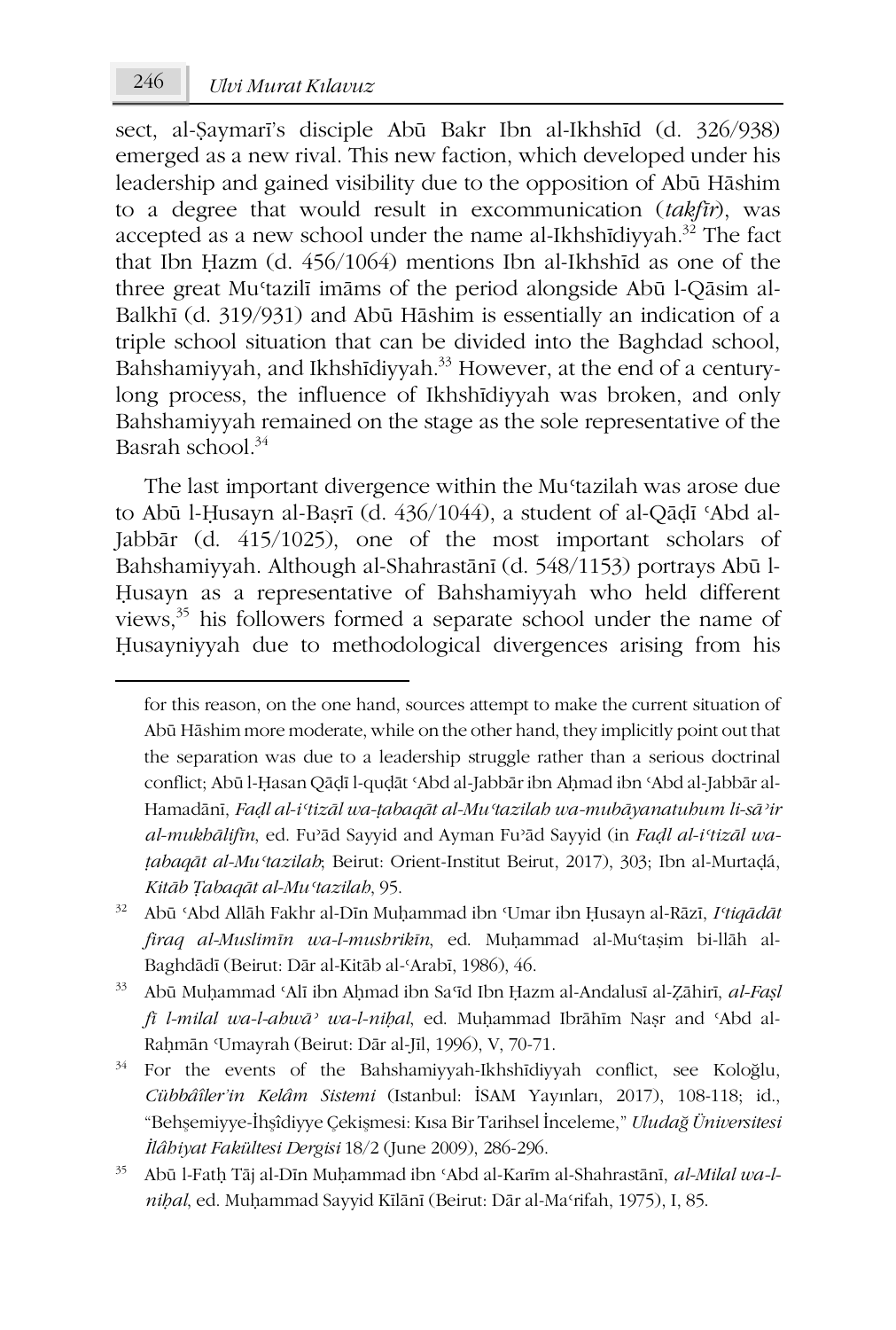sect, al-Ṣaymarī's disciple Abū Bakr Ibn al-Ikhshīd (d. 326/938) emerged as a new rival. This new faction, which developed under his leadership and gained visibility due to the opposition of Abū Hāshim to a degree that would result in excommunication (*takfīr*), was accepted as a new school under the name al-Ikhshīdiyyah.[32] The fact that Ibn Ḥazm (d. 456/1064) mentions Ibn al-Ikhshīd as one of the three great Muʿtazilī imāms of the period alongside Abū l-Qāsim al-Balkhī (d. 319/931) and Abū Hāshim is essentially an indication of a triple school situation that can be divided into the Baghdad school, Bahshamiyyah, and Ikhshīdiyyah.[33] However, at the end of a century-long process, the influence of Ikhshīdiyyah was broken, and only Bahshamiyyah remained on the stage as the sole representative of the Basrah school.[34]

The last important divergence within the Muʿtazilah was arose due to Abū l-Ḥusayn al-Baṣrī (d. 436/1044), a student of al-Qāḍī ʿAbd al-Jabbār (d. 415/1025), one of the most important scholars of Bahshamiyyah. Although al-Shahrastānī (d. 548/1153) portrays Abū l-Ḥusayn as a representative of Bahshamiyyah who held different views,[35] his followers formed a separate school under the name of Ḥusayniyyah due to methodological divergences arising from his

---

for this reason, on the one hand, sources attempt to make the current situation of Abū Hāshim more moderate, while on the other hand, they implicitly point out that the separation was due to a leadership struggle rather than a serious doctrinal conflict; Abū l-Ḥasan Qāḍī l-quḍāt ʿAbd al-Jabbār ibn Aḥmad ibn ʿAbd al-Jabbār al-Hamadānī, *Faḍl al-iʿtizāl wa-ṭabaqāt al-Muʿtazilah wa-mubāyanatuhum li-sāʾir al-mukhālifīn*, ed. Fuʾād Sayyid and Ayman Fuʾād Sayyid (in *Faḍl al-iʿtizāl wa-ṭabaqāt al-Muʿtazilah*; Beirut: Orient-Institut Beirut, 2017), 303; Ibn al-Murtaḍá, *Kitāb Ṭabaqāt al-Muʿtazilah*, 95.

[32] Abū ʿAbd Allāh Fakhr al-Dīn Muḥammad ibn ʿUmar ibn Ḥusayn al-Rāzī, *Iʿtiqādāt firaq al-Muslimīn wa-l-mushrikīn*, ed. Muḥammad al-Muʿtaṣim bi-llāh al-Baghdādī (Beirut: Dār al-Kitāb al-ʿArabī, 1986), 46.

[33] Abū Muḥammad ʿAlī ibn Aḥmad ibn Saʿīd Ibn Ḥazm al-Andalusī al-Ẓāhirī, *al-Faṣl fī l-milal wa-l-ahwāʾ wa-l-niḥal*, ed. Muḥammad Ibrāhīm Naṣr and ʿAbd al-Raḥmān ʿUmayrah (Beirut: Dār al-Jīl, 1996), V, 70-71.

[34] For the events of the Bahshamiyyah-Ikhshīdiyyah conflict, see Koloğlu, *Cübbâîler'in Kelâm Sistemi* (Istanbul: İSAM Yayınları, 2017), 108-118; id., "Behşemiyye-İhşîdiyye Çekişmesi: Kısa Bir Tarihsel İnceleme," *Uludağ Üniversitesi İlâhiyat Fakültesi Dergisi* 18/2 (June 2009), 286-296.

[35] Abū l-Fatḥ Tāj al-Dīn Muḥammad ibn ʿAbd al-Karīm al-Shahrastānī, *al-Milal wa-l-niḥal*, ed. Muḥammad Sayyid Kīlānī (Beirut: Dār al-Maʿrifah, 1975), I, 85.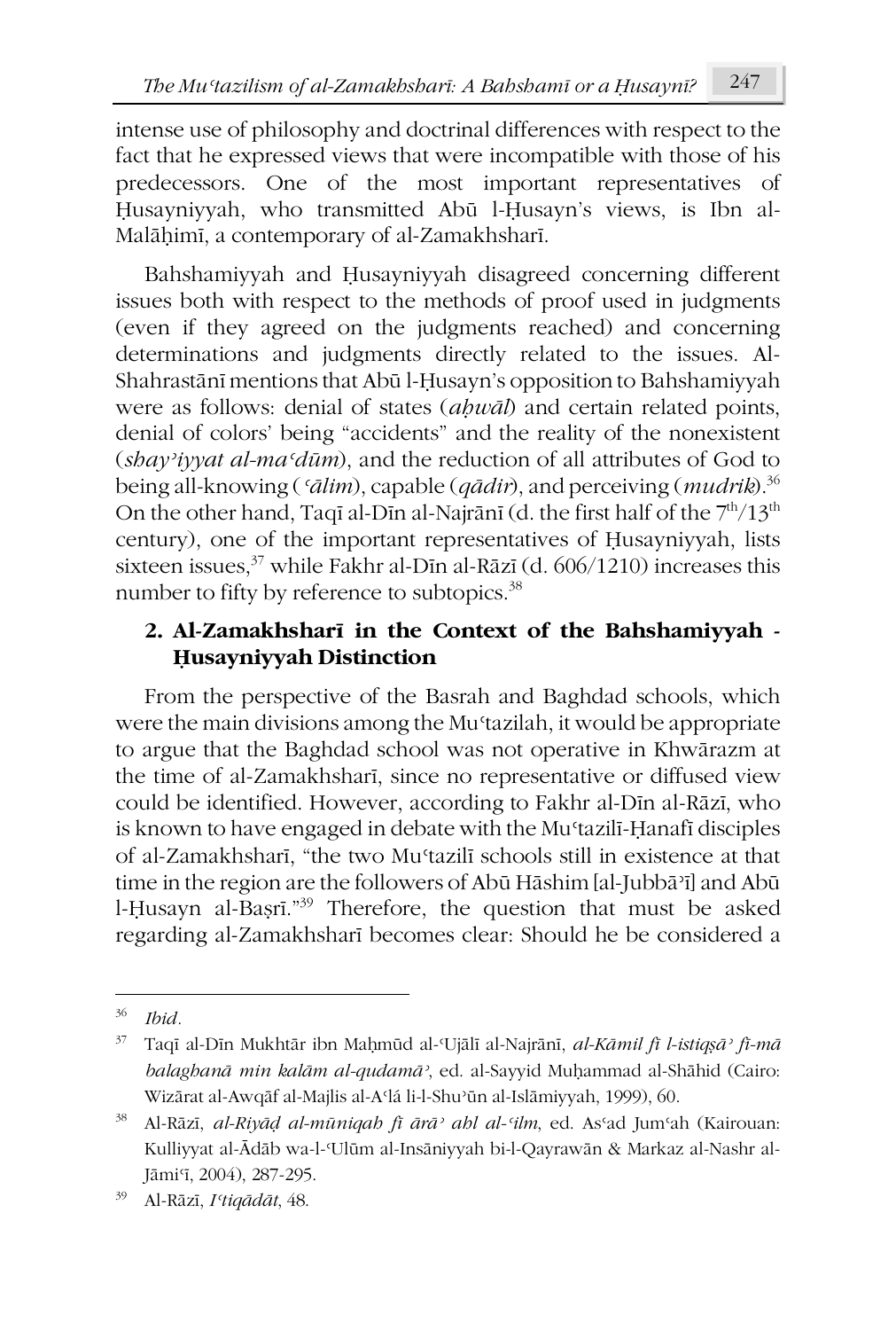intense use of philosophy and doctrinal differences with respect to the fact that he expressed views that were incompatible with those of his predecessors. One of the most important representatives of Ḥusayniyyah, who transmitted Abū l-Ḥusayn's views, is Ibn al-Malāḥimī, a contemporary of al-Zamakhsharī.

Bahshamiyyah and Ḥusayniyyah disagreed concerning different issues both with respect to the methods of proof used in judgments (even if they agreed on the judgments reached) and concerning determinations and judgments directly related to the issues. Al-Shahrastānī mentions that Abū l-Ḥusayn's opposition to Bahshamiyyah were as follows: denial of states (*aḥwāl*) and certain related points, denial of colors' being "accidents" and the reality of the nonexistent (*shayʾiyyat al-maʿdūm*), and the reduction of all attributes of God to being all-knowing (*ʿālim*), capable (*qādir*), and perceiving (*mudrik*).[36] On the other hand, Taqī al-Dīn al-Najrānī (d. the first half of the 7th/13th century), one of the important representatives of Ḥusayniyyah, lists sixteen issues,[37] while Fakhr al-Dīn al-Rāzī (d. 606/1210) increases this number to fifty by reference to subtopics.[38]

## 2. Al-Zamakhsharī in the Context of the Bahshamiyyah - Ḥusayniyyah Distinction

From the perspective of the Basrah and Baghdad schools, which were the main divisions among the Muʿtazilah, it would be appropriate to argue that the Baghdad school was not operative in Khwārazm at the time of al-Zamakhsharī, since no representative or diffused view could be identified. However, according to Fakhr al-Dīn al-Rāzī, who is known to have engaged in debate with the Muʿtazilī-Ḥanafī disciples of al-Zamakhsharī, "the two Muʿtazilī schools still in existence at that time in the region are the followers of Abū Hāshim [al-Jubbāʾī] and Abū l-Ḥusayn al-Baṣrī."[39] Therefore, the question that must be asked regarding al-Zamakhsharī becomes clear: Should he be considered a

---

[36] *Ibid*.

[37] Taqī al-Dīn Mukhtār ibn Maḥmūd al-ʿUjālī al-Najrānī, *al-Kāmil fī l-istiqṣāʾ fī-mā balaghanā min kalām al-qudamāʾ*, ed. al-Sayyid Muḥammad al-Shāhid (Cairo: Wizārat al-Awqāf al-Majlis al-Aʿlá li-l-Shuʾūn al-Islāmiyyah, 1999), 60.

[38] Al-Rāzī, *al-Riyāḍ al-mūniqah fī ārāʾ ahl al-ʿilm*, ed. Asʿad Jumʿah (Kairouan: Kulliyyat al-Ādāb wa-l-ʿUlūm al-Insāniyyah bi-l-Qayrawān & Markaz al-Nashr al-Jāmiʿī, 2004), 287-295.

[39] Al-Rāzī, *Iʿtiqādāt*, 48.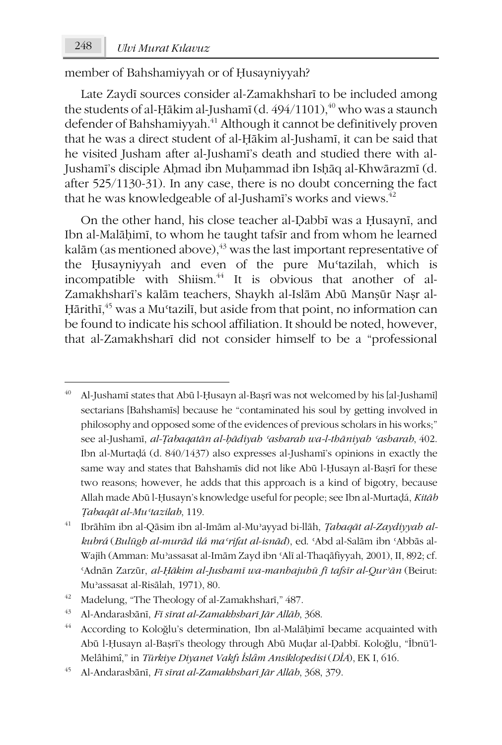member of Bahshamiyyah or of Ḥusayniyyah?

Late Zaydī sources consider al-Zamakhsharī to be included among the students of al-Ḥākim al-Jushamī (d. 494/1101),[40] who was a staunch defender of Bahshamiyyah.[41] Although it cannot be definitively proven that he was a direct student of al-Ḥākim al-Jushamī, it can be said that he visited Jusham after al-Jushamī's death and studied there with al-Jushamī's disciple Aḥmad ibn Muḥammad ibn Isḥāq al-Khwārazmī (d. after 525/1130-31). In any case, there is no doubt concerning the fact that he was knowledgeable of al-Jushamī's works and views.[42]

On the other hand, his close teacher al-Ḍabbī was a Ḥusaynī, and Ibn al-Malāḥimī, to whom he taught tafsīr and from whom he learned kalām (as mentioned above),[43] was the last important representative of the Ḥusayniyyah and even of the pure Muʿtazilah, which is incompatible with Shiism.[44] It is obvious that another of al-Zamakhsharī's kalām teachers, Shaykh al-Islām Abū Manṣūr Naṣr al-Ḥārithī,[45] was a Muʿtazilī, but aside from that point, no information can be found to indicate his school affiliation. It should be noted, however, that al-Zamakhsharī did not consider himself to be a "professional

---

[40] Al-Jushamī states that Abū l-Ḥusayn al-Baṣrī was not welcomed by his [al-Jushamī] sectarians [Bahshamīs] because he "contaminated his soul by getting involved in philosophy and opposed some of the evidences of previous scholars in his works;" see al-Jushamī, *al-Ṭabaqatān al-ḥādiyah ʿasharah wa-l-thāniyah ʿasharah*, 402. Ibn al-Murtaḍá (d. 840/1437) also expresses al-Jushamī's opinions in exactly the same way and states that Bahshamīs did not like Abū l-Ḥusayn al-Baṣrī for these two reasons; however, he adds that this approach is a kind of bigotry, because Allah made Abū l-Ḥusayn's knowledge useful for people; see Ibn al-Murtaḍá, *Kitāb Ṭabaqāt al-Muʿtazilah*, 119.

[41] Ibrāhīm ibn al-Qāsim ibn al-Imām al-Muʾayyad bi-llāh, *Ṭabaqāt al-Zaydiyyah al-kubrá* (*Bulūgh al-murād ilá maʿrifat al-isnād*), ed. ʿAbd al-Salām ibn ʿAbbās al-Wajīh (Amman: Muʾassasat al-Imām Zayd ibn ʿAlī al-Thaqāfiyyah, 2001), II, 892; cf. ʿAdnān Zarzūr, *al-Ḥākim al-Jushamī wa-manhajuhū fī tafsīr al-Qurʾān* (Beirut: Muʾassasat al-Risālah, 1971), 80.

[42] Madelung, "The Theology of al-Zamakhsharī," 487.

[43] Al-Andarasbānī, *Fī sīrat al-Zamakhsharī Jār Allāh*, 368.

[44] According to Koloğlu's determination, Ibn al-Malāḥimī became acquainted with Abū l-Ḥusayn al-Baṣrī's theology through Abū Muḍar al-Ḍabbī. Koloğlu, "İbnü'l-Melâhimî," in *Türkiye Diyanet Vakfı İslâm Ansiklopedisi* (*DİA*), EK I, 616.

[45] Al-Andarasbānī, *Fī sīrat al-Zamakhsharī Jār Allāh*, 368, 379.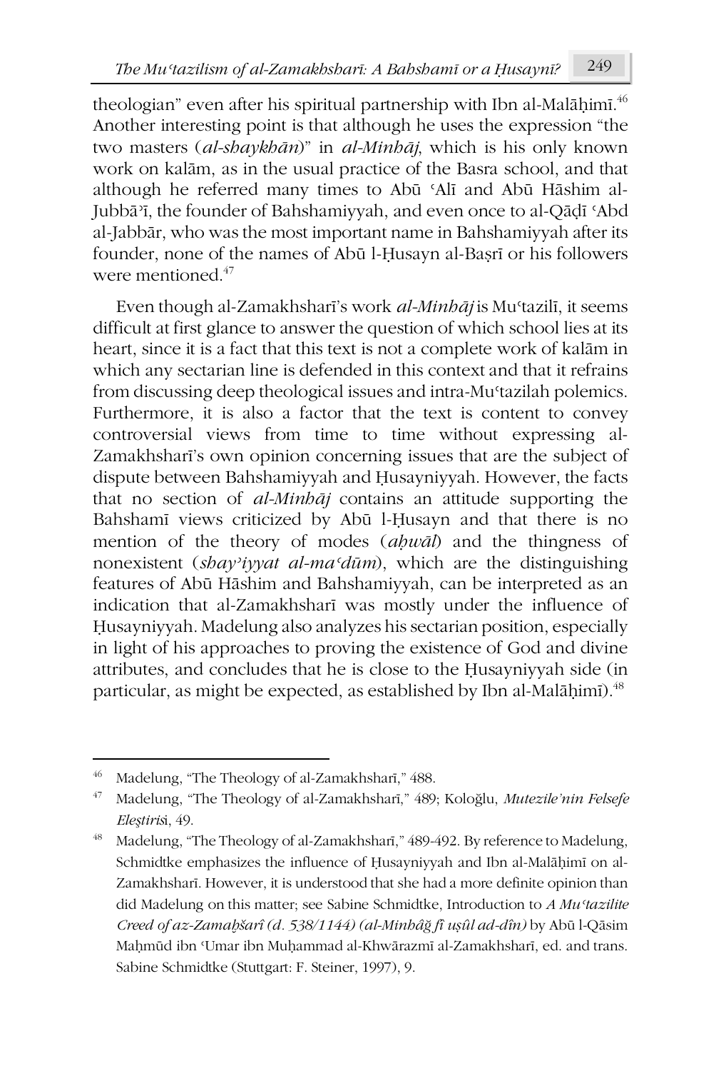theologian" even after his spiritual partnership with Ibn al-Malāḥimī.[46] Another interesting point is that although he uses the expression "the two masters (*al-shaykhān*)" in *al-Minhāj*, which is his only known work on kalām, as in the usual practice of the Basra school, and that although he referred many times to Abū ʿAlī and Abū Hāshim al-Jubbāʾī, the founder of Bahshamiyyah, and even once to al-Qāḍī ʿAbd al-Jabbār, who was the most important name in Bahshamiyyah after its founder, none of the names of Abū l-Ḥusayn al-Baṣrī or his followers were mentioned.[47]

Even though al-Zamakhsharī's work *al-Minhāj* is Muʿtazilī, it seems difficult at first glance to answer the question of which school lies at its heart, since it is a fact that this text is not a complete work of kalām in which any sectarian line is defended in this context and that it refrains from discussing deep theological issues and intra-Muʿtazilah polemics. Furthermore, it is also a factor that the text is content to convey controversial views from time to time without expressing al-Zamakhsharī's own opinion concerning issues that are the subject of dispute between Bahshamiyyah and Ḥusayniyyah. However, the facts that no section of *al-Minhāj* contains an attitude supporting the Bahshamī views criticized by Abū l-Ḥusayn and that there is no mention of the theory of modes (*aḥwāl*) and the thingness of nonexistent (*shayʾiyyat al-maʿdūm*), which are the distinguishing features of Abū Hāshim and Bahshamiyyah, can be interpreted as an indication that al-Zamakhsharī was mostly under the influence of Ḥusayniyyah. Madelung also analyzes his sectarian position, especially in light of his approaches to proving the existence of God and divine attributes, and concludes that he is close to the Ḥusayniyyah side (in particular, as might be expected, as established by Ibn al-Malāḥimī).[48]

---

[46] Madelung, "The Theology of al-Zamakhsharī," 488.

[47] Madelung, "The Theology of al-Zamakhsharī," 489; Koloğlu, *Mutezile'nin Felsefe Eleştiris*i, 49.

[48] Madelung, "The Theology of al-Zamakhsharī," 489-492. By reference to Madelung, Schmidtke emphasizes the influence of Ḥusayniyyah and Ibn al-Malāḥimī on al-Zamakhsharī. However, it is understood that she had a more definite opinion than did Madelung on this matter; see Sabine Schmidtke, Introduction to *A Muʿtazilite Creed of az-Zamaḫšarî (d. 538/1144) (al-Minhâǧ fî uṣûl ad-dîn)* by Abū l-Qāsim Maḥmūd ibn ʿUmar ibn Muḥammad al-Khwārazmī al-Zamakhsharī, ed. and trans. Sabine Schmidtke (Stuttgart: F. Steiner, 1997), 9.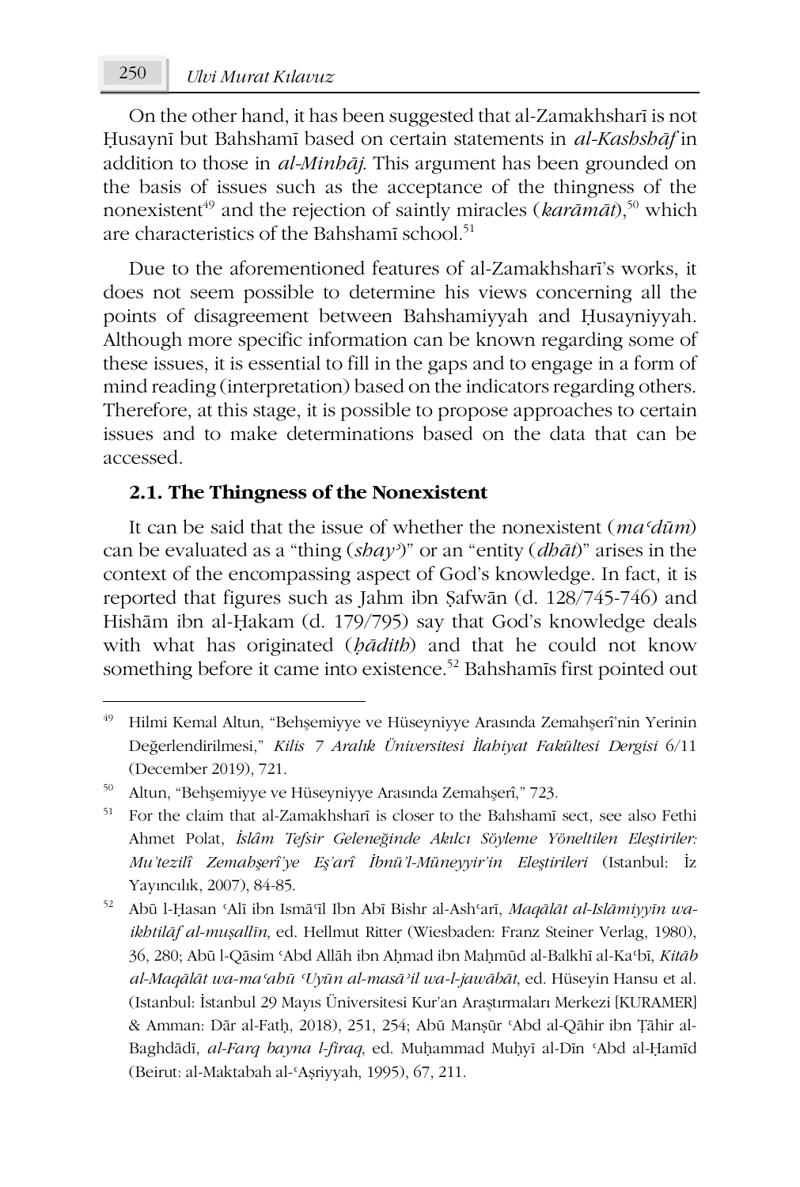On the other hand, it has been suggested that al-Zamakhsharī is not Ḥusaynī but Bahshamī based on certain statements in *al-Kashshāf* in addition to those in *al-Minhāj*. This argument has been grounded on the basis of issues such as the acceptance of the thingness of the nonexistent[49] and the rejection of saintly miracles (*karāmāt*),[50] which are characteristics of the Bahshamī school.[51]

Due to the aforementioned features of al-Zamakhsharī's works, it does not seem possible to determine his views concerning all the points of disagreement between Bahshamiyyah and Ḥusayniyyah. Although more specific information can be known regarding some of these issues, it is essential to fill in the gaps and to engage in a form of mind reading (interpretation) based on the indicators regarding others. Therefore, at this stage, it is possible to propose approaches to certain issues and to make determinations based on the data that can be accessed.

### 2.1. The Thingness of the Nonexistent

It can be said that the issue of whether the nonexistent (*maʿdūm*) can be evaluated as a "thing (*shayʾ*)" or an "entity (*dhāt*)" arises in the context of the encompassing aspect of God's knowledge. In fact, it is reported that figures such as Jahm ibn Ṣafwān (d. 128/745-746) and Hishām ibn al-Ḥakam (d. 179/795) say that God's knowledge deals with what has originated (*ḥādith*) and that he could not know something before it came into existence.[52] Bahshamīs first pointed out

---

[49] Hilmi Kemal Altun, "Behşemiyye ve Hüseyniyye Arasında Zemahşerî'nin Yerinin Değerlendirilmesi," *Kilis 7 Aralık Üniversitesi İlahiyat Fakültesi Dergisi* 6/11 (December 2019), 721.

[50] Altun, "Behşemiyye ve Hüseyniyye Arasında Zemahşerî," 723.

[51] For the claim that al-Zamakhsharī is closer to the Bahshamī sect, see also Fethi Ahmet Polat, *İslâm Tefsir Geleneğinde Akılcı Söyleme Yöneltilen Eleştiriler: Mu'tezilî Zemahşerî'ye Eş'arî İbnü'l-Müneyyir'in Eleştirileri* (Istanbul: İz Yayıncılık, 2007), 84-85.

[52] Abū l-Ḥasan ʿAlī ibn Ismāʿīl Ibn Abī Bishr al-Ashʿarī, *Maqālāt al-Islāmiyyīn wa-ikhtilāf al-muṣallīn*, ed. Hellmut Ritter (Wiesbaden: Franz Steiner Verlag, 1980), 36, 280; Abū l-Qāsim ʿAbd Allāh ibn Aḥmad ibn Maḥmūd al-Balkhī al-Kaʿbī, *Kitāb al-Maqālāt wa-maʿahū ʿUyūn al-masāʾil wa-l-jawābāt*, ed. Hüseyin Hansu et al. (Istanbul: İstanbul 29 Mayıs Üniversitesi Kur'an Araştırmaları Merkezi [KURAMER] & Amman: Dār al-Fatḥ, 2018), 251, 254; Abū Manṣūr ʿAbd al-Qāhir ibn Ṭāhir al-Baghdādī, *al-Farq bayna l-firaq*, ed. Muḥammad Muḥyī al-Dīn ʿAbd al-Ḥamīd (Beirut: al-Maktabah al-ʿAṣriyyah, 1995), 67, 211.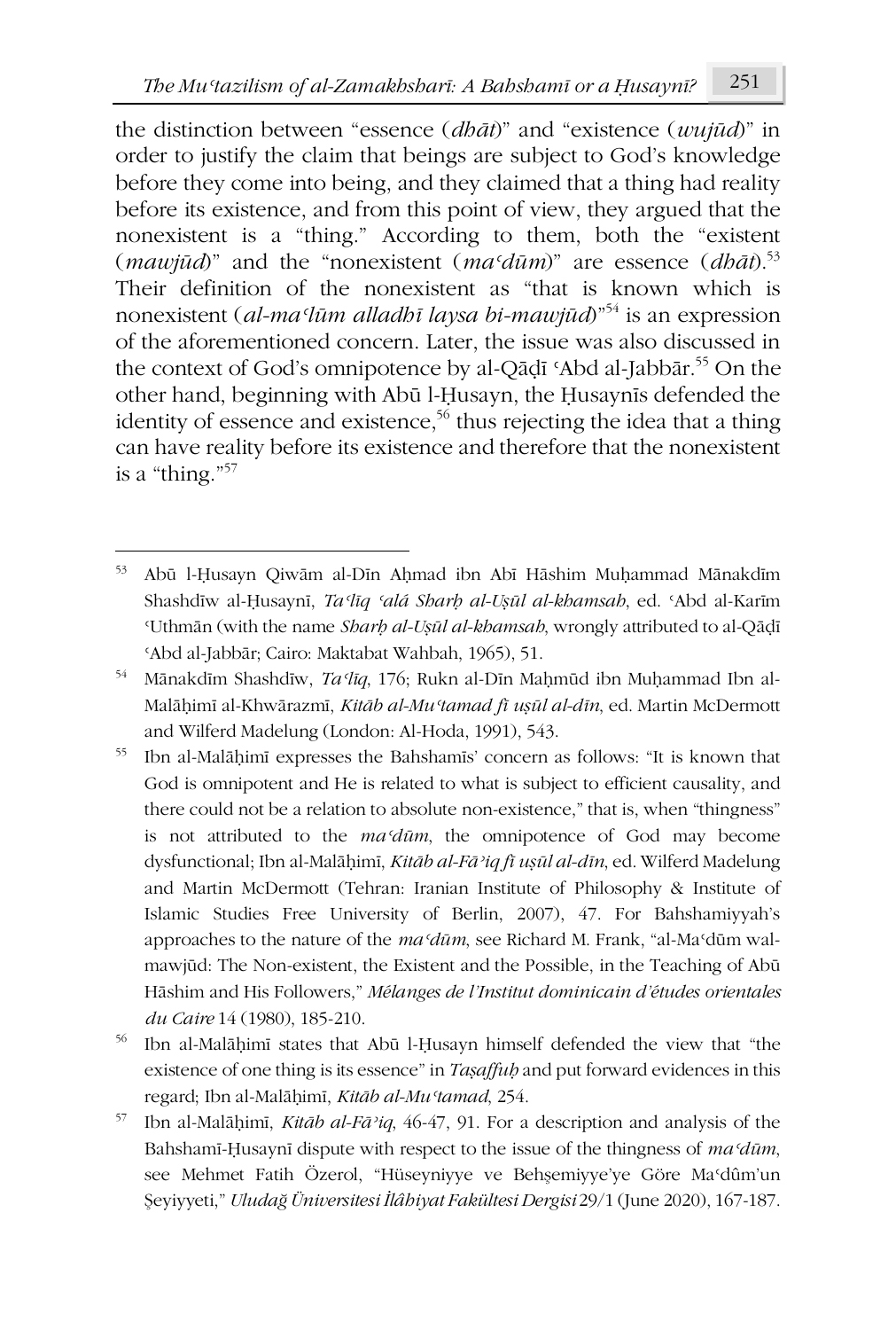the distinction between "essence (*dhāt*)" and "existence (*wujūd*)" in order to justify the claim that beings are subject to God's knowledge before they come into being, and they claimed that a thing had reality before its existence, and from this point of view, they argued that the nonexistent is a "thing." According to them, both the "existent (*mawjūd*)" and the "nonexistent (*maʿdūm*)" are essence (*dhāt*).[53] Their definition of the nonexistent as "that is known which is nonexistent (*al-maʿlūm alladhī laysa bi-mawjūd*)"[54] is an expression of the aforementioned concern. Later, the issue was also discussed in the context of God's omnipotence by al-Qāḍī ʿAbd al-Jabbār.[55] On the other hand, beginning with Abū l-Ḥusayn, the Ḥusaynīs defended the identity of essence and existence,[56] thus rejecting the idea that a thing can have reality before its existence and therefore that the nonexistent is a "thing."[57]

---

[53] Abū l-Ḥusayn Qiwām al-Dīn Aḥmad ibn Abī Hāshim Muḥammad Mānakdīm Shashdīw al-Ḥusaynī, *Taʿlīq ʿalā Sharḥ al-Uṣūl al-khamsah*, ed. ʿAbd al-Karīm ʿUthmān (with the name *Sharḥ al-Uṣūl al-khamsah*, wrongly attributed to al-Qāḍī ʿAbd al-Jabbār; Cairo: Maktabat Wahbah, 1965), 51.

[54] Mānakdīm Shashdīw, *Taʿlīq*, 176; Rukn al-Dīn Maḥmūd ibn Muḥammad Ibn al-Malāḥimī al-Khwārazmī, *Kitāb al-Muʿtamad fī uṣūl al-dīn*, ed. Martin McDermott and Wilferd Madelung (London: Al-Hoda, 1991), 543.

[55] Ibn al-Malāḥimī expresses the Bahshamīs' concern as follows: "It is known that God is omnipotent and He is related to what is subject to efficient causality, and there could not be a relation to absolute non-existence," that is, when "thingness" is not attributed to the *maʿdūm*, the omnipotence of God may become dysfunctional; Ibn al-Malāḥimī, *Kitāb al-Fāʾiq fī uṣūl al-dīn*, ed. Wilferd Madelung and Martin McDermott (Tehran: Iranian Institute of Philosophy & Institute of Islamic Studies Free University of Berlin, 2007), 47. For Bahshamiyyah's approaches to the nature of the *maʿdūm*, see Richard M. Frank, "al-Maʿdūm wal-mawjūd: The Non-existent, the Existent and the Possible, in the Teaching of Abū Hāshim and His Followers," *Mélanges de l'Institut dominicain d'études orientales du Caire* 14 (1980), 185-210.

[56] Ibn al-Malāḥimī states that Abū l-Ḥusayn himself defended the view that "the existence of one thing is its essence" in *Taṣaffuḥ* and put forward evidences in this regard; Ibn al-Malāḥimī, *Kitāb al-Muʿtamad*, 254.

[57] Ibn al-Malāḥimī, *Kitāb al-Fāʾiq*, 46-47, 91. For a description and analysis of the Bahshamī-Ḥusaynī dispute with respect to the issue of the thingness of *maʿdūm*, see Mehmet Fatih Özerol, "Hüseyniyye ve Behşemiyye'ye Göre Maʿdûm'un Şeyiyyeti," *Uludağ Üniversitesi İlâhiyat Fakültesi Dergisi* 29/1 (June 2020), 167-187.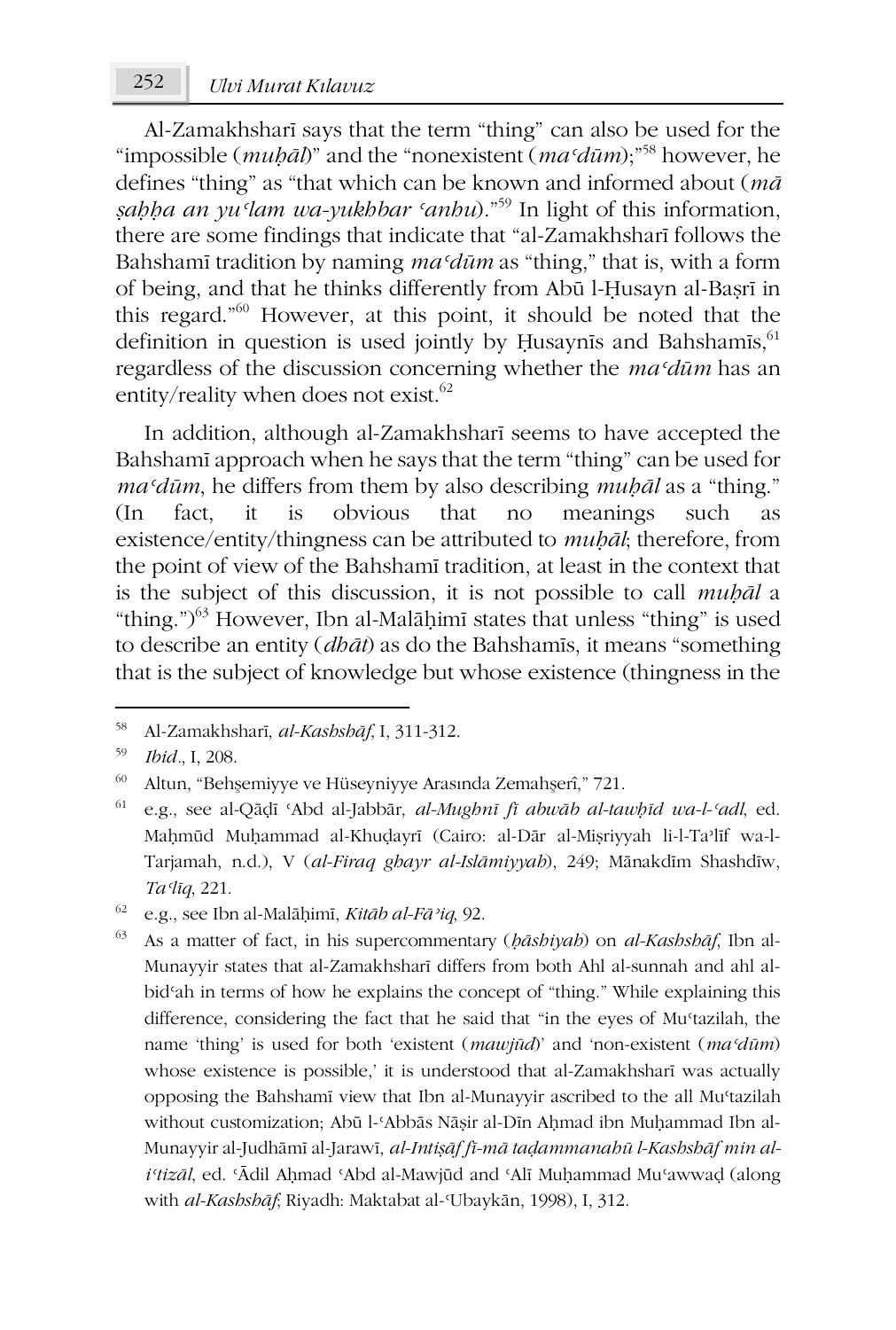Al-Zamakhsharī says that the term "thing" can also be used for the "impossible (*muḥāl*)" and the "nonexistent (*maʿdūm*);"[58] however, he defines "thing" as "that which can be known and informed about (*mā ṣaḥḥa an yuʿlam wa-yukhbar ʿanhu*)."[59] In light of this information, there are some findings that indicate that "al-Zamakhsharī follows the Bahshamī tradition by naming *maʿdūm* as "thing," that is, with a form of being, and that he thinks differently from Abū l-Ḥusayn al-Baṣrī in this regard."[60] However, at this point, it should be noted that the definition in question is used jointly by Ḥusaynīs and Bahshamīs,[61] regardless of the discussion concerning whether the *maʿdūm* has an entity/reality when does not exist.[62]

In addition, although al-Zamakhsharī seems to have accepted the Bahshamī approach when he says that the term "thing" can be used for *maʿdūm*, he differs from them by also describing *muḥāl* as a "thing." (In fact, it is obvious that no meanings such as existence/entity/thingness can be attributed to *muḥāl*; therefore, from the point of view of the Bahshamī tradition, at least in the context that is the subject of this discussion, it is not possible to call *muḥāl* a "thing.")[63] However, Ibn al-Malāḥimī states that unless "thing" is used to describe an entity (*dhāt*) as do the Bahshamīs, it means "something that is the subject of knowledge but whose existence (thingness in the

---

58 Al-Zamakhsharī, *al-Kashshāf*, I, 311-312.

59 *Ibid*., I, 208.

60 Altun, "Behşemiyye ve Hüseyniyye Arasında Zemahşerî," 721.

61 e.g., see al-Qāḍī ʿAbd al-Jabbār, *al-Mughnī fī abwāb al-tawḥīd wa-l-ʿadl*, ed. Maḥmūd Muḥammad al-Khuḍayrī (Cairo: al-Dār al-Miṣriyyah li-l-Taʾlīf wa-l-Tarjamah, n.d.), V (*al-Firaq ghayr al-Islāmiyyah*), 249; Mānakdīm Shashdīw, *Taʿlīq*, 221.

62 e.g., see Ibn al-Malāḥimī, *Kitāb al-Fāʾiq*, 92.

63 As a matter of fact, in his supercommentary (*ḥāshiyah*) on *al-Kashshāf*, Ibn al-Munayyir states that al-Zamakhsharī differs from both Ahl al-sunnah and ahl al-bidʿah in terms of how he explains the concept of "thing." While explaining this difference, considering the fact that he said that "in the eyes of Muʿtazilah, the name 'thing' is used for both 'existent (*mawjūd*)' and 'non-existent (*maʿdūm*) whose existence is possible,' it is understood that al-Zamakhsharī was actually opposing the Bahshamī view that Ibn al-Munayyir ascribed to the all Muʿtazilah without customization; Abū l-ʿAbbās Nāṣir al-Dīn Aḥmad ibn Muḥammad Ibn al-Munayyir al-Judhāmī al-Jarawī, *al-Intiṣāf fī-mā taḍammanahū l-Kashshāf min al-iʿtizāl*, ed. ʿĀdil Aḥmad ʿAbd al-Mawjūd and ʿAlī Muḥammad Muʿawwaḍ (along with *al-Kashshāf*; Riyadh: Maktabat al-ʿUbaykān, 1998), I, 312.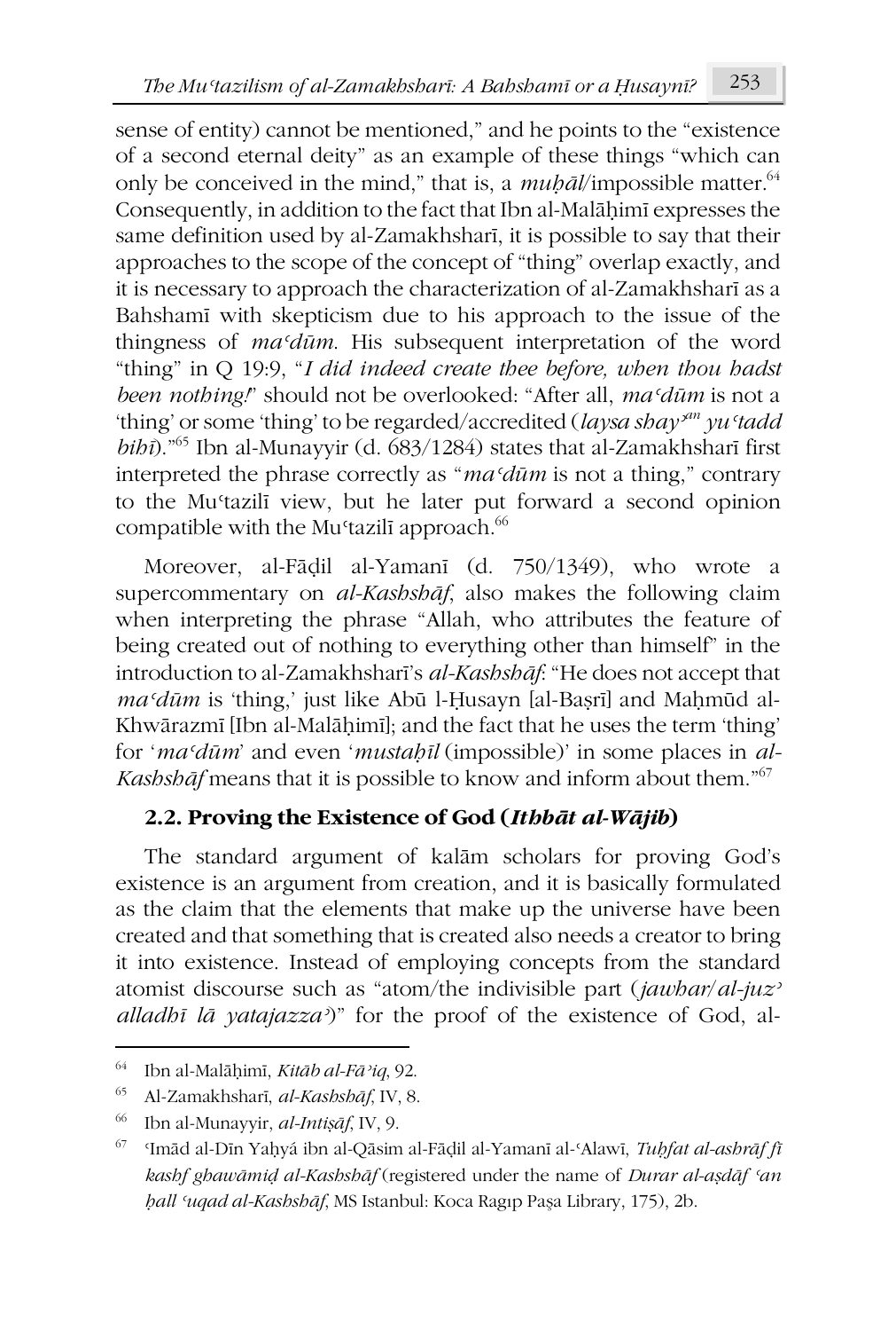sense of entity) cannot be mentioned," and he points to the "existence of a second eternal deity" as an example of these things "which can only be conceived in the mind," that is, a *muḥāl*/impossible matter.[64] Consequently, in addition to the fact that Ibn al-Malāḥimī expresses the same definition used by al-Zamakhsharī, it is possible to say that their approaches to the scope of the concept of "thing" overlap exactly, and it is necessary to approach the characterization of al-Zamakhsharī as a Bahshamī with skepticism due to his approach to the issue of the thingness of *maʿdūm*. His subsequent interpretation of the word "thing" in Q 19:9, "*I did indeed create thee before, when thou hadst been nothing!*" should not be overlooked: "After all, *maʿdūm* is not a 'thing' or some 'thing' to be regarded/accredited (*laysa shay*ʾ*an yuʿtadd bihī*)."[65] Ibn al-Munayyir (d. 683/1284) states that al-Zamakhsharī first interpreted the phrase correctly as "*maʿdūm* is not a thing," contrary to the Muʿtazilī view, but he later put forward a second opinion compatible with the Muʿtazilī approach.[66]

Moreover, al-Fāḍil al-Yamanī (d. 750/1349), who wrote a supercommentary on *al-Kashshāf*, also makes the following claim when interpreting the phrase "Allah, who attributes the feature of being created out of nothing to everything other than himself" in the introduction to al-Zamakhsharī's *al-Kashshāf*: "He does not accept that *maʿdūm* is 'thing,' just like Abū l-Ḥusayn [al-Baṣrī] and Maḥmūd al-Khwārazmī [Ibn al-Malāḥimī]; and the fact that he uses the term 'thing' for '*maʿdūm*' and even '*mustaḥīl* (impossible)' in some places in *al-Kashshāf* means that it is possible to know and inform about them."[67]

### 2.2. Proving the Existence of God (*Ithbāt al-Wājib*)

The standard argument of kalām scholars for proving God's existence is an argument from creation, and it is basically formulated as the claim that the elements that make up the universe have been created and that something that is created also needs a creator to bring it into existence. Instead of employing concepts from the standard atomist discourse such as "atom/the indivisible part (*jawhar*/*al-juzʾ alladhī lā yatajazzaʾ*)" for the proof of the existence of God, al-

---

[64] Ibn al-Malāḥimī, *Kitāb al-Fāʾiq*, 92.

[65] Al-Zamakhsharī, *al-Kashshāf*, IV, 8.

[66] Ibn al-Munayyir, *al-Intiṣāf*, IV, 9.

[67] ʿImād al-Dīn Yaḥyá ibn al-Qāsim al-Fāḍil al-Yamanī al-ʿAlawī, *Tuḥfat al-ashrāf fī kashf ghawāmiḍ al-Kashshāf* (registered under the name of *Durar al-aṣdāf ʿan ḥall ʿuqad al-Kashshāf*, MS Istanbul: Koca Ragıp Paşa Library, 175), 2b.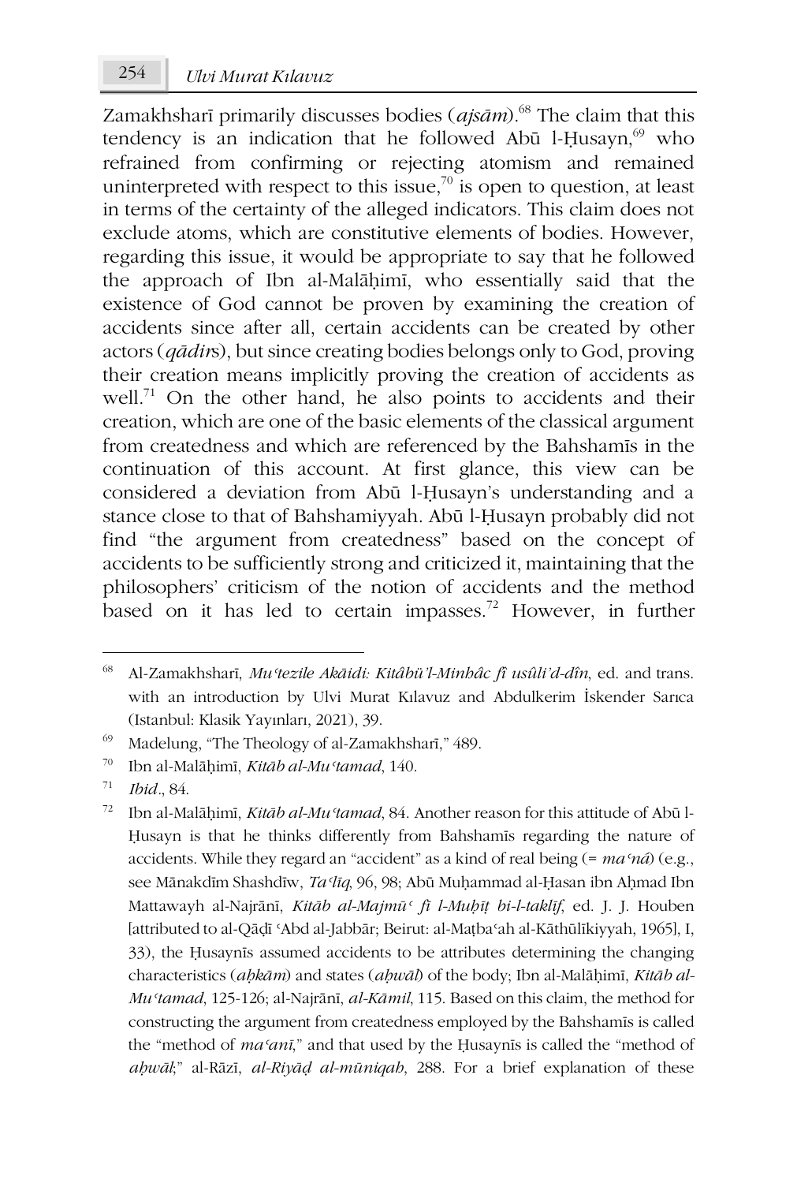Zamakhsharī primarily discusses bodies (*ajsām*).[68] The claim that this tendency is an indication that he followed Abū l-Ḥusayn,[69] who refrained from confirming or rejecting atomism and remained uninterpreted with respect to this issue,[70] is open to question, at least in terms of the certainty of the alleged indicators. This claim does not exclude atoms, which are constitutive elements of bodies. However, regarding this issue, it would be appropriate to say that he followed the approach of Ibn al-Malāḥimī, who essentially said that the existence of God cannot be proven by examining the creation of accidents since after all, certain accidents can be created by other actors (*qādir*s), but since creating bodies belongs only to God, proving their creation means implicitly proving the creation of accidents as well.[71] On the other hand, he also points to accidents and their creation, which are one of the basic elements of the classical argument from createdness and which are referenced by the Bahshamīs in the continuation of this account. At first glance, this view can be considered a deviation from Abū l-Ḥusayn's understanding and a stance close to that of Bahshamiyyah. Abū l-Ḥusayn probably did not find "the argument from createdness" based on the concept of accidents to be sufficiently strong and criticized it, maintaining that the philosophers' criticism of the notion of accidents and the method based on it has led to certain impasses.[72] However, in further

---

[68] Al-Zamakhsharī, *Muʿtezile Akāidi: Kitâbü'l-Minhâc fî usûli'd-dîn*, ed. and trans. with an introduction by Ulvi Murat Kılavuz and Abdulkerim İskender Sarıca (Istanbul: Klasik Yayınları, 2021), 39.

[69] Madelung, "The Theology of al-Zamakhsharī," 489.

[70] Ibn al-Malāḥimī, *Kitāb al-Muʿtamad*, 140.

[71] *Ibid*., 84.

[72] Ibn al-Malāḥimī, *Kitāb al-Muʿtamad*, 84. Another reason for this attitude of Abū l-Ḥusayn is that he thinks differently from Bahshamīs regarding the nature of accidents. While they regard an "accident" as a kind of real being (= *maʿnā*) (e.g., see Mānakdīm Shashdīw, *Taʿlīq*, 96, 98; Abū Muḥammad al-Ḥasan ibn Aḥmad Ibn Mattawayh al-Najrānī, *Kitāb al-Majmūʿ fī l-Muḥīṭ bi-l-taklīf*, ed. J. J. Houben [attributed to al-Qāḍī ʿAbd al-Jabbār; Beirut: al-Maṭbaʿah al-Kāthūlīkiyyah, 1965], I, 33), the Ḥusaynīs assumed accidents to be attributes determining the changing characteristics (*aḥkām*) and states (*aḥwāl*) of the body; Ibn al-Malāḥimī, *Kitāb al-Muʿtamad*, 125-126; al-Najrānī, *al-Kāmil*, 115. Based on this claim, the method for constructing the argument from createdness employed by the Bahshamīs is called the "method of *maʿanī*," and that used by the Ḥusaynīs is called the "method of *aḥwāl*;" al-Rāzī, *al-Riyāḍ al-mūniqah*, 288. For a brief explanation of these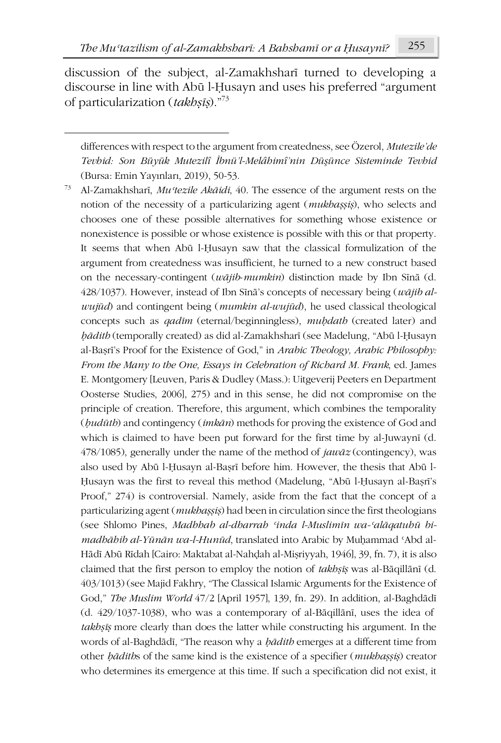discussion of the subject, al-Zamakhsharī turned to developing a discourse in line with Abū l-Ḥusayn and uses his preferred "argument of particularization (*takhṣīṣ*)."[73]

---

differences with respect to the argument from createdness, see Özerol, *Mutezile'de Tevhid: Son Büyük Mutezilî İbnü'l-Melâhimî'nin Düşünce Sisteminde Tevhid* (Bursa: Emin Yayınları, 2019), 50-53.

[73] Al-Zamakhsharī, *Muʿtezile Akāidi*, 40. The essence of the argument rests on the notion of the necessity of a particularizing agent (*mukhaṣṣiṣ*), who selects and chooses one of these possible alternatives for something whose existence or nonexistence is possible or whose existence is possible with this or that property. It seems that when Abū l-Ḥusayn saw that the classical formulization of the argument from createdness was insufficient, he turned to a new construct based on the necessary-contingent (*wājib-mumkin*) distinction made by Ibn Sīnā (d. 428/1037). However, instead of Ibn Sīnā's concepts of necessary being (*wājib al-wujūd*) and contingent being (*mumkin al-wujūd*), he used classical theological concepts such as *qadīm* (eternal/beginningless), *muḥdath* (created later) and *ḥādith* (temporally created) as did al-Zamakhsharī (see Madelung, "Abū l-Ḥusayn al-Baṣrī's Proof for the Existence of God," in *Arabic Theology, Arabic Philosophy: From the Many to the One, Essays in Celebration of Richard M. Frank*, ed. James E. Montgomery [Leuven, Paris & Dudley (Mass.): Uitgeverij Peeters en Department Oosterse Studies, 2006], 275) and in this sense, he did not compromise on the principle of creation. Therefore, this argument, which combines the temporality (*ḥudūth*) and contingency (*imkān*) methods for proving the existence of God and which is claimed to have been put forward for the first time by al-Juwaynī (d. 478/1085), generally under the name of the method of *jawāz* (contingency), was also used by Abū l-Ḥusayn al-Baṣrī before him. However, the thesis that Abū l-Ḥusayn was the first to reveal this method (Madelung, "Abū l-Ḥusayn al-Baṣrī's Proof," 274) is controversial. Namely, aside from the fact that the concept of a particularizing agent (*mukhaṣṣiṣ*) had been in circulation since the first theologians (see Shlomo Pines, *Madhhab al-dharrah ʿinda l-Muslimīn wa-ʿalāqatuhū bi-madhāhib al-Yūnān wa-l-Hunūd*, translated into Arabic by Muḥammad ʿAbd al-Hādī Abū Rīdah [Cairo: Maktabat al-Nahḍah al-Miṣriyyah, 1946], 39, fn. 7), it is also claimed that the first person to employ the notion of *takhṣīṣ* was al-Bāqillānī (d. 403/1013) (see Majid Fakhry, "The Classical Islamic Arguments for the Existence of God," *The Muslim World* 47/2 [April 1957], 139, fn. 29). In addition, al-Baghdādī (d. 429/1037-1038), who was a contemporary of al-Bāqillānī, uses the idea of *takhṣīṣ* more clearly than does the latter while constructing his argument. In the words of al-Baghdādī, "The reason why a *ḥādith* emerges at a different time from other *ḥādith*s of the same kind is the existence of a specifier (*mukhaṣṣiṣ*) creator who determines its emergence at this time. If such a specification did not exist, it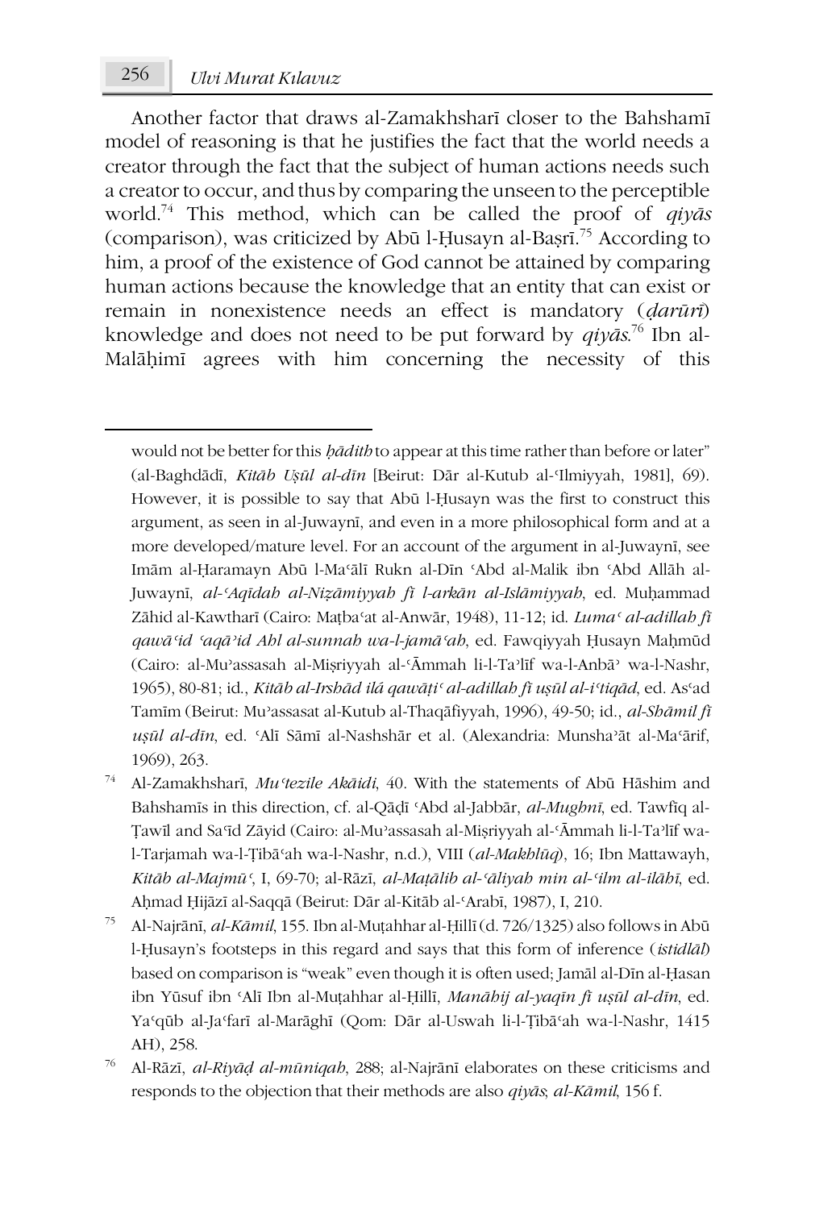Another factor that draws al-Zamakhsharī closer to the Bahshamī model of reasoning is that he justifies the fact that the world needs a creator through the fact that the subject of human actions needs such a creator to occur, and thus by comparing the unseen to the perceptible world.[74] This method, which can be called the proof of *qiyās* (comparison), was criticized by Abū l-Ḥusayn al-Baṣrī.[75] According to him, a proof of the existence of God cannot be attained by comparing human actions because the knowledge that an entity that can exist or remain in nonexistence needs an effect is mandatory (*ḍarūrī*) knowledge and does not need to be put forward by *qiyās*.[76] Ibn al-Malāḥimī agrees with him concerning the necessity of this

---

would not be better for this *ḥādith* to appear at this time rather than before or later" (al-Baghdādī, *Kitāb Uṣūl al-dīn* [Beirut: Dār al-Kutub al-ʿIlmiyyah, 1981], 69). However, it is possible to say that Abū l-Ḥusayn was the first to construct this argument, as seen in al-Juwaynī, and even in a more philosophical form and at a more developed/mature level. For an account of the argument in al-Juwaynī, see Imām al-Ḥaramayn Abū l-Maʿālī Rukn al-Dīn ʿAbd al-Malik ibn ʿAbd Allāh al-Juwaynī, *al-ʿAqīdah al-Niẓāmiyyah fī l-arkān al-Islāmiyyah*, ed. Muḥammad Zāhid al-Kawtharī (Cairo: Maṭbaʿat al-Anwār, 1948), 11-12; id. *Lumaʿ al-adillah fī qawāʿid ʿaqāʾid Ahl al-sunnah wa-l-jamāʿah*, ed. Fawqiyyah Ḥusayn Maḥmūd (Cairo: al-Muʾassasah al-Miṣriyyah al-ʿĀmmah li-l-Taʾlīf wa-l-Anbāʾ wa-l-Nashr, 1965), 80-81; id., *Kitāb al-Irshād ilá qawāṭiʿ al-adillah fī uṣūl al-iʿtiqād*, ed. Asʿad Tamīm (Beirut: Muʾassasat al-Kutub al-Thaqāfiyyah, 1996), 49-50; id., *al-Shāmil fī uṣūl al-dīn*, ed. ʿAlī Sāmī al-Nashshār et al. (Alexandria: Manshaʾāt al-Maʿārif, 1969), 263.

[74] Al-Zamakhsharī, *Muʿtezile Akāidi*, 40. With the statements of Abū Hāshim and Bahshamīs in this direction, cf. al-Qāḍī ʿAbd al-Jabbār, *al-Mughnī*, ed. Tawfīq al-Ṭawīl and Saʿīd Zāyid (Cairo: al-Muʾassasah al-Miṣriyyah al-ʿĀmmah li-l-Taʾlīf wa-l-Tarjamah wa-l-Ṭibāʿah wa-l-Nashr, n.d.), VIII (*al-Makhlūq*), 16; Ibn Mattawayh, *Kitāb al-Majmūʿ*, I, 69-70; al-Rāzī, *al-Maṭālib al-ʿāliyah min al-ʿilm al-ilāhī*, ed. Aḥmad Ḥijāzī al-Saqqā (Beirut: Dār al-Kitāb al-ʿArabī, 1987), I, 210.

[75] Al-Najrānī, *al-Kāmil*, 155. Ibn al-Muṭahhar al-Ḥillī (d. 726/1325) also follows in Abū l-Ḥusayn's footsteps in this regard and says that this form of inference (*istidlāl*) based on comparison is "weak" even though it is often used; Jamāl al-Dīn al-Ḥasan ibn Yūsuf ibn ʿAlī Ibn al-Muṭahhar al-Ḥillī, *Manāhij al-yaqīn fī uṣūl al-dīn*, ed. Yaʿqūb al-Jaʿfarī al-Marāghī (Qom: Dār al-Uswah li-l-Ṭibāʿah wa-l-Nashr, 1415 AH), 258.

[76] Al-Rāzī, *al-Riyāḍ al-mūniqah*, 288; al-Najrānī elaborates on these criticisms and responds to the objection that their methods are also *qiyās*; *al-Kāmil*, 156 f.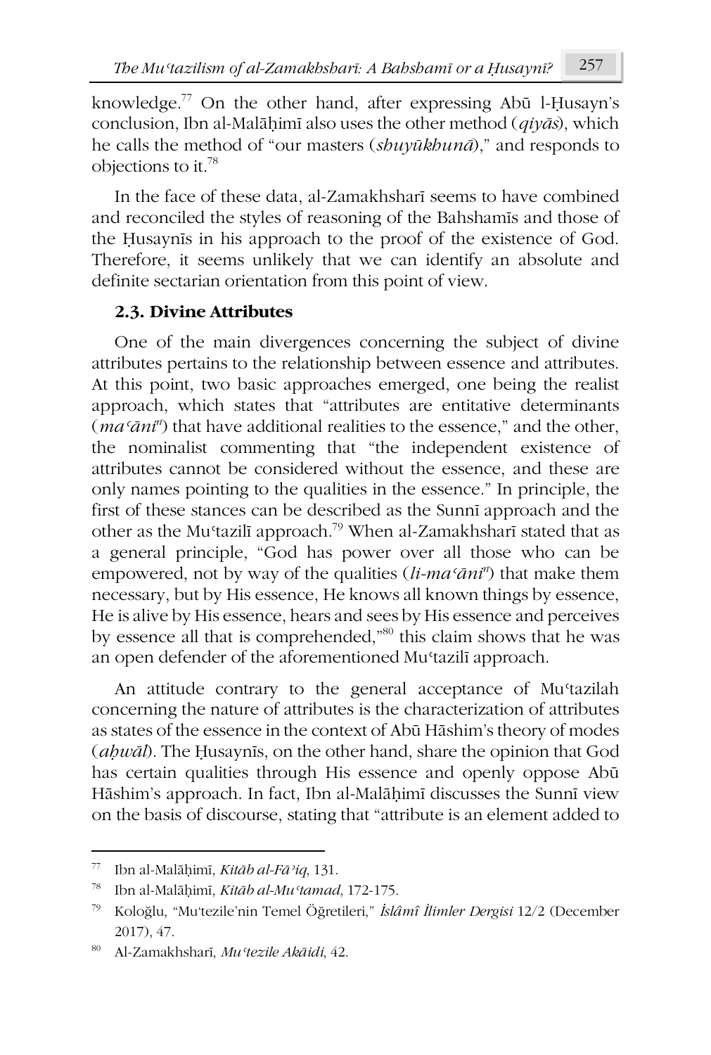knowledge.[77] On the other hand, after expressing Abū l-Ḥusayn's conclusion, Ibn al-Malāḥimī also uses the other method (*qiyās*), which he calls the method of "our masters (*shuyūkhunā*)," and responds to objections to it.[78]

In the face of these data, al-Zamakhsharī seems to have combined and reconciled the styles of reasoning of the Bahshamīs and those of the Ḥusaynīs in his approach to the proof of the existence of God. Therefore, it seems unlikely that we can identify an absolute and definite sectarian orientation from this point of view.

### 2.3. Divine Attributes

One of the main divergences concerning the subject of divine attributes pertains to the relationship between essence and attributes. At this point, two basic approaches emerged, one being the realist approach, which states that "attributes are entitative determinants (*maʿānin*) that have additional realities to the essence," and the other, the nominalist commenting that "the independent existence of attributes cannot be considered without the essence, and these are only names pointing to the qualities in the essence." In principle, the first of these stances can be described as the Sunnī approach and the other as the Muʿtazilī approach.[79] When al-Zamakhsharī stated that as a general principle, "God has power over all those who can be empowered, not by way of the qualities (*li-maʿānin*) that make them necessary, but by His essence, He knows all known things by essence, He is alive by His essence, hears and sees by His essence and perceives by essence all that is comprehended,"[80] this claim shows that he was an open defender of the aforementioned Muʿtazilī approach.

An attitude contrary to the general acceptance of Muʿtazilah concerning the nature of attributes is the characterization of attributes as states of the essence in the context of Abū Hāshim's theory of modes (*aḥwāl*). The Ḥusaynīs, on the other hand, share the opinion that God has certain qualities through His essence and openly oppose Abū Hāshim's approach. In fact, Ibn al-Malāḥimī discusses the Sunnī view on the basis of discourse, stating that "attribute is an element added to

---

[77] Ibn al-Malāḥimī, *Kitāb al-Fāʾiq*, 131.

[78] Ibn al-Malāḥimī, *Kitāb al-Muʿtamad*, 172-175.

[79] Koloğlu, "Mu'tezile'nin Temel Öğretileri," *İslâmî İlimler Dergisi* 12/2 (December 2017), 47.

[80] Al-Zamakhsharī, *Muʿtezile Akāidi*, 42.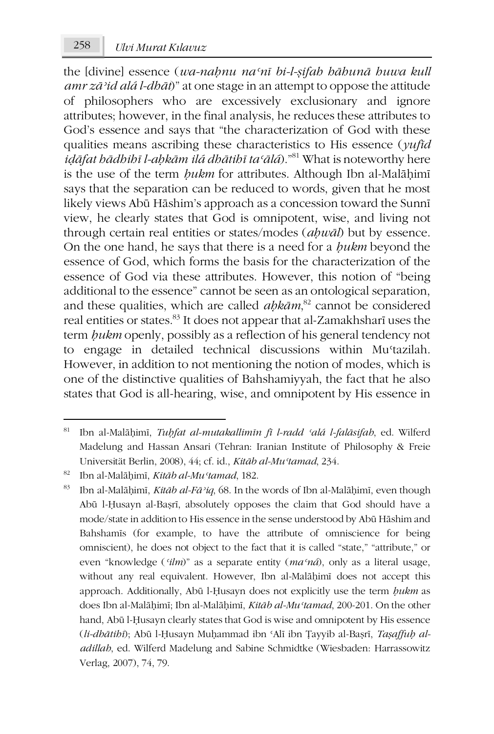the [divine] essence (*wa-naḥnu naʿnī bi-l-ṣifah hāhunā huwa kull amr zāʾid alá l-dhāt*)" at one stage in an attempt to oppose the attitude of philosophers who are excessively exclusionary and ignore attributes; however, in the final analysis, he reduces these attributes to God's essence and says that "the characterization of God with these qualities means ascribing these characteristics to His essence (*yufīd iḍāfat hādhihī l-aḥkām ilá dhātihī taʿālá*)."[81] What is noteworthy here is the use of the term *ḥukm* for attributes. Although Ibn al-Malāḥimī says that the separation can be reduced to words, given that he most likely views Abū Hāshim's approach as a concession toward the Sunnī view, he clearly states that God is omnipotent, wise, and living not through certain real entities or states/modes (*aḥwāl*) but by essence. On the one hand, he says that there is a need for a *ḥukm* beyond the essence of God, which forms the basis for the characterization of the essence of God via these attributes. However, this notion of "being additional to the essence" cannot be seen as an ontological separation, and these qualities, which are called *aḥkām*,[82] cannot be considered real entities or states.[83] It does not appear that al-Zamakhsharī uses the term *ḥukm* openly, possibly as a reflection of his general tendency not to engage in detailed technical discussions within Muʿtazilah. However, in addition to not mentioning the notion of modes, which is one of the distinctive qualities of Bahshamiyyah, the fact that he also states that God is all-hearing, wise, and omnipotent by His essence in

---

[81] Ibn al-Malāḥimī, *Tuḥfat al-mutakallimīn fī l-radd ʿalá l-falāsifah*, ed. Wilferd Madelung and Hassan Ansari (Tehran: Iranian Institute of Philosophy & Freie Universität Berlin, 2008), 44; cf. id., *Kitāb al-Muʿtamad*, 234.

[82] Ibn al-Malāḥimī, *Kitāb al-Muʿtamad*, 182.

[83] Ibn al-Malāḥimī, *Kitāb al-Fāʾiq*, 68. In the words of Ibn al-Malāḥimī, even though Abū l-Ḥusayn al-Baṣrī, absolutely opposes the claim that God should have a mode/state in addition to His essence in the sense understood by Abū Hāshim and Bahshamīs (for example, to have the attribute of omniscience for being omniscient), he does not object to the fact that it is called "state," "attribute," or even "knowledge (*ʿilm*)" as a separate entity (*maʿná*), only as a literal usage, without any real equivalent. However, Ibn al-Malāḥimī does not accept this approach. Additionally, Abū l-Ḥusayn does not explicitly use the term *ḥukm* as does Ibn al-Malāḥimī; Ibn al-Malāḥimī, *Kitāb al-Muʿtamad*, 200-201. On the other hand, Abū l-Ḥusayn clearly states that God is wise and omnipotent by His essence (*li-dhātihī*); Abū l-Ḥusayn Muḥammad ibn ʿAlī ibn Ṭayyib al-Baṣrī, *Taṣaffuḥ al-adillah*, ed. Wilferd Madelung and Sabine Schmidtke (Wiesbaden: Harrassowitz Verlag, 2007), 74, 79.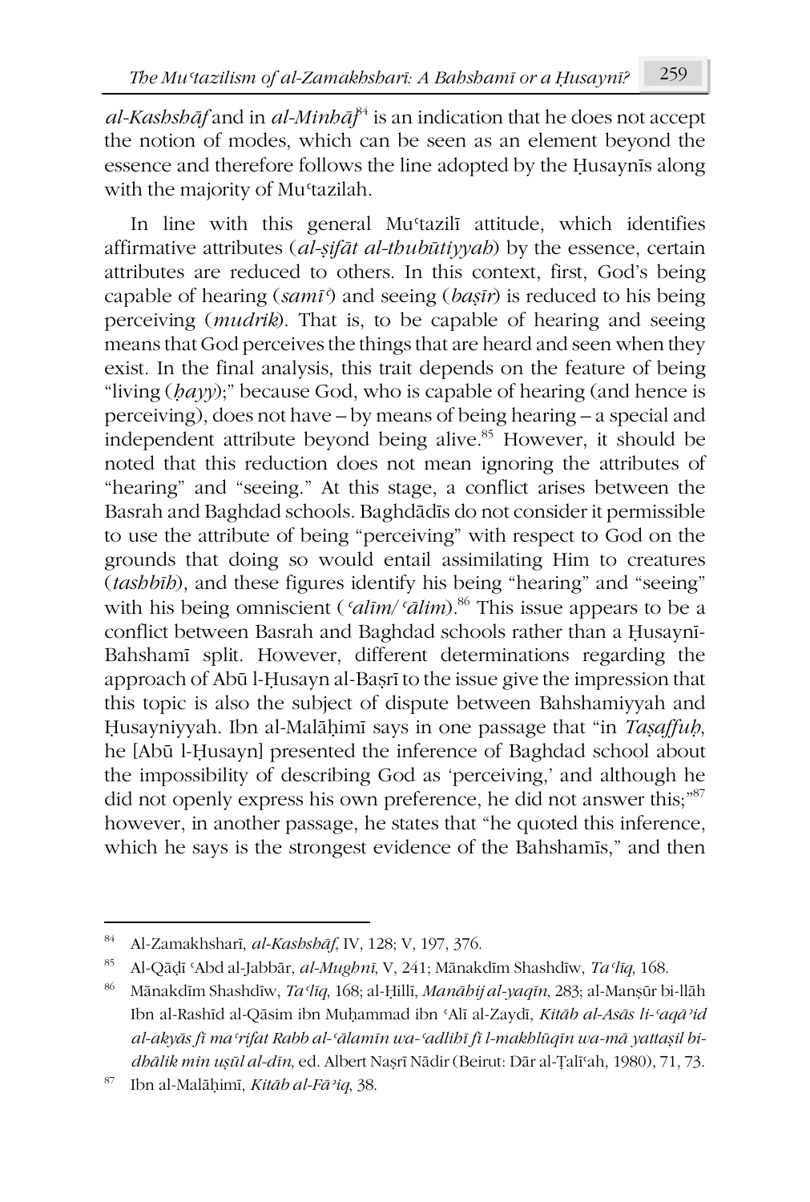*al-Kashshāf* and in *al-Minhāj*[84] is an indication that he does not accept the notion of modes, which can be seen as an element beyond the essence and therefore follows the line adopted by the Ḥusaynīs along with the majority of Muʿtazilah.

In line with this general Muʿtazilī attitude, which identifies affirmative attributes (*al-ṣifāt al-thubūtiyyah*) by the essence, certain attributes are reduced to others. In this context, first, God's being capable of hearing (*samīʿ*) and seeing (*baṣīr*) is reduced to his being perceiving (*mudrik*). That is, to be capable of hearing and seeing means that God perceives the things that are heard and seen when they exist. In the final analysis, this trait depends on the feature of being "living (*ḥayy*);" because God, who is capable of hearing (and hence is perceiving), does not have – by means of being hearing – a special and independent attribute beyond being alive.[85] However, it should be noted that this reduction does not mean ignoring the attributes of "hearing" and "seeing." At this stage, a conflict arises between the Basrah and Baghdad schools. Baghdādīs do not consider it permissible to use the attribute of being "perceiving" with respect to God on the grounds that doing so would entail assimilating Him to creatures (*tashbīh*), and these figures identify his being "hearing" and "seeing" with his being omniscient (*ʿalīm/ʿālim*).[86] This issue appears to be a conflict between Basrah and Baghdad schools rather than a Ḥusaynī-Bahshamī split. However, different determinations regarding the approach of Abū l-Ḥusayn al-Baṣrī to the issue give the impression that this topic is also the subject of dispute between Bahshamiyyah and Ḥusayniyyah. Ibn al-Malāḥimī says in one passage that "in *Taṣaffuḥ*, he [Abū l-Ḥusayn] presented the inference of Baghdad school about the impossibility of describing God as 'perceiving,' and although he did not openly express his own preference, he did not answer this;"[87] however, in another passage, he states that "he quoted this inference, which he says is the strongest evidence of the Bahshamīs," and then

---

[84] Al-Zamakhsharī, *al-Kashshāf*, IV, 128; V, 197, 376.

[85] Al-Qāḍī ʿAbd al-Jabbār, *al-Mughnī*, V, 241; Mānakdīm Shashdīw, *Taʿlīq*, 168.

[86] Mānakdīm Shashdīw, *Taʿlīq*, 168; al-Ḥillī, *Manāhij al-yaqīn*, 283; al-Manṣūr bi-llāh Ibn al-Rashīd al-Qāsim ibn Muḥammad ibn ʿAlī al-Zaydī, *Kitāb al-Asās li-ʿaqāʾid al-akyās fī maʿrifat Rabb al-ʿālamīn wa-ʿadlihī fī l-makhlūqīn wa-mā yattaṣil bi-dhālik min uṣūl al-dīn*, ed. Albert Naṣrī Nādir (Beirut: Dār al-Ṭalīʿah, 1980), 71, 73.

[87] Ibn al-Malāḥimī, *Kitāb al-Fāʾiq*, 38.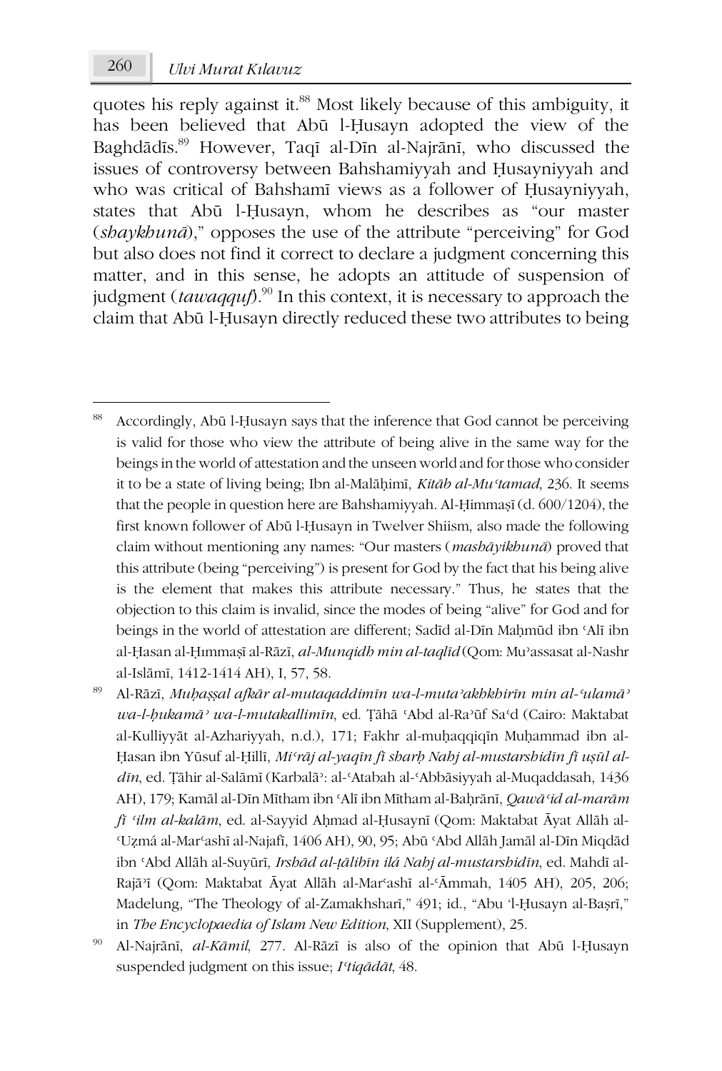quotes his reply against it.[88] Most likely because of this ambiguity, it has been believed that Abū l-Ḥusayn adopted the view of the Baghdādīs.[89] However, Taqī al-Dīn al-Najrānī, who discussed the issues of controversy between Bahshamiyyah and Ḥusayniyyah and who was critical of Bahshamī views as a follower of Ḥusayniyyah, states that Abū l-Ḥusayn, whom he describes as "our master (*shaykhunā*)," opposes the use of the attribute "perceiving" for God but also does not find it correct to declare a judgment concerning this matter, and in this sense, he adopts an attitude of suspension of judgment (*tawaqquf*).[90] In this context, it is necessary to approach the claim that Abū l-Ḥusayn directly reduced these two attributes to being

---

[88] Accordingly, Abū l-Ḥusayn says that the inference that God cannot be perceiving is valid for those who view the attribute of being alive in the same way for the beings in the world of attestation and the unseen world and for those who consider it to be a state of living being; Ibn al-Malāḥimī, *Kitāb al-Muʿtamad*, 236. It seems that the people in question here are Bahshamiyyah. Al-Ḥimmaṣī (d. 600/1204), the first known follower of Abū l-Ḥusayn in Twelver Shiism, also made the following claim without mentioning any names: "Our masters (*mashāyikhunā*) proved that this attribute (being "perceiving") is present for God by the fact that his being alive is the element that makes this attribute necessary." Thus, he states that the objection to this claim is invalid, since the modes of being "alive" for God and for beings in the world of attestation are different; Sadīd al-Dīn Maḥmūd ibn ʿAlī ibn al-Ḥasan al-Ḥımmaṣī al-Rāzī, *al-Munqidh min al-taqlīd* (Qom: Muʾassasat al-Nashr al-Islāmī, 1412-1414 AH), I, 57, 58.

[89] Al-Rāzī, *Muḥaṣṣal afkār al-mutaqaddimīn wa-l-mutaʾakhkhirīn min al-ʿulamāʾ wa-l-ḥukamāʾ wa-l-mutakallimīn*, ed. Ṭāhā ʿAbd al-Raʾūf Saʿd (Cairo: Maktabat al-Kulliyyāt al-Azhariyyah, n.d.), 171; Fakhr al-muḥaqqiqīn Muḥammad ibn al-Ḥasan ibn Yūsuf al-Ḥillī, *Miʿrāj al-yaqīn fī sharḥ Nahj al-mustarshidīn fī uṣūl al-dīn*, ed. Ṭāhir al-Salāmī (Karbalāʾ: al-ʿAtabah al-ʿAbbāsiyyah al-Muqaddasah, 1436 AH), 179; Kamāl al-Dīn Mītham ibn ʿAlī ibn Mītham al-Baḥrānī, *Qawāʿid al-marām fī ʿilm al-kalām*, ed. al-Sayyid Aḥmad al-Ḥusaynī (Qom: Maktabat Āyat Allāh al-ʿUẓmá al-Marʿashī al-Najafī, 1406 AH), 90, 95; Abū ʿAbd Allāh Jamāl al-Dīn Miqdād ibn ʿAbd Allāh al-Suyūrī, *Irshād al-ṭālibīn ilá Nahj al-mustarshidīn*, ed. Mahdī al-Rajāʾī (Qom: Maktabat Āyat Allāh al-Marʿashī al-ʿĀmmah, 1405 AH), 205, 206; Madelung, "The Theology of al-Zamakhsharī," 491; id., "Abu ʾl-Ḥusayn al-Baṣrī," in *The Encyclopaedia of Islam New Edition*, XII (Supplement), 25.

[90] Al-Najrānī, *al-Kāmil*, 277. Al-Rāzī is also of the opinion that Abū l-Ḥusayn suspended judgment on this issue; *Iʿtiqādāt*, 48.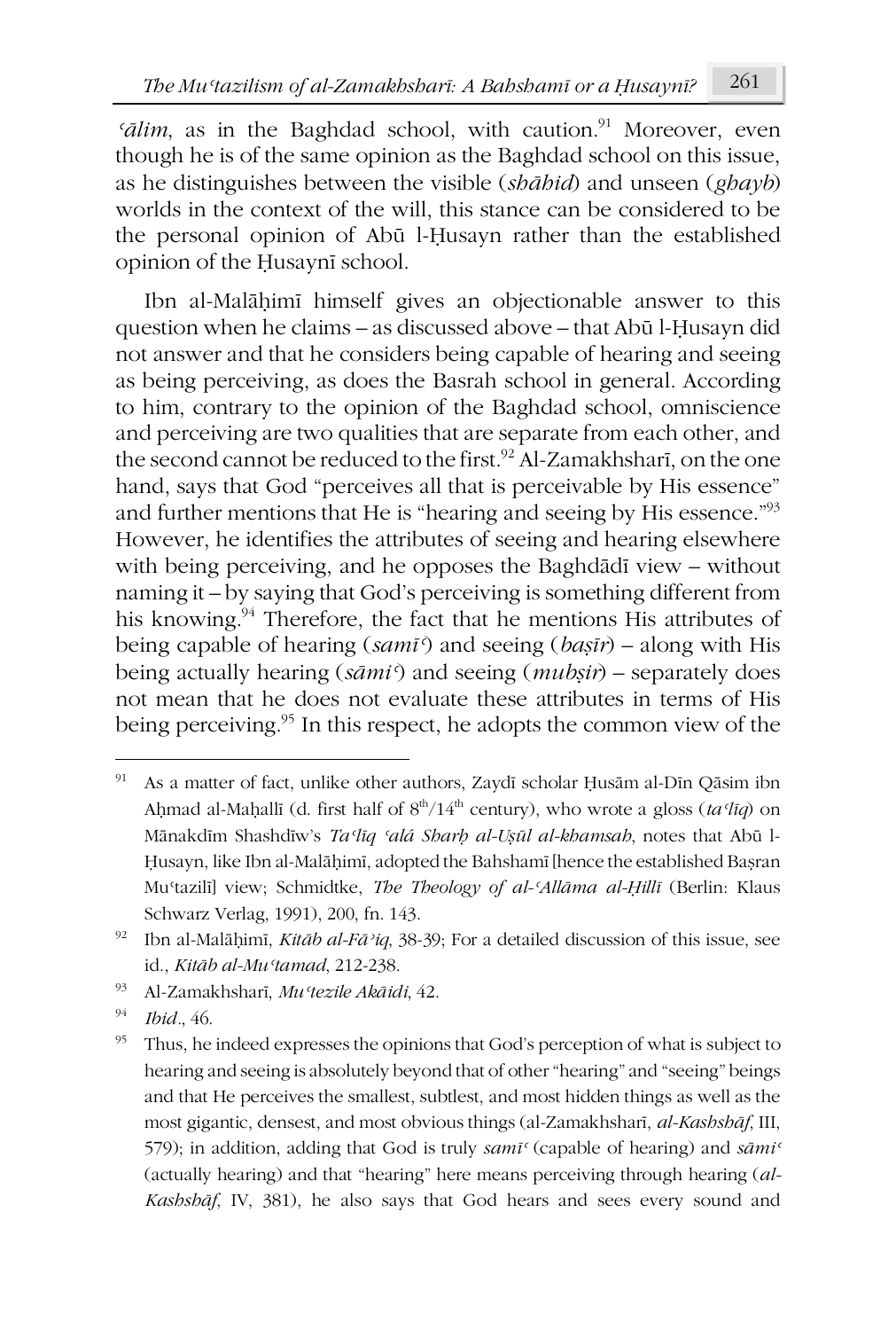*ʿālim*, as in the Baghdad school, with caution.[91] Moreover, even though he is of the same opinion as the Baghdad school on this issue, as he distinguishes between the visible (*shāhid*) and unseen (*ghayb*) worlds in the context of the will, this stance can be considered to be the personal opinion of Abū l-Ḥusayn rather than the established opinion of the Ḥusaynī school.

Ibn al-Malāḥimī himself gives an objectionable answer to this question when he claims – as discussed above – that Abū l-Ḥusayn did not answer and that he considers being capable of hearing and seeing as being perceiving, as does the Basrah school in general. According to him, contrary to the opinion of the Baghdad school, omniscience and perceiving are two qualities that are separate from each other, and the second cannot be reduced to the first.[92] Al-Zamakhsharī, on the one hand, says that God "perceives all that is perceivable by His essence" and further mentions that He is "hearing and seeing by His essence."[93] However, he identifies the attributes of seeing and hearing elsewhere with being perceiving, and he opposes the Baghdādī view – without naming it – by saying that God's perceiving is something different from his knowing.[94] Therefore, the fact that he mentions His attributes of being capable of hearing (*samīʿ*) and seeing (*baṣīr*) – along with His being actually hearing (*sāmiʿ*) and seeing (*mubṣir*) – separately does not mean that he does not evaluate these attributes in terms of His being perceiving.[95] In this respect, he adopts the common view of the

---

[91] As a matter of fact, unlike other authors, Zaydī scholar Ḥusām al-Dīn Qāsim ibn Aḥmad al-Maḥallī (d. first half of 8th/14th century), who wrote a gloss (*taʿlīq*) on Mānakdīm Shashdīw's *Taʿlīq ʿalá Sharḥ al-Uṣūl al-khamsah*, notes that Abū l-Ḥusayn, like Ibn al-Malāḥimī, adopted the Bahshamī [hence the established Baṣran Muʿtazilī] view; Schmidtke, *The Theology of al-ʿAllāma al-Ḥillī* (Berlin: Klaus Schwarz Verlag, 1991), 200, fn. 143.

[92] Ibn al-Malāḥimī, *Kitāb al-Fāʾiq*, 38-39; For a detailed discussion of this issue, see id., *Kitāb al-Muʿtamad*, 212-238.

[93] Al-Zamakhsharī, *Muʿtezile Akāidi*, 42.

[94] *Ibid*., 46.

[95] Thus, he indeed expresses the opinions that God's perception of what is subject to hearing and seeing is absolutely beyond that of other "hearing" and "seeing" beings and that He perceives the smallest, subtlest, and most hidden things as well as the most gigantic, densest, and most obvious things (al-Zamakhsharī, *al-Kashshāf*, III, 579); in addition, adding that God is truly *samīʿ* (capable of hearing) and *sāmiʿ* (actually hearing) and that "hearing" here means perceiving through hearing (*al-Kashshāf*, IV, 381), he also says that God hears and sees every sound and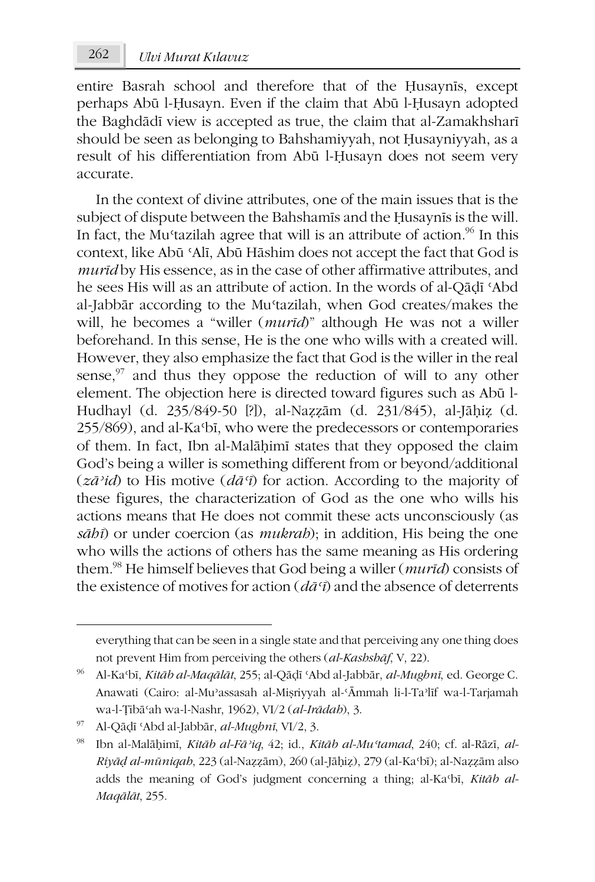entire Basrah school and therefore that of the Ḥusaynīs, except perhaps Abū l-Ḥusayn. Even if the claim that Abū l-Ḥusayn adopted the Baghdādī view is accepted as true, the claim that al-Zamakhsharī should be seen as belonging to Bahshamiyyah, not Ḥusayniyyah, as a result of his differentiation from Abū l-Ḥusayn does not seem very accurate.

In the context of divine attributes, one of the main issues that is the subject of dispute between the Bahshamīs and the Ḥusaynīs is the will. In fact, the Muʿtazilah agree that will is an attribute of action.[96] In this context, like Abū ʿAlī, Abū Hāshim does not accept the fact that God is *murīd* by His essence, as in the case of other affirmative attributes, and he sees His will as an attribute of action. In the words of al-Qāḍī ʿAbd al-Jabbār according to the Muʿtazilah, when God creates/makes the will, he becomes a "willer (*murīd*)" although He was not a willer beforehand. In this sense, He is the one who wills with a created will. However, they also emphasize the fact that God is the willer in the real sense,[97] and thus they oppose the reduction of will to any other element. The objection here is directed toward figures such as Abū l-Hudhayl (d. 235/849-50 [?]), al-Naẓẓām (d. 231/845), al-Jāḥiẓ (d. 255/869), and al-Kaʿbī, who were the predecessors or contemporaries of them. In fact, Ibn al-Malāḥimī states that they opposed the claim God's being a willer is something different from or beyond/additional (*zāʾid*) to His motive (*dāʿī*) for action. According to the majority of these figures, the characterization of God as the one who wills his actions means that He does not commit these acts unconsciously (as *sāhī*) or under coercion (as *mukrah*); in addition, His being the one who wills the actions of others has the same meaning as His ordering them.[98] He himself believes that God being a willer (*murīd*) consists of the existence of motives for action (*dāʿī*) and the absence of deterrents

---

everything that can be seen in a single state and that perceiving any one thing does not prevent Him from perceiving the others (*al-Kashshāf*, V, 22).

[96] Al-Kaʿbī, *Kitāb al-Maqālāt*, 255; al-Qāḍī ʿAbd al-Jabbār, *al-Mughnī*, ed. George C. Anawati (Cairo: al-Muʾassasah al-Miṣriyyah al-ʿĀmmah li-l-Taʾlīf wa-l-Tarjamah wa-l-Ṭibāʿah wa-l-Nashr, 1962), VI/2 (*al-Irādah*), 3.

[97] Al-Qāḍī ʿAbd al-Jabbār, *al-Mughnī*, VI/2, 3.

[98] Ibn al-Malāḥimī, *Kitāb al-Fāʾiq*, 42; id., *Kitāb al-Muʿtamad*, 240; cf. al-Rāzī, *al-Riyāḍ al-mūniqah*, 223 (al-Naẓẓām), 260 (al-Jāḥiẓ), 279 (al-Kaʿbī); al-Naẓẓām also adds the meaning of God's judgment concerning a thing; al-Kaʿbī, *Kitāb al-Maqālāt*, 255.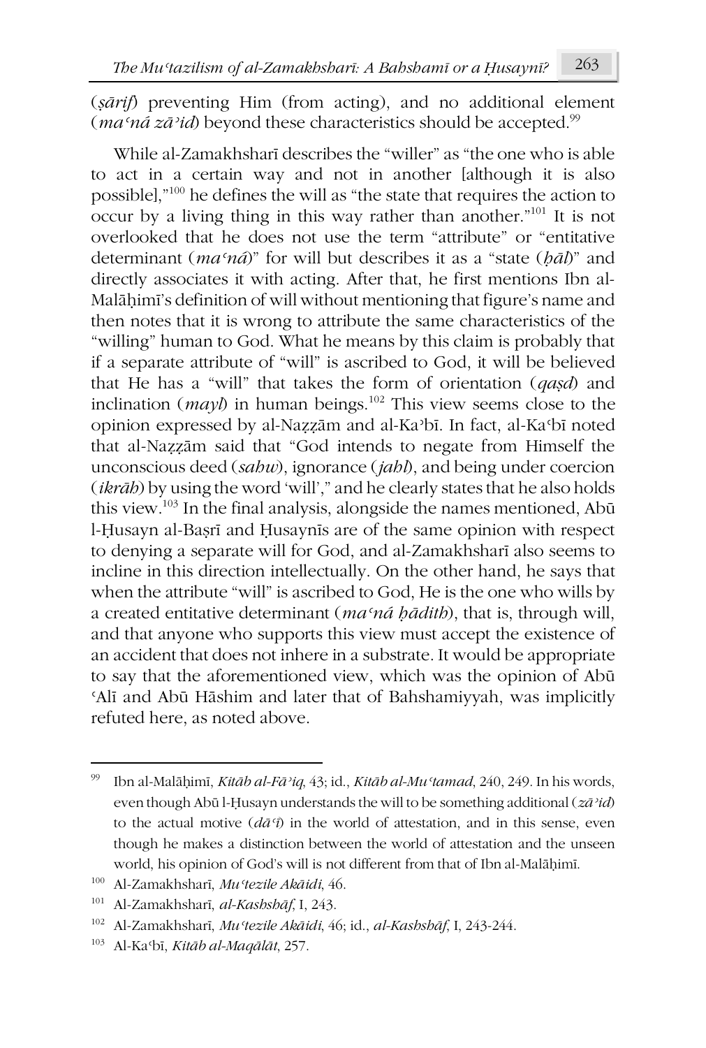(*ṣārif*) preventing Him (from acting), and no additional element (*maʿná zāʾid*) beyond these characteristics should be accepted.[99]

While al-Zamakhsharī describes the "willer" as "the one who is able to act in a certain way and not in another [although it is also possible],"[100] he defines the will as "the state that requires the action to occur by a living thing in this way rather than another."[101] It is not overlooked that he does not use the term "attribute" or "entitative determinant (*maʿná*)" for will but describes it as a "state (*ḥāl*)" and directly associates it with acting. After that, he first mentions Ibn al-Malāḥimī's definition of will without mentioning that figure's name and then notes that it is wrong to attribute the same characteristics of the "willing" human to God. What he means by this claim is probably that if a separate attribute of "will" is ascribed to God, it will be believed that He has a "will" that takes the form of orientation (*qaṣd*) and inclination (*mayl*) in human beings.[102] This view seems close to the opinion expressed by al-Naẓẓām and al-Kaʾbī. In fact, al-Kaʿbī noted that al-Naẓẓām said that "God intends to negate from Himself the unconscious deed (*sahw*), ignorance (*jahl*), and being under coercion (*ikrāh*) by using the word 'will'," and he clearly states that he also holds this view.[103] In the final analysis, alongside the names mentioned, Abū l-Ḥusayn al-Baṣrī and Ḥusaynīs are of the same opinion with respect to denying a separate will for God, and al-Zamakhsharī also seems to incline in this direction intellectually. On the other hand, he says that when the attribute "will" is ascribed to God, He is the one who wills by a created entitative determinant (*maʿná ḥādith*), that is, through will, and that anyone who supports this view must accept the existence of an accident that does not inhere in a substrate. It would be appropriate to say that the aforementioned view, which was the opinion of Abū ʿAlī and Abū Hāshim and later that of Bahshamiyyah, was implicitly refuted here, as noted above.

---

[99] Ibn al-Malāḥimī, *Kitāb al-Fāʾiq*, 43; id., *Kitāb al-Muʿtamad*, 240, 249. In his words, even though Abū l-Ḥusayn understands the will to be something additional (*zāʾid*) to the actual motive (*dāʿī*) in the world of attestation, and in this sense, even though he makes a distinction between the world of attestation and the unseen world, his opinion of God's will is not different from that of Ibn al-Malāḥimī.

[100] Al-Zamakhsharī, *Muʿtezile Akāidi*, 46.

[101] Al-Zamakhsharī, *al-Kashshāf*, I, 243.

[102] Al-Zamakhsharī, *Muʿtezile Akāidi*, 46; id., *al-Kashshāf*, I, 243-244.

[103] Al-Kaʿbī, *Kitāb al-Maqālāt*, 257.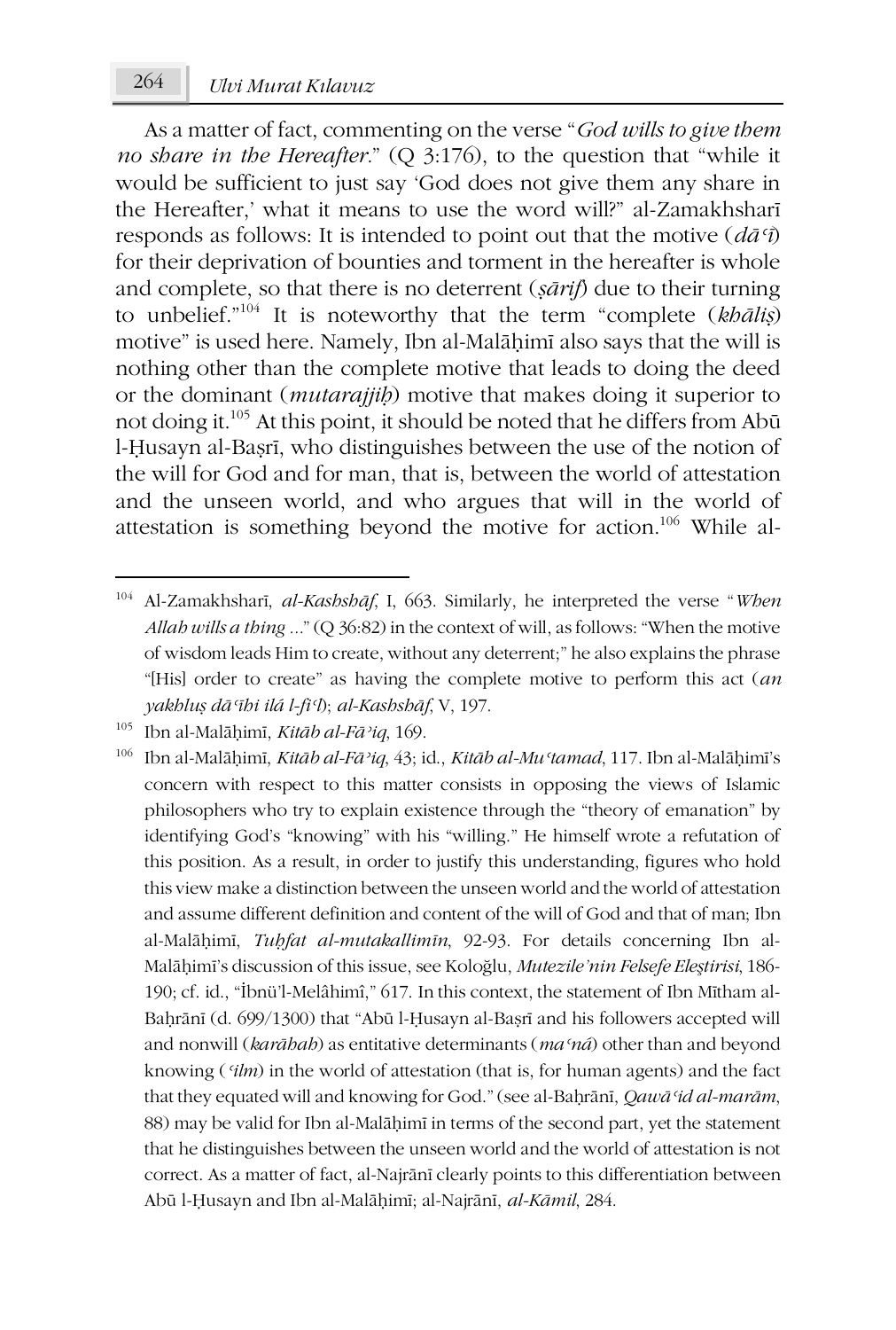As a matter of fact, commenting on the verse "*God wills to give them no share in the Hereafter*." (Q 3:176), to the question that "while it would be sufficient to just say 'God does not give them any share in the Hereafter,' what it means to use the word will?" al-Zamakhsharī responds as follows: It is intended to point out that the motive (*dāʿī*) for their deprivation of bounties and torment in the hereafter is whole and complete, so that there is no deterrent (*ṣārif*) due to their turning to unbelief."[104] It is noteworthy that the term "complete (*khāliṣ*) motive" is used here. Namely, Ibn al-Malāḥimī also says that the will is nothing other than the complete motive that leads to doing the deed or the dominant (*mutarajjiḥ*) motive that makes doing it superior to not doing it.[105] At this point, it should be noted that he differs from Abū l-Ḥusayn al-Baṣrī, who distinguishes between the use of the notion of the will for God and for man, that is, between the world of attestation and the unseen world, and who argues that will in the world of attestation is something beyond the motive for action.[106] While al-

---

[104] Al-Zamakhsharī, *al-Kashshāf*, I, 663. Similarly, he interpreted the verse "*When Allah wills a thing* ..." (Q 36:82) in the context of will, as follows: "When the motive of wisdom leads Him to create, without any deterrent;" he also explains the phrase "[His] order to create" as having the complete motive to perform this act (*an yakhluṣ dāʿīhi ilá l-fiʿl*); *al-Kashshāf*, V, 197.

[105] Ibn al-Malāḥimī, *Kitāb al-Fāʾiq*, 169.

[106] Ibn al-Malāḥimī, *Kitāb al-Fāʾiq*, 43; id., *Kitāb al-Muʿtamad*, 117. Ibn al-Malāḥimī's concern with respect to this matter consists in opposing the views of Islamic philosophers who try to explain existence through the "theory of emanation" by identifying God's "knowing" with his "willing." He himself wrote a refutation of this position. As a result, in order to justify this understanding, figures who hold this view make a distinction between the unseen world and the world of attestation and assume different definition and content of the will of God and that of man; Ibn al-Malāḥimī, *Tuḥfat al-mutakallimīn*, 92-93. For details concerning Ibn al-Malāḥimī's discussion of this issue, see Koloğlu, *Mutezile'nin Felsefe Eleştirisi*, 186-190; cf. id., "İbnü'l-Melâhimî," 617. In this context, the statement of Ibn Mītham al-Baḥrānī (d. 699/1300) that "Abū l-Ḥusayn al-Baṣrī and his followers accepted will and nonwill (*karāhah*) as entitative determinants (*maʿná*) other than and beyond knowing (*ʿilm*) in the world of attestation (that is, for human agents) and the fact that they equated will and knowing for God." (see al-Baḥrānī, *Qawāʿid al-marām*, 88) may be valid for Ibn al-Malāḥimī in terms of the second part, yet the statement that he distinguishes between the unseen world and the world of attestation is not correct. As a matter of fact, al-Najrānī clearly points to this differentiation between Abū l-Ḥusayn and Ibn al-Malāḥimī; al-Najrānī, *al-Kāmil*, 284.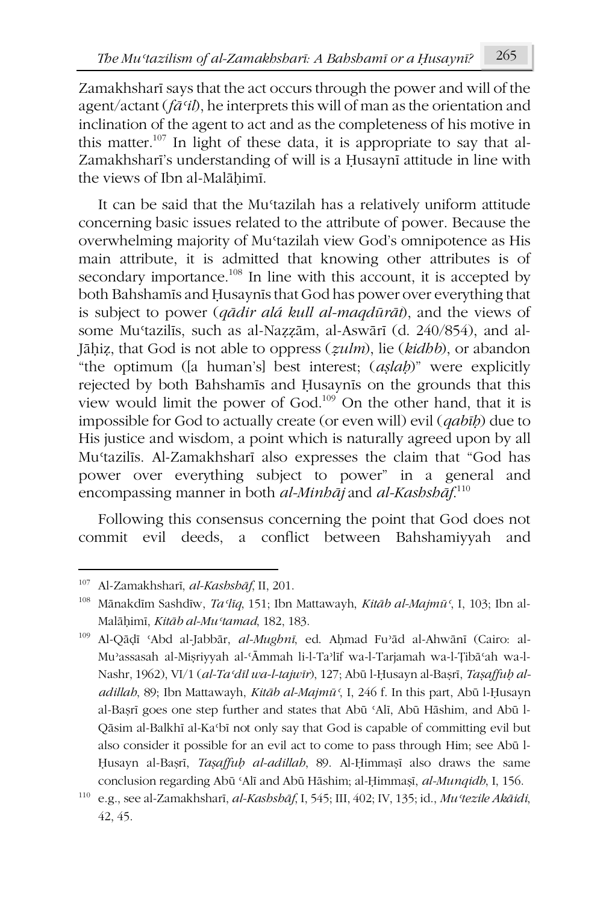Zamakhsharī says that the act occurs through the power and will of the agent/actant (*fāʿil*), he interprets this will of man as the orientation and inclination of the agent to act and as the completeness of his motive in this matter.[107] In light of these data, it is appropriate to say that al-Zamakhsharī's understanding of will is a Ḥusaynī attitude in line with the views of Ibn al-Malāḥimī.

It can be said that the Muʿtazilah has a relatively uniform attitude concerning basic issues related to the attribute of power. Because the overwhelming majority of Muʿtazilah view God's omnipotence as His main attribute, it is admitted that knowing other attributes is of secondary importance.[108] In line with this account, it is accepted by both Bahshamīs and Ḥusaynīs that God has power over everything that is subject to power (*qādir alá kull al-maqdūrāt*), and the views of some Muʿtazilīs, such as al-Naẓẓām, al-Aswārī (d. 240/854), and al-Jāḥiẓ, that God is not able to oppress (*ẓulm*), lie (*kidhb*), or abandon "the optimum ([a human's] best interest; (*aṣlaḥ*)" were explicitly rejected by both Bahshamīs and Ḥusaynīs on the grounds that this view would limit the power of God.[109] On the other hand, that it is impossible for God to actually create (or even will) evil (*qabīḥ*) due to His justice and wisdom, a point which is naturally agreed upon by all Muʿtazilīs. Al-Zamakhsharī also expresses the claim that "God has power over everything subject to power" in a general and encompassing manner in both *al-Minhāj* and *al-Kashshāf*.[110]

Following this consensus concerning the point that God does not commit evil deeds, a conflict between Bahshamiyyah and

---

[107] Al-Zamakhsharī, *al-Kashshāf*, II, 201.

[108] Mānakdīm Sashdīw, *Taʿlīq*, 151; Ibn Mattawayh, *Kitāb al-Majmūʿ*, I, 103; Ibn al-Malāḥimī, *Kitāb al-Muʿtamad*, 182, 183.

[109] Al-Qāḍī ʿAbd al-Jabbār, *al-Mughnī*, ed. Aḥmad Fuʾād al-Ahwānī (Cairo: al-Muʾassasah al-Miṣriyyah al-ʿĀmmah li-l-Taʾlīf wa-l-Tarjamah wa-l-Ṭibāʿah wa-l-Nashr, 1962), VI/1 (*al-Taʿdīl wa-l-tajwīr*), 127; Abū l-Ḥusayn al-Baṣrī, *Taṣaffuḥ al-adillah*, 89; Ibn Mattawayh, *Kitāb al-Majmūʿ*, I, 246 f. In this part, Abū l-Ḥusayn al-Baṣrī goes one step further and states that Abū ʿAlī, Abū Hāshim, and Abū l-Qāsim al-Balkhī al-Kaʿbī not only say that God is capable of committing evil but also consider it possible for an evil act to come to pass through Him; see Abū l-Ḥusayn al-Baṣrī, *Taṣaffuḥ al-adillah*, 89. Al-Ḥimmaṣī also draws the same conclusion regarding Abū ʿAlī and Abū Hāshim; al-Ḥimmaṣī, *al-Munqidh*, I, 156.

[110] e.g., see al-Zamakhsharī, *al-Kashshāf*, I, 545; III, 402; IV, 135; id., *Muʿtezile Akāidi*, 42, 45.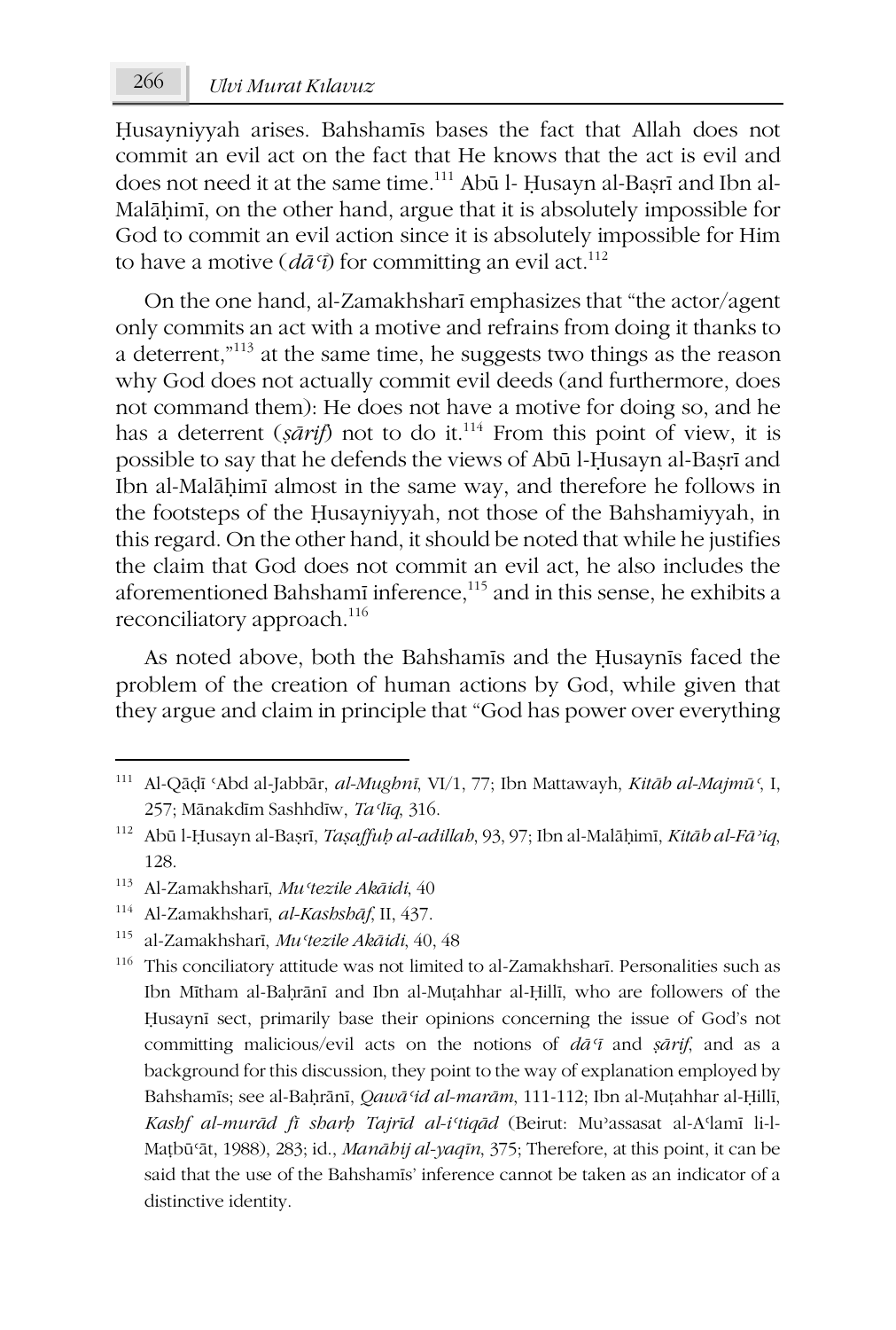Ḥusayniyyah arises. Bahshamīs bases the fact that Allah does not commit an evil act on the fact that He knows that the act is evil and does not need it at the same time.[111] Abū l- Ḥusayn al-Baṣrī and Ibn al-Malāḥimī, on the other hand, argue that it is absolutely impossible for God to commit an evil action since it is absolutely impossible for Him to have a motive (*dāʿī*) for committing an evil act.[112]

On the one hand, al-Zamakhsharī emphasizes that "the actor/agent only commits an act with a motive and refrains from doing it thanks to a deterrent,"[113] at the same time, he suggests two things as the reason why God does not actually commit evil deeds (and furthermore, does not command them): He does not have a motive for doing so, and he has a deterrent (*ṣārif*) not to do it.[114] From this point of view, it is possible to say that he defends the views of Abū l-Ḥusayn al-Baṣrī and Ibn al-Malāḥimī almost in the same way, and therefore he follows in the footsteps of the Ḥusayniyyah, not those of the Bahshamiyyah, in this regard. On the other hand, it should be noted that while he justifies the claim that God does not commit an evil act, he also includes the aforementioned Bahshamī inference,[115] and in this sense, he exhibits a reconciliatory approach.[116]

As noted above, both the Bahshamīs and the Ḥusaynīs faced the problem of the creation of human actions by God, while given that they argue and claim in principle that "God has power over everything

---

[111] Al-Qāḍī ʿAbd al-Jabbār, *al-Mughnī*, VI/1, 77; Ibn Mattawayh, *Kitāb al-Majmūʿ*, I, 257; Mānakdīm Sashhdīw, *Taʿlīq*, 316.

[112] Abū l-Ḥusayn al-Baṣrī, *Taṣaffuḥ al-adillah*, 93, 97; Ibn al-Malāḥimī, *Kitāb al-Fāʾiq*, 128.

[113] Al-Zamakhsharī, *Muʿtezile Akāidi*, 40

[114] Al-Zamakhsharī, *al-Kashshāf*, II, 437.

[115] al-Zamakhsharī, *Muʿtezile Akāidi*, 40, 48

[116] This conciliatory attitude was not limited to al-Zamakhsharī. Personalities such as Ibn Mītham al-Baḥrānī and Ibn al-Muṭahhar al-Ḥillī, who are followers of the Ḥusaynī sect, primarily base their opinions concerning the issue of God's not committing malicious/evil acts on the notions of *dāʿī* and *ṣārif*, and as a background for this discussion, they point to the way of explanation employed by Bahshamīs; see al-Baḥrānī, *Qawāʿid al-marām*, 111-112; Ibn al-Muṭahhar al-Ḥillī, *Kashf al-murād fī sharḥ Tajrīd al-iʿtiqād* (Beirut: Muʾassasat al-Aʿlamī li-l-Maṭbūʿāt, 1988), 283; id., *Manāhij al-yaqīn*, 375; Therefore, at this point, it can be said that the use of the Bahshamīs' inference cannot be taken as an indicator of a distinctive identity.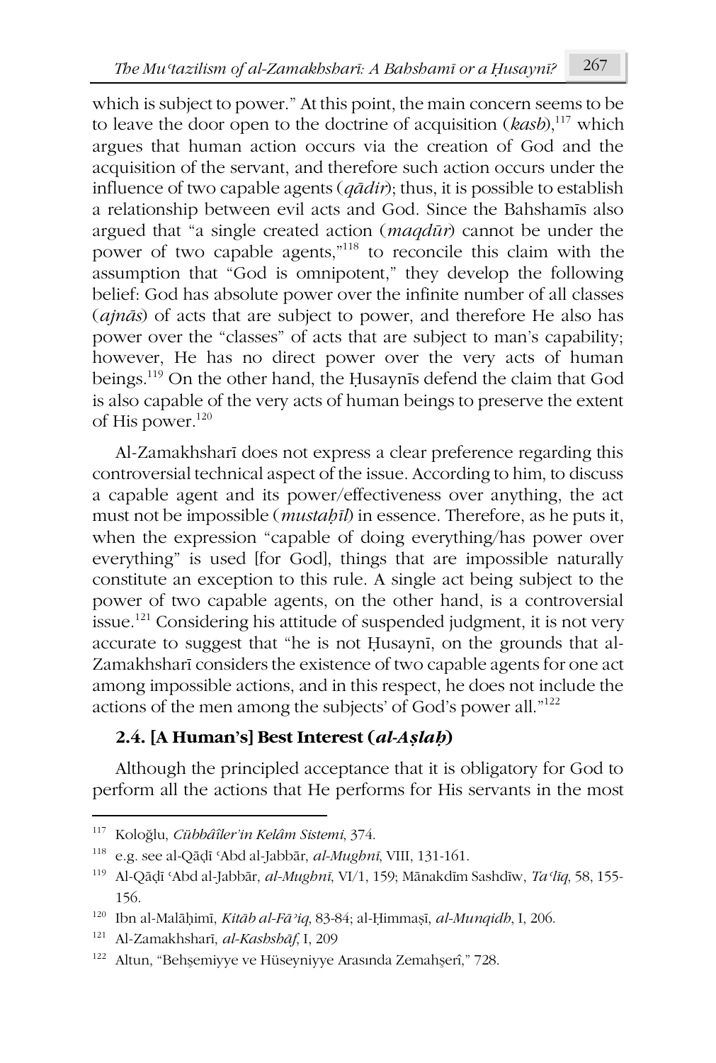which is subject to power." At this point, the main concern seems to be to leave the door open to the doctrine of acquisition (*kasb*),[117] which argues that human action occurs via the creation of God and the acquisition of the servant, and therefore such action occurs under the influence of two capable agents (*qādir*); thus, it is possible to establish a relationship between evil acts and God. Since the Bahshamīs also argued that "a single created action (*maqdūr*) cannot be under the power of two capable agents,"[118] to reconcile this claim with the assumption that "God is omnipotent," they develop the following belief: God has absolute power over the infinite number of all classes (*ajnās*) of acts that are subject to power, and therefore He also has power over the "classes" of acts that are subject to man's capability; however, He has no direct power over the very acts of human beings.[119] On the other hand, the Ḥusaynīs defend the claim that God is also capable of the very acts of human beings to preserve the extent of His power.[120]

Al-Zamakhsharī does not express a clear preference regarding this controversial technical aspect of the issue. According to him, to discuss a capable agent and its power/effectiveness over anything, the act must not be impossible (*mustaḥīl*) in essence. Therefore, as he puts it, when the expression "capable of doing everything/has power over everything" is used [for God], things that are impossible naturally constitute an exception to this rule. A single act being subject to the power of two capable agents, on the other hand, is a controversial issue.[121] Considering his attitude of suspended judgment, it is not very accurate to suggest that "he is not Ḥusaynī, on the grounds that al-Zamakhsharī considers the existence of two capable agents for one act among impossible actions, and in this respect, he does not include the actions of the men among the subjects' of God's power all."[122]

### 2.4. [A Human's] Best Interest (*al-Aṣlaḥ*)

Although the principled acceptance that it is obligatory for God to perform all the actions that He performs for His servants in the most

---

[117] Koloğlu, *Cübbâîler'in Kelâm Sistemi*, 374.

[118] e.g. see al-Qāḍī ʿAbd al-Jabbār, *al-Mughnī*, VIII, 131-161.

[119] Al-Qāḍī ʿAbd al-Jabbār, *al-Mughnī*, VI/1, 159; Mānakdīm Sashdīw, *Taʿlīq*, 58, 155-156.

[120] Ibn al-Malāḥimī, *Kitāb al-Fāʾiq*, 83-84; al-Ḥimmaṣī, *al-Munqidh*, I, 206.

[121] Al-Zamakhsharī, *al-Kashshāf*, I, 209

[122] Altun, "Behşemiyye ve Hüseyniyye Arasında Zemahşerî," 728.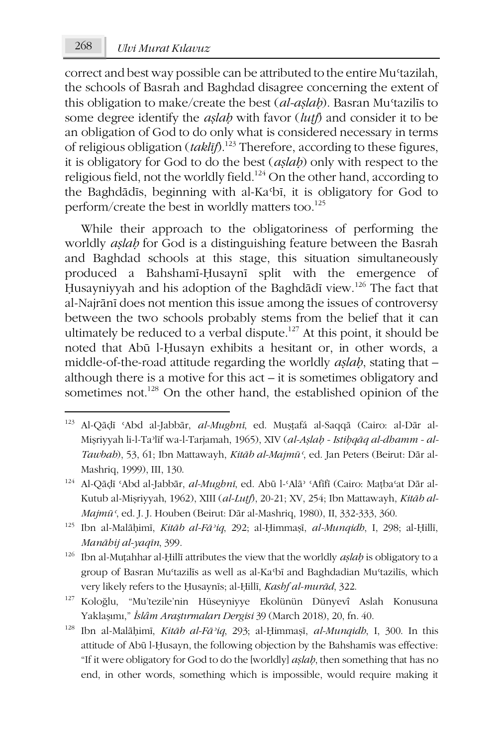correct and best way possible can be attributed to the entire Muʿtazilah, the schools of Basrah and Baghdad disagree concerning the extent of this obligation to make/create the best (*al-aṣlaḥ*). Basran Muʿtazilīs to some degree identify the *aṣlaḥ* with favor (*luṭf*) and consider it to be an obligation of God to do only what is considered necessary in terms of religious obligation (*taklīf*).[123] Therefore, according to these figures, it is obligatory for God to do the best (*aṣlaḥ*) only with respect to the religious field, not the worldly field.[124] On the other hand, according to the Baghdādīs, beginning with al-Kaʿbī, it is obligatory for God to perform/create the best in worldly matters too.[125]

While their approach to the obligatoriness of performing the worldly *aṣlaḥ* for God is a distinguishing feature between the Basrah and Baghdad schools at this stage, this situation simultaneously produced a Bahshamī-Ḥusaynī split with the emergence of Ḥusayniyyah and his adoption of the Baghdādī view.[126] The fact that al-Najrānī does not mention this issue among the issues of controversy between the two schools probably stems from the belief that it can ultimately be reduced to a verbal dispute.[127] At this point, it should be noted that Abū l-Ḥusayn exhibits a hesitant or, in other words, a middle-of-the-road attitude regarding the worldly *aṣlaḥ*, stating that – although there is a motive for this act – it is sometimes obligatory and sometimes not.[128] On the other hand, the established opinion of the

---

[123] Al-Qāḍī ʿAbd al-Jabbār, *al-Mughnī*, ed. Muṣṭafá al-Saqqā (Cairo: al-Dār al-Miṣriyyah li-l-Taʾlīf wa-l-Tarjamah, 1965), XIV (*al-Aṣlaḥ - Istiḥqāq al-dhamm - al-Tawbah*), 53, 61; Ibn Mattawayh, *Kitāb al-Majmūʿ*, ed. Jan Peters (Beirut: Dār al-Mashriq, 1999), III, 130.

[124] Al-Qāḍī ʿAbd al-Jabbār, *al-Mughnī*, ed. Abū l-ʿAlāʾ ʿAfīfī (Cairo: Maṭbaʿat Dār al-Kutub al-Miṣriyyah, 1962), XIII (*al-Luṭf*), 20-21; XV, 254; Ibn Mattawayh, *Kitāb al-Majmūʿ*, ed. J. J. Houben (Beirut: Dār al-Mashriq, 1980), II, 332-333, 360.

[125] Ibn al-Malāḥimī, *Kitāb al-Fāʾiq*, 292; al-Ḥimmaṣī, *al-Munqidh*, I, 298; al-Ḥillī, *Manāhij al-yaqīn*, 399.

[126] Ibn al-Muṭahhar al-Ḥillī attributes the view that the worldly *aṣlaḥ* is obligatory to a group of Basran Muʿtazilīs as well as al-Kaʿbī and Baghdadian Muʿtazilīs, which very likely refers to the Ḥusaynīs; al-Ḥillī, *Kashf al-murād*, 322.

[127] Koloğlu, "Mu'tezile'nin Hüseyniyye Ekolünün Dünyevî Aslah Konusuna Yaklaşımı," *İslâm Araştırmaları Dergisi* 39 (March 2018), 20, fn. 40.

[128] Ibn al-Malāḥimī, *Kitāb al-Fāʾiq*, 293; al-Ḥimmaṣī, *al-Munqidh*, I, 300. In this attitude of Abū l-Ḥusayn, the following objection by the Bahshamīs was effective: "If it were obligatory for God to do the [worldly] *aṣlaḥ*, then something that has no end, in other words, something which is impossible, would require making it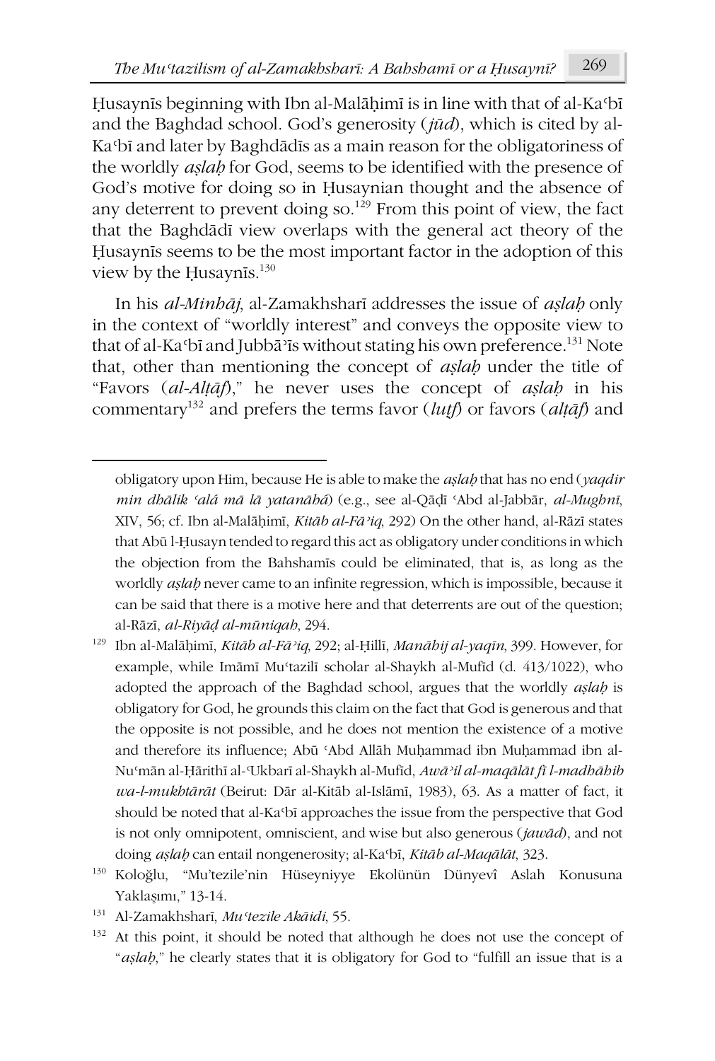Ḥusaynīs beginning with Ibn al-Malāḥimī is in line with that of al-Kaʿbī and the Baghdad school. God's generosity (*jūd*), which is cited by al-Kaʿbī and later by Baghdādīs as a main reason for the obligatoriness of the worldly *aṣlaḥ* for God, seems to be identified with the presence of God's motive for doing so in Ḥusaynian thought and the absence of any deterrent to prevent doing so.[129] From this point of view, the fact that the Baghdādī view overlaps with the general act theory of the Ḥusaynīs seems to be the most important factor in the adoption of this view by the Ḥusaynīs.[130]

In his *al-Minhāj*, al-Zamakhsharī addresses the issue of *aṣlaḥ* only in the context of "worldly interest" and conveys the opposite view to that of al-Kaʿbī and Jubbāʾīs without stating his own preference.[131] Note that, other than mentioning the concept of *aṣlaḥ* under the title of "Favors (*al-Alṭāf*)," he never uses the concept of *aṣlaḥ* in his commentary[132] and prefers the terms favor (*luṭf*) or favors (*alṭāf*) and

---

obligatory upon Him, because He is able to make the *aṣlaḥ* that has no end (*yaqdir min dhālik ʿalá mā lā yatanāhá*) (e.g., see al-Qāḍī ʿAbd al-Jabbār, *al-Mughnī*, XIV, 56; cf. Ibn al-Malāḥimī, *Kitāb al-Fāʾiq*, 292) On the other hand, al-Rāzī states that Abū l-Ḥusayn tended to regard this act as obligatory under conditions in which the objection from the Bahshamīs could be eliminated, that is, as long as the worldly *aṣlaḥ* never came to an infinite regression, which is impossible, because it can be said that there is a motive here and that deterrents are out of the question; al-Rāzī, *al-Riyāḍ al-mūniqah*, 294.

[129] Ibn al-Malāḥimī, *Kitāb al-Fāʾiq*, 292; al-Ḥillī, *Manāhij al-yaqīn*, 399. However, for example, while Imāmī Muʿtazilī scholar al-Shaykh al-Mufīd (d. 413/1022), who adopted the approach of the Baghdad school, argues that the worldly *aṣlaḥ* is obligatory for God, he grounds this claim on the fact that God is generous and that the opposite is not possible, and he does not mention the existence of a motive and therefore its influence; Abū ʿAbd Allāh Muḥammad ibn Muḥammad ibn al-Nuʿmān al-Ḥārithī al-ʿUkbarī al-Shaykh al-Mufīd, *Awāʾil al-maqālāt fī l-madhāhib wa-l-mukhtārāt* (Beirut: Dār al-Kitāb al-Islāmī, 1983), 63. As a matter of fact, it should be noted that al-Kaʿbī approaches the issue from the perspective that God is not only omnipotent, omniscient, and wise but also generous (*jawād*), and not doing *aṣlaḥ* can entail nongenerosity; al-Kaʿbī, *Kitāb al-Maqālāt*, 323.

[130] Koloğlu, "Mu'tezile'nin Hüseyniyye Ekolünün Dünyevî Aslah Konusuna Yaklaşımı," 13-14.

[131] Al-Zamakhsharī, *Muʿtezile Akāidi*, 55.

[132] At this point, it should be noted that although he does not use the concept of "*aṣlaḥ*," he clearly states that it is obligatory for God to "fulfill an issue that is a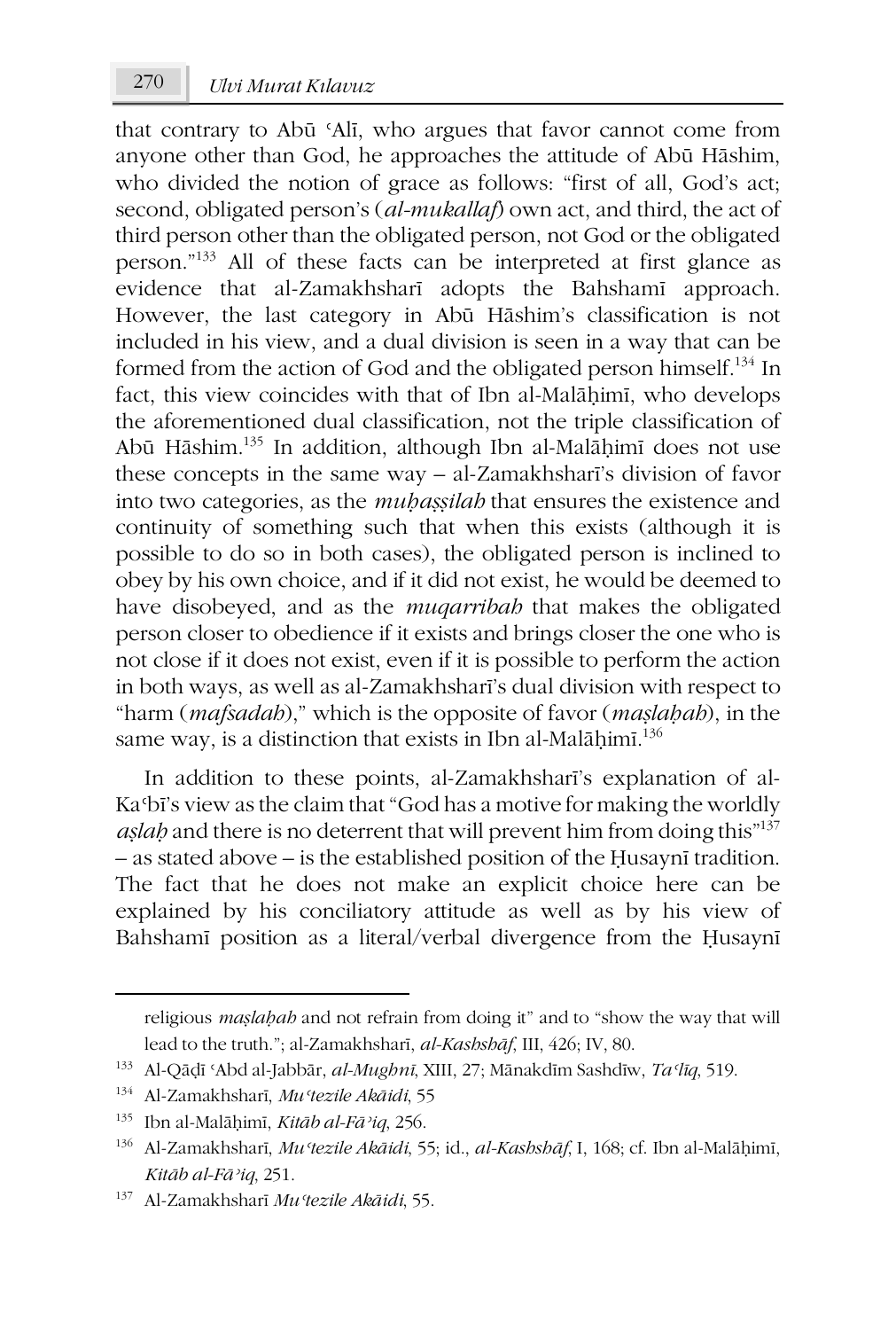that contrary to Abū ʿAlī, who argues that favor cannot come from anyone other than God, he approaches the attitude of Abū Hāshim, who divided the notion of grace as follows: "first of all, God's act; second, obligated person's (*al-mukallaf*) own act, and third, the act of third person other than the obligated person, not God or the obligated person."[133] All of these facts can be interpreted at first glance as evidence that al-Zamakhsharī adopts the Bahshamī approach. However, the last category in Abū Hāshim's classification is not included in his view, and a dual division is seen in a way that can be formed from the action of God and the obligated person himself.[134] In fact, this view coincides with that of Ibn al-Malāḥimī, who develops the aforementioned dual classification, not the triple classification of Abū Hāshim.[135] In addition, although Ibn al-Malāḥimī does not use these concepts in the same way – al-Zamakhsharī's division of favor into two categories, as the *muḥaṣṣilah* that ensures the existence and continuity of something such that when this exists (although it is possible to do so in both cases), the obligated person is inclined to obey by his own choice, and if it did not exist, he would be deemed to have disobeyed, and as the *muqarribah* that makes the obligated person closer to obedience if it exists and brings closer the one who is not close if it does not exist, even if it is possible to perform the action in both ways, as well as al-Zamakhsharī's dual division with respect to "harm (*mafsadah*)," which is the opposite of favor (*maṣlaḥah*), in the same way, is a distinction that exists in Ibn al-Malāḥimī.[136]

In addition to these points, al-Zamakhsharī's explanation of al-Kaʿbī's view as the claim that "God has a motive for making the worldly *aṣlaḥ* and there is no deterrent that will prevent him from doing this"[137] – as stated above – is the established position of the Ḥusaynī tradition. The fact that he does not make an explicit choice here can be explained by his conciliatory attitude as well as by his view of Bahshamī position as a literal/verbal divergence from the Ḥusaynī

---

religious *maṣlaḥah* and not refrain from doing it" and to "show the way that will lead to the truth."; al-Zamakhsharī, *al-Kashshāf*, III, 426; IV, 80.

[133] Al-Qāḍī ʿAbd al-Jabbār, *al-Mughnī*, XIII, 27; Mānakdīm Sashdīw, *Taʿlīq*, 519.

[134] Al-Zamakhsharī, *Muʿtezile Akāidi*, 55

[135] Ibn al-Malāḥimī, *Kitāb al-Fāʾiq*, 256.

[136] Al-Zamakhsharī, *Muʿtezile Akāidi*, 55; id., *al-Kashshāf*, I, 168; cf. Ibn al-Malāḥimī, *Kitāb al-Fāʾiq*, 251.

[137] Al-Zamakhsharī *Muʿtezile Akāidi*, 55.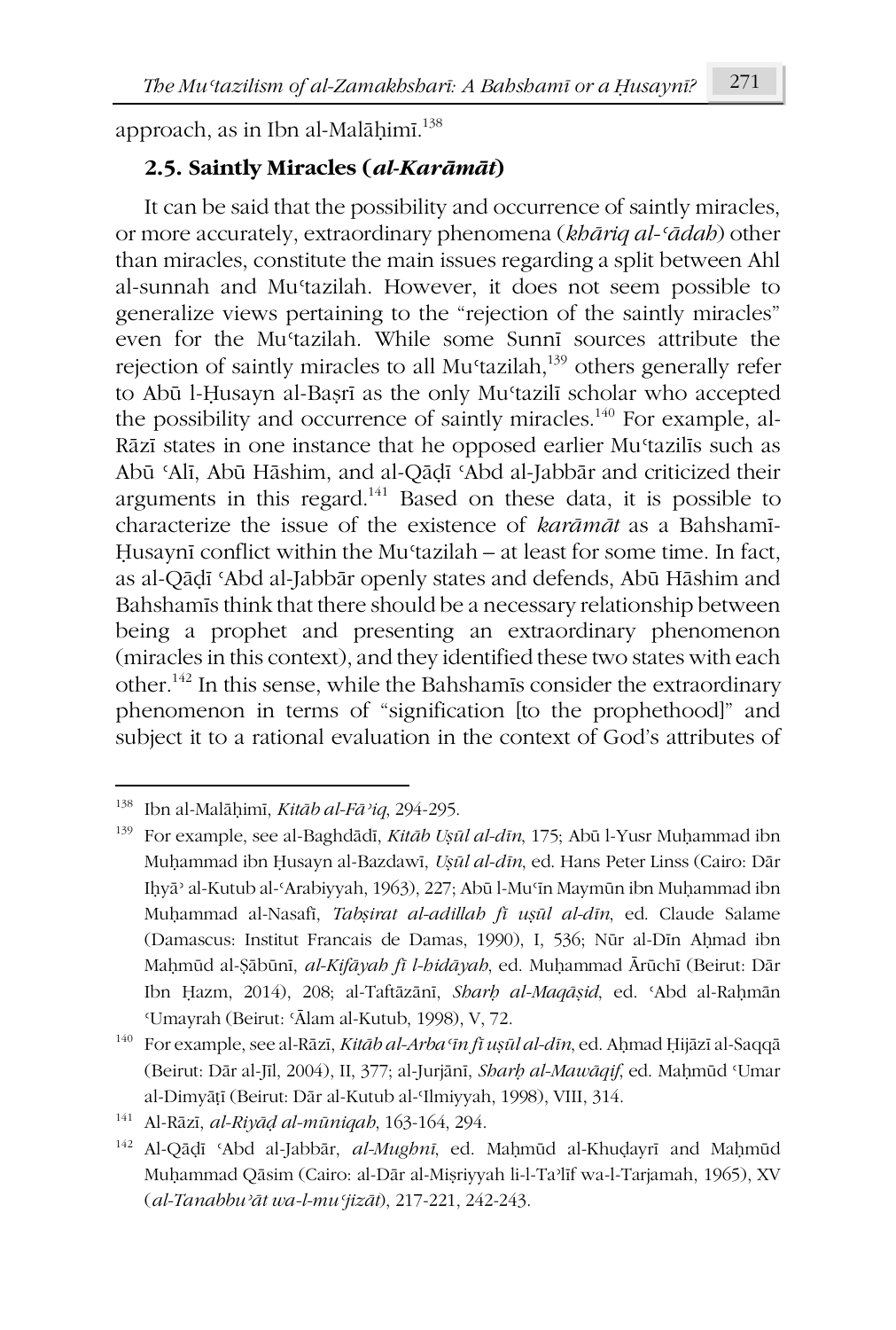approach, as in Ibn al-Malāḥimī.[138]

### 2.5. Saintly Miracles (*al-Karāmāt*)

It can be said that the possibility and occurrence of saintly miracles, or more accurately, extraordinary phenomena (*khāriq al-ʿādah*) other than miracles, constitute the main issues regarding a split between Ahl al-sunnah and Muʿtazilah. However, it does not seem possible to generalize views pertaining to the "rejection of the saintly miracles" even for the Muʿtazilah. While some Sunnī sources attribute the rejection of saintly miracles to all Muʿtazilah,[139] others generally refer to Abū l-Ḥusayn al-Baṣrī as the only Muʿtazilī scholar who accepted the possibility and occurrence of saintly miracles.[140] For example, al-Rāzī states in one instance that he opposed earlier Muʿtazilīs such as Abū ʿAlī, Abū Hāshim, and al-Qāḍī ʿAbd al-Jabbār and criticized their arguments in this regard.[141] Based on these data, it is possible to characterize the issue of the existence of *karāmāt* as a Bahshamī-Ḥusaynī conflict within the Muʿtazilah – at least for some time. In fact, as al-Qāḍī ʿAbd al-Jabbār openly states and defends, Abū Hāshim and Bahshamīs think that there should be a necessary relationship between being a prophet and presenting an extraordinary phenomenon (miracles in this context), and they identified these two states with each other.[142] In this sense, while the Bahshamīs consider the extraordinary phenomenon in terms of "signification [to the prophethood]" and subject it to a rational evaluation in the context of God's attributes of

---

[138] Ibn al-Malāḥimī, *Kitāb al-Fāʾiq*, 294-295.

[139] For example, see al-Baghdādī, *Kitāb Uṣūl al-dīn*, 175; Abū l-Yusr Muḥammad ibn Muḥammad ibn Ḥusayn al-Bazdawī, *Uṣūl al-dīn*, ed. Hans Peter Linss (Cairo: Dār Iḥyāʾ al-Kutub al-ʿArabiyyah, 1963), 227; Abū l-Muʿīn Maymūn ibn Muḥammad ibn Muḥammad al-Nasafī, *Tabṣirat al-adillah fī uṣūl al-dīn*, ed. Claude Salame (Damascus: Institut Francais de Damas, 1990), I, 536; Nūr al-Dīn Aḥmad ibn Maḥmūd al-Ṣābūnī, *al-Kifāyah fī l-hidāyah*, ed. Muḥammad Ārūchī (Beirut: Dār Ibn Ḥazm, 2014), 208; al-Taftāzānī, *Sharḥ al-Maqāṣid*, ed. ʿAbd al-Raḥmān ʿUmayrah (Beirut: ʿĀlam al-Kutub, 1998), V, 72.

[140] For example, see al-Rāzī, *Kitāb al-Arbaʿīn fī uṣūl al-dīn*, ed. Aḥmad Ḥijāzī al-Saqqā (Beirut: Dār al-Jīl, 2004), II, 377; al-Jurjānī, *Sharḥ al-Mawāqif*, ed. Maḥmūd ʿUmar al-Dimyāṭī (Beirut: Dār al-Kutub al-ʿIlmiyyah, 1998), VIII, 314.

[141] Al-Rāzī, *al-Riyāḍ al-mūniqah*, 163-164, 294.

[142] Al-Qāḍī ʿAbd al-Jabbār, *al-Mughnī*, ed. Maḥmūd al-Khuḍayrī and Maḥmūd Muḥammad Qāsim (Cairo: al-Dār al-Miṣriyyah li-l-Taʾlīf wa-l-Tarjamah, 1965), XV (*al-Tanabbuʾāt wa-l-muʿjizāt*), 217-221, 242-243.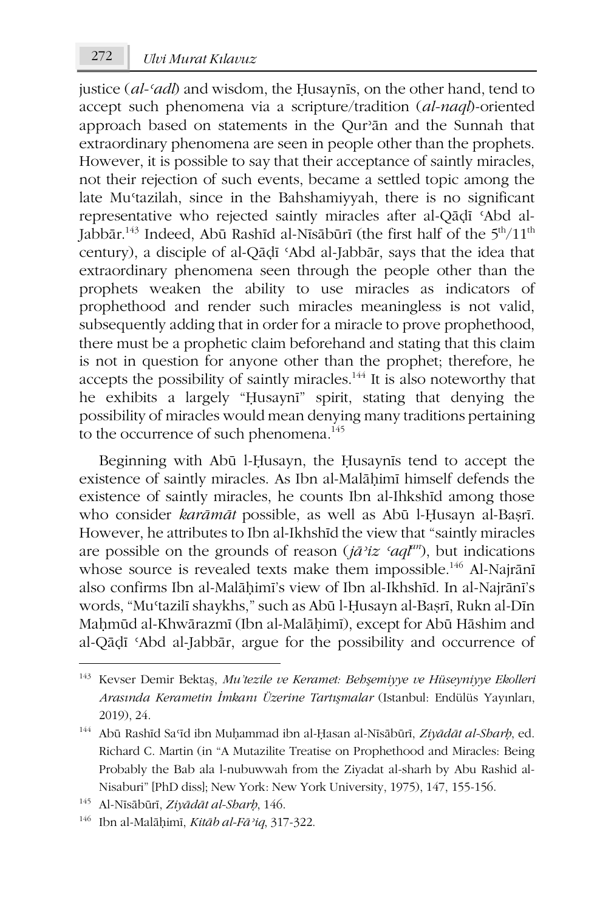justice (*al-ʿadl*) and wisdom, the Ḥusaynīs, on the other hand, tend to accept such phenomena via a scripture/tradition (*al-naql*)-oriented approach based on statements in the Qurʾān and the Sunnah that extraordinary phenomena are seen in people other than the prophets. However, it is possible to say that their acceptance of saintly miracles, not their rejection of such events, became a settled topic among the late Muʿtazilah, since in the Bahshamiyyah, there is no significant representative who rejected saintly miracles after al-Qāḍī ʿAbd al-Jabbār.[143] Indeed, Abū Rashīd al-Nīsābūrī (the first half of the 5th/11th century), a disciple of al-Qāḍī ʿAbd al-Jabbār, says that the idea that extraordinary phenomena seen through the people other than the prophets weaken the ability to use miracles as indicators of prophethood and render such miracles meaningless is not valid, subsequently adding that in order for a miracle to prove prophethood, there must be a prophetic claim beforehand and stating that this claim is not in question for anyone other than the prophet; therefore, he accepts the possibility of saintly miracles.[144] It is also noteworthy that he exhibits a largely "Ḥusaynī" spirit, stating that denying the possibility of miracles would mean denying many traditions pertaining to the occurrence of such phenomena.[145]

Beginning with Abū l-Ḥusayn, the Ḥusaynīs tend to accept the existence of saintly miracles. As Ibn al-Malāḥimī himself defends the existence of saintly miracles, he counts Ibn al-Ihkshīd among those who consider *karāmāt* possible, as well as Abū l-Ḥusayn al-Baṣrī. However, he attributes to Ibn al-Ikhshīd the view that "saintly miracles are possible on the grounds of reason (*jāʾiz ʿaql*[an]), but indications whose source is revealed texts make them impossible.[146] Al-Najrānī also confirms Ibn al-Malāḥimī's view of Ibn al-Ikhshīd. In al-Najrānī's words, "Muʿtazilī shaykhs," such as Abū l-Ḥusayn al-Baṣrī, Rukn al-Dīn Maḥmūd al-Khwārazmī (Ibn al-Malāḥimī), except for Abū Hāshim and al-Qāḍī ʿAbd al-Jabbār, argue for the possibility and occurrence of

---

143 Kevser Demir Bektaş, *Mu'tezile ve Keramet: Behşemiyye ve Hüseyniyye Ekolleri Arasında Kerametin İmkanı Üzerine Tartışmalar* (Istanbul: Endülüs Yayınları, 2019), 24.

144 Abū Rashīd Saʿīd ibn Muḥammad ibn al-Ḥasan al-Nīsābūrī, *Ziyādāt al-Sharḥ*, ed. Richard C. Martin (in "A Mutazilite Treatise on Prophethood and Miracles: Being Probably the Bab ala l-nubuwwah from the Ziyadat al-sharh by Abu Rashid al-Nisaburi" [PhD diss]; New York: New York University, 1975), 147, 155-156.

145 Al-Nīsābūrī, *Ziyādāt al-Sharḥ*, 146.

146 Ibn al-Malāḥimī, *Kitāb al-Fāʾiq*, 317-322.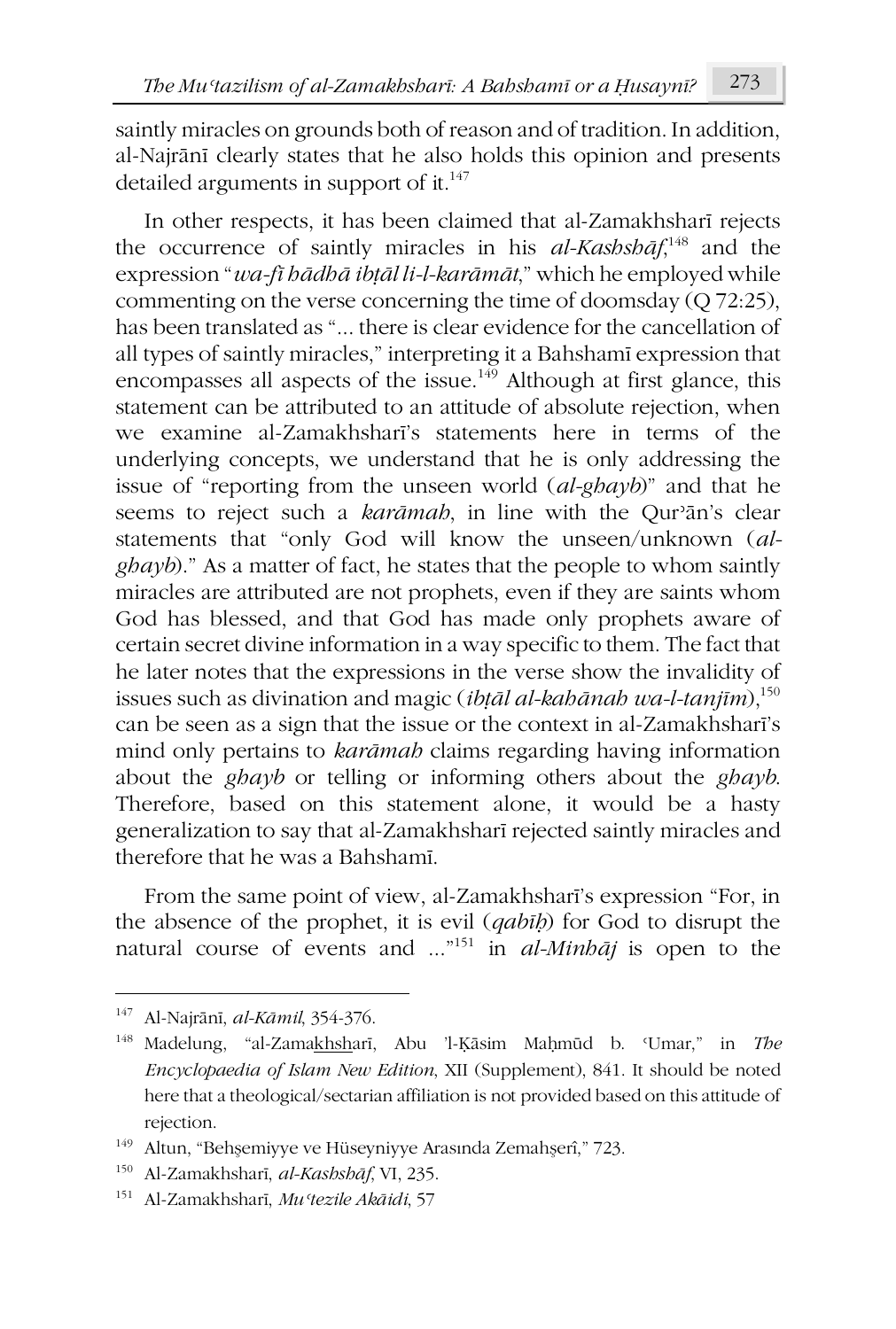saintly miracles on grounds both of reason and of tradition. In addition, al-Najrānī clearly states that he also holds this opinion and presents detailed arguments in support of it.[147]

In other respects, it has been claimed that al-Zamakhsharī rejects the occurrence of saintly miracles in his *al-Kashshāf*,[148] and the expression "*wa-fī hādhā ibṭāl li-l-karāmāt*," which he employed while commenting on the verse concerning the time of doomsday (Q 72:25), has been translated as "... there is clear evidence for the cancellation of all types of saintly miracles," interpreting it a Bahshamī expression that encompasses all aspects of the issue.[149] Although at first glance, this statement can be attributed to an attitude of absolute rejection, when we examine al-Zamakhsharī's statements here in terms of the underlying concepts, we understand that he is only addressing the issue of "reporting from the unseen world (*al-ghayb*)" and that he seems to reject such a *karāmah*, in line with the Qurʾān's clear statements that "only God will know the unseen/unknown (*al-ghayb*)." As a matter of fact, he states that the people to whom saintly miracles are attributed are not prophets, even if they are saints whom God has blessed, and that God has made only prophets aware of certain secret divine information in a way specific to them. The fact that he later notes that the expressions in the verse show the invalidity of issues such as divination and magic (*ibṭāl al-kahānah wa-l-tanjīm*),[150] can be seen as a sign that the issue or the context in al-Zamakhsharī's mind only pertains to *karāmah* claims regarding having information about the *ghayb* or telling or informing others about the *ghayb*. Therefore, based on this statement alone, it would be a hasty generalization to say that al-Zamakhsharī rejected saintly miracles and therefore that he was a Bahshamī.

From the same point of view, al-Zamakhsharī's expression "For, in the absence of the prophet, it is evil (*qabīḥ*) for God to disrupt the natural course of events and ..."[151] in *al-Minhāj* is open to the

---

[147] Al-Najrānī, *al-Kāmil*, 354-376.

[148] Madelung, "al-Zamakhsharī, Abu 'l-Ḳāsim Maḥmūd b. ʿUmar," in *The Encyclopaedia of Islam New Edition*, XII (Supplement), 841. It should be noted here that a theological/sectarian affiliation is not provided based on this attitude of rejection.

[149] Altun, "Behşemiyye ve Hüseyniyye Arasında Zemahşerî," 723.

[150] Al-Zamakhsharī, *al-Kashshāf*, VI, 235.

[151] Al-Zamakhsharī, *Muʿtezile Akāidi*, 57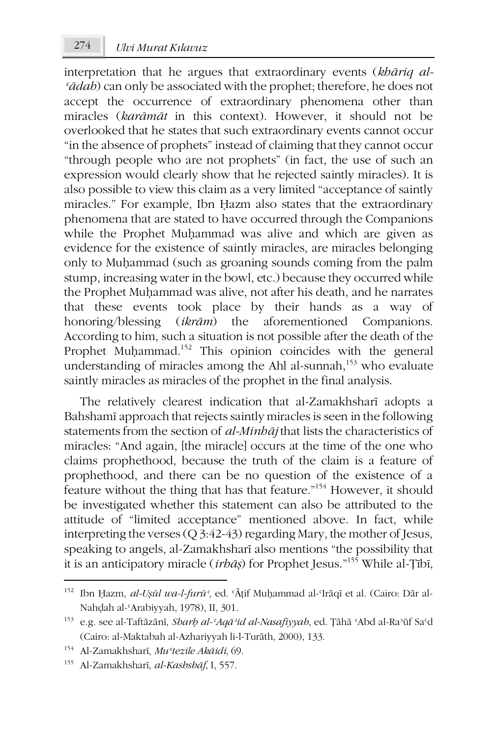interpretation that he argues that extraordinary events (*khāriq al-ʿādah*) can only be associated with the prophet; therefore, he does not accept the occurrence of extraordinary phenomena other than miracles (*karāmāt* in this context). However, it should not be overlooked that he states that such extraordinary events cannot occur "in the absence of prophets" instead of claiming that they cannot occur "through people who are not prophets" (in fact, the use of such an expression would clearly show that he rejected saintly miracles). It is also possible to view this claim as a very limited "acceptance of saintly miracles." For example, Ibn Ḥazm also states that the extraordinary phenomena that are stated to have occurred through the Companions while the Prophet Muḥammad was alive and which are given as evidence for the existence of saintly miracles, are miracles belonging only to Muḥammad (such as groaning sounds coming from the palm stump, increasing water in the bowl, etc.) because they occurred while the Prophet Muḥammad was alive, not after his death, and he narrates that these events took place by their hands as a way of honoring/blessing (*ikrām*) the aforementioned Companions. According to him, such a situation is not possible after the death of the Prophet Muḥammad.[152] This opinion coincides with the general understanding of miracles among the Ahl al-sunnah,[153] who evaluate saintly miracles as miracles of the prophet in the final analysis.

The relatively clearest indication that al-Zamakhsharī adopts a Bahshamī approach that rejects saintly miracles is seen in the following statements from the section of *al-Minhāj* that lists the characteristics of miracles: "And again, [the miracle] occurs at the time of the one who claims prophethood, because the truth of the claim is a feature of prophethood, and there can be no question of the existence of a feature without the thing that has that feature."[154] However, it should be investigated whether this statement can also be attributed to the attitude of "limited acceptance" mentioned above. In fact, while interpreting the verses (Q 3:42-43) regarding Mary, the mother of Jesus, speaking to angels, al-Zamakhsharī also mentions "the possibility that it is an anticipatory miracle (*irhāṣ*) for Prophet Jesus."[155] While al-Ṭībī,

---

[152] Ibn Ḥazm, *al-Uṣūl wa-l-furūʿ*, ed. ʿĀṭif Muḥammad al-ʿIrāqī et al. (Cairo: Dār al-Nahḍah al-ʿArabiyyah, 1978), II, 301.

[153] e.g. see al-Taftāzānī, *Sharḥ al-ʿAqāʾid al-Nasafiyyah*, ed. Ṭāhā ʿAbd al-Raʾūf Saʿd (Cairo: al-Maktabah al-Azhariyyah li-l-Turāth, 2000), 133.

[154] Al-Zamakhsharī, *Muʿtezile Akāidi*, 69.

[155] Al-Zamakhsharī, *al-Kashshāf*, I, 557.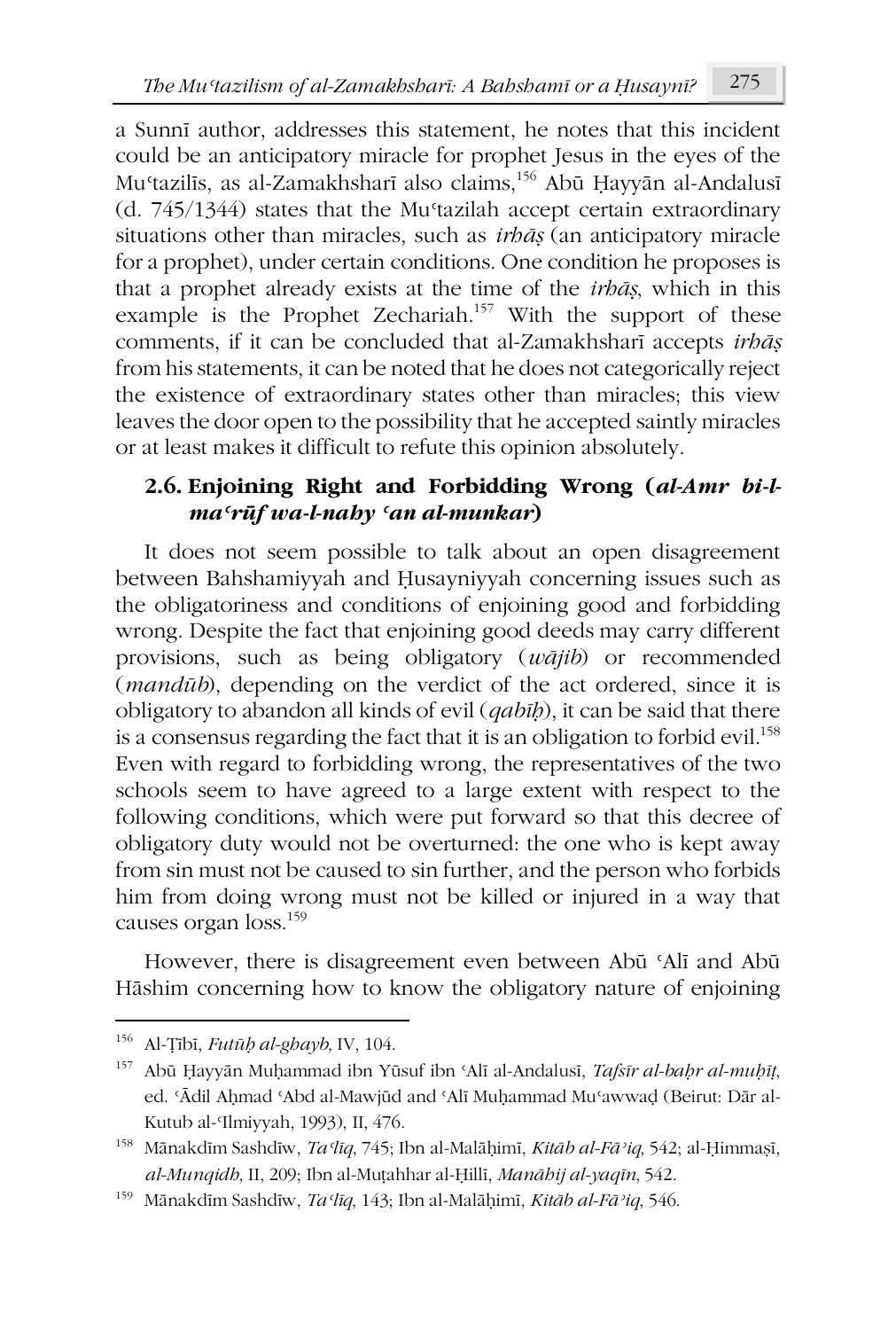a Sunnī author, addresses this statement, he notes that this incident could be an anticipatory miracle for prophet Jesus in the eyes of the Muʿtazilīs, as al-Zamakhsharī also claims,[156] Abū Ḥayyān al-Andalusī (d. 745/1344) states that the Muʿtazilah accept certain extraordinary situations other than miracles, such as *irhāṣ* (an anticipatory miracle for a prophet), under certain conditions. One condition he proposes is that a prophet already exists at the time of the *irhāṣ*, which in this example is the Prophet Zechariah.[157] With the support of these comments, if it can be concluded that al-Zamakhsharī accepts *irhāṣ* from his statements, it can be noted that he does not categorically reject the existence of extraordinary states other than miracles; this view leaves the door open to the possibility that he accepted saintly miracles or at least makes it difficult to refute this opinion absolutely.

### 2.6. Enjoining Right and Forbidding Wrong (*al-Amr bi-l-maʿrūf wa-l-nahy ʿan al-munkar*)

It does not seem possible to talk about an open disagreement between Bahshamiyyah and Ḥusayniyyah concerning issues such as the obligatoriness and conditions of enjoining good and forbidding wrong. Despite the fact that enjoining good deeds may carry different provisions, such as being obligatory (*wājib*) or recommended (*mandūb*), depending on the verdict of the act ordered, since it is obligatory to abandon all kinds of evil (*qabīḥ*), it can be said that there is a consensus regarding the fact that it is an obligation to forbid evil.[158] Even with regard to forbidding wrong, the representatives of the two schools seem to have agreed to a large extent with respect to the following conditions, which were put forward so that this decree of obligatory duty would not be overturned: the one who is kept away from sin must not be caused to sin further, and the person who forbids him from doing wrong must not be killed or injured in a way that causes organ loss.[159]

However, there is disagreement even between Abū ʿAlī and Abū Hāshim concerning how to know the obligatory nature of enjoining

---

[156] Al-Ṭībī, *Futūḥ al-ghayb*, IV, 104.

[157] Abū Ḥayyān Muḥammad ibn Yūsuf ibn ʿAlī al-Andalusī, *Tafsīr al-baḥr al-muḥīṭ*, ed. ʿĀdil Aḥmad ʿAbd al-Mawjūd and ʿAlī Muḥammad Muʿawwaḍ (Beirut: Dār al-Kutub al-ʿIlmiyyah, 1993), II, 476.

[158] Mānakdīm Sashdīw, *Taʿlīq*, 745; Ibn al-Malāḥimī, *Kitāb al-Fāʾiq*, 542; al-Ḥimmaṣī, *al-Munqidh*, II, 209; Ibn al-Muṭahhar al-Ḥillī, *Manāhij al-yaqīn*, 542.

[159] Mānakdīm Sashdīw, *Taʿlīq*, 143; Ibn al-Malāḥimī, *Kitāb al-Fāʾiq*, 546.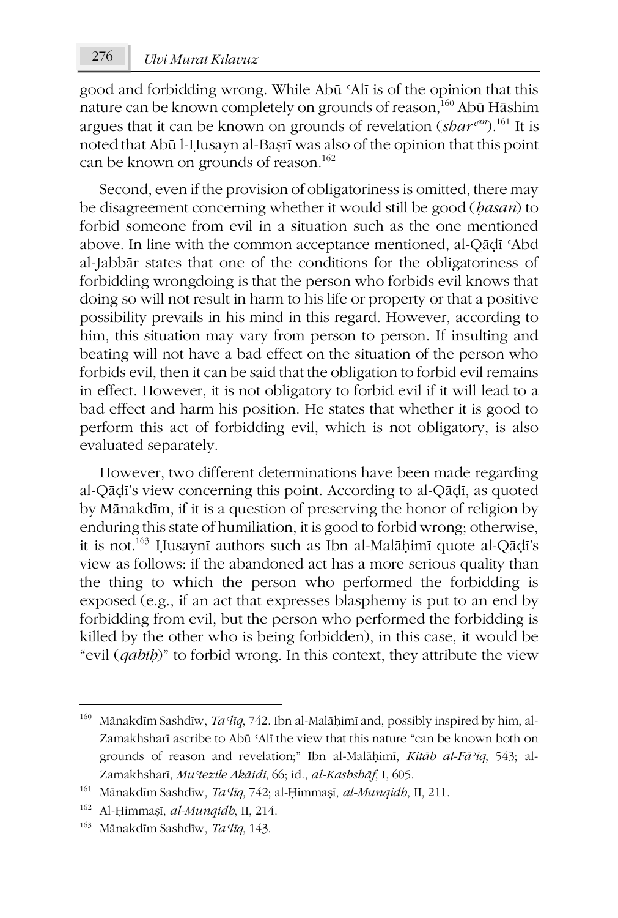good and forbidding wrong. While Abū ʿAlī is of the opinion that this nature can be known completely on grounds of reason,[160] Abū Hāshim argues that it can be known on grounds of revelation (*sharʿan*).[161] It is noted that Abū l-Ḥusayn al-Baṣrī was also of the opinion that this point can be known on grounds of reason.[162]

Second, even if the provision of obligatoriness is omitted, there may be disagreement concerning whether it would still be good (*ḥasan*) to forbid someone from evil in a situation such as the one mentioned above. In line with the common acceptance mentioned, al-Qāḍī ʿAbd al-Jabbār states that one of the conditions for the obligatoriness of forbidding wrongdoing is that the person who forbids evil knows that doing so will not result in harm to his life or property or that a positive possibility prevails in his mind in this regard. However, according to him, this situation may vary from person to person. If insulting and beating will not have a bad effect on the situation of the person who forbids evil, then it can be said that the obligation to forbid evil remains in effect. However, it is not obligatory to forbid evil if it will lead to a bad effect and harm his position. He states that whether it is good to perform this act of forbidding evil, which is not obligatory, is also evaluated separately.

However, two different determinations have been made regarding al-Qāḍī's view concerning this point. According to al-Qāḍī, as quoted by Mānakdīm, if it is a question of preserving the honor of religion by enduring this state of humiliation, it is good to forbid wrong; otherwise, it is not.[163] Ḥusaynī authors such as Ibn al-Malāḥimī quote al-Qāḍī's view as follows: if the abandoned act has a more serious quality than the thing to which the person who performed the forbidding is exposed (e.g., if an act that expresses blasphemy is put to an end by forbidding from evil, but the person who performed the forbidding is killed by the other who is being forbidden), in this case, it would be "evil (*qabīḥ*)" to forbid wrong. In this context, they attribute the view

---

[160] Mānakdīm Sashdīw, *Taʿlīq*, 742. Ibn al-Malāḥimī and, possibly inspired by him, al-Zamakhsharī ascribe to Abū ʿAlī the view that this nature "can be known both on grounds of reason and revelation;" Ibn al-Malāḥimī, *Kitāb al-Fāʾiq*, 543; al-Zamakhsharī, *Muʿtezile Akāidi*, 66; id., *al-Kashshāf*, I, 605.

[161] Mānakdīm Sashdīw, *Taʿlīq*, 742; al-Ḥimmaṣī, *al-Munqidh*, II, 211.

[162] Al-Ḥimmaṣī, *al-Munqidh*, II, 214.

[163] Mānakdīm Sashdīw, *Taʿlīq*, 143.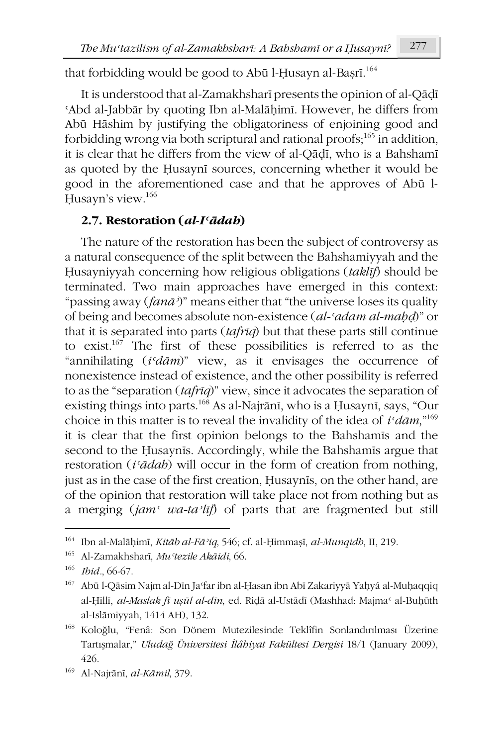that forbidding would be good to Abū l-Ḥusayn al-Baṣrī.[164]

It is understood that al-Zamakhsharī presents the opinion of al-Qāḍī ʿAbd al-Jabbār by quoting Ibn al-Malāḥimī. However, he differs from Abū Hāshim by justifying the obligatoriness of enjoining good and forbidding wrong via both scriptural and rational proofs;[165] in addition, it is clear that he differs from the view of al-Qāḍī, who is a Bahshamī as quoted by the Ḥusaynī sources, concerning whether it would be good in the aforementioned case and that he approves of Abū l-Ḥusayn's view.[166]

### 2.7. Restoration (*al-Iʿādah*)

The nature of the restoration has been the subject of controversy as a natural consequence of the split between the Bahshamiyyah and the Ḥusayniyyah concerning how religious obligations (*taklīf*) should be terminated. Two main approaches have emerged in this context: "passing away (*fanāʾ*)" means either that "the universe loses its quality of being and becomes absolute non-existence (*al-ʿadam al-maḥḍ*)" or that it is separated into parts (*tafrīq*) but that these parts still continue to exist.[167] The first of these possibilities is referred to as the "annihilating (*iʿdām*)" view, as it envisages the occurrence of nonexistence instead of existence, and the other possibility is referred to as the "separation (*tafrīq*)" view, since it advocates the separation of existing things into parts.[168] As al-Najrānī, who is a Ḥusaynī, says, "Our choice in this matter is to reveal the invalidity of the idea of *iʿdām*,"[169] it is clear that the first opinion belongs to the Bahshamīs and the second to the Ḥusaynīs. Accordingly, while the Bahshamīs argue that restoration (*iʿādah*) will occur in the form of creation from nothing, just as in the case of the first creation, Ḥusaynīs, on the other hand, are of the opinion that restoration will take place not from nothing but as a merging (*jamʿ wa-taʾlīf*) of parts that are fragmented but still

---

[164] Ibn al-Malāḥimī, *Kitāb al-Fāʾiq*, 546; cf. al-Ḥimmaṣī, *al-Munqidh*, II, 219.

[165] Al-Zamakhsharī, *Muʿtezile Akāidi*, 66.

[166] *Ibid*., 66-67.

[167] Abū l-Qāsim Najm al-Dīn Jaʿfar ibn al-Ḥasan ibn Abī Zakariyyā Yaḥyá al-Muḥaqqiq al-Ḥillī, *al-Maslak fī uṣūl al-dīn*, ed. Riḍā al-Ustādī (Mashhad: Majmaʿ al-Buḥūth al-Islāmiyyah, 1414 AH), 132.

[168] Koloğlu, "Fenâ: Son Dönem Mutezilesinde Teklîfin Sonlandırılması Üzerine Tartışmalar," *Uludağ Üniversitesi İlâhiyat Fakültesi Dergisi* 18/1 (January 2009), 426.

[169] Al-Najrānī, *al-Kāmil*, 379.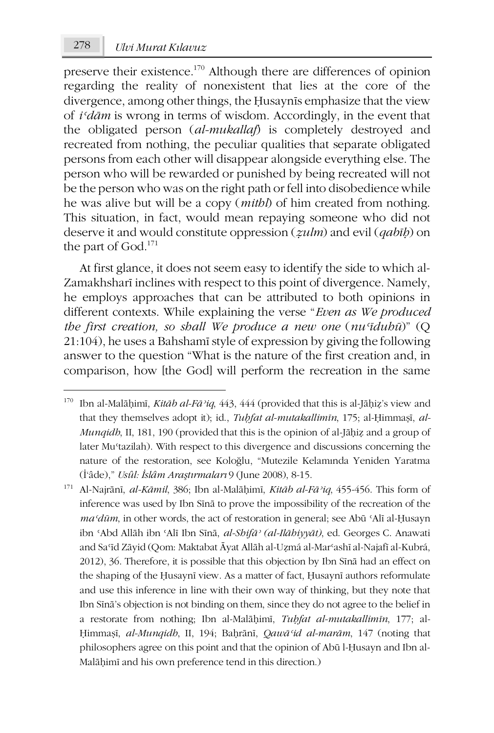preserve their existence.[170] Although there are differences of opinion regarding the reality of nonexistent that lies at the core of the divergence, among other things, the Ḥusaynīs emphasize that the view of *iʿdām* is wrong in terms of wisdom. Accordingly, in the event that the obligated person (*al-mukallaf*) is completely destroyed and recreated from nothing, the peculiar qualities that separate obligated persons from each other will disappear alongside everything else. The person who will be rewarded or punished by being recreated will not be the person who was on the right path or fell into disobedience while he was alive but will be a copy (*mithl*) of him created from nothing. This situation, in fact, would mean repaying someone who did not deserve it and would constitute oppression (*ẓulm*) and evil (*qabīḥ*) on the part of God.[171]

At first glance, it does not seem easy to identify the side to which al-Zamakhsharī inclines with respect to this point of divergence. Namely, he employs approaches that can be attributed to both opinions in different contexts. While explaining the verse "*Even as We produced the first creation, so shall We produce a new one* (*nuʿīduhū*)" (Q 21:104), he uses a Bahshamī style of expression by giving the following answer to the question "What is the nature of the first creation and, in comparison, how [the God] will perform the recreation in the same

---

[170] Ibn al-Malāḥimī, *Kitāb al-Fāʾiq*, 443, 444 (provided that this is al-Jāḥiẓ's view and that they themselves adopt it); id., *Tuḥfat al-mutakallimīn*, 175; al-Ḥimmaṣī, *al-Munqidh*, II, 181, 190 (provided that this is the opinion of al-Jāḥiẓ and a group of later Muʿtazilah). With respect to this divergence and discussions concerning the nature of the restoration, see Koloğlu, "Mutezile Kelamında Yeniden Yaratma (İʿâde)," *Usûl: İslâm Araştırmaları* 9 (June 2008), 8-15.

[171] Al-Najrānī, *al-Kāmil*, 386; Ibn al-Malāḥimī, *Kitāb al-Fāʾiq*, 455-456. This form of inference was used by Ibn Sīnā to prove the impossibility of the recreation of the *maʿdūm*, in other words, the act of restoration in general; see Abū ʿAlī al-Ḥusayn ibn ʿAbd Allāh ibn ʿAlī Ibn Sīnā, *al-Shifāʾ (al-Ilāhiyyāt)*, ed. Georges C. Anawati and Saʿīd Zāyid (Qom: Maktabat Āyat Allāh al-Uẓmá al-Marʿashī al-Najafī al-Kubrá, 2012), 36. Therefore, it is possible that this objection by Ibn Sīnā had an effect on the shaping of the Ḥusaynī view. As a matter of fact, Ḥusaynī authors reformulate and use this inference in line with their own way of thinking, but they note that Ibn Sīnā's objection is not binding on them, since they do not agree to the belief in a restorate from nothing; Ibn al-Malāḥimī, *Tuḥfat al-mutakallimīn*, 177; al-Ḥimmaṣī, *al-Munqidh*, II, 194; Baḥrānī, *Qawāʿid al-marām*, 147 (noting that philosophers agree on this point and that the opinion of Abū l-Ḥusayn and Ibn al-Malāḥimī and his own preference tend in this direction.)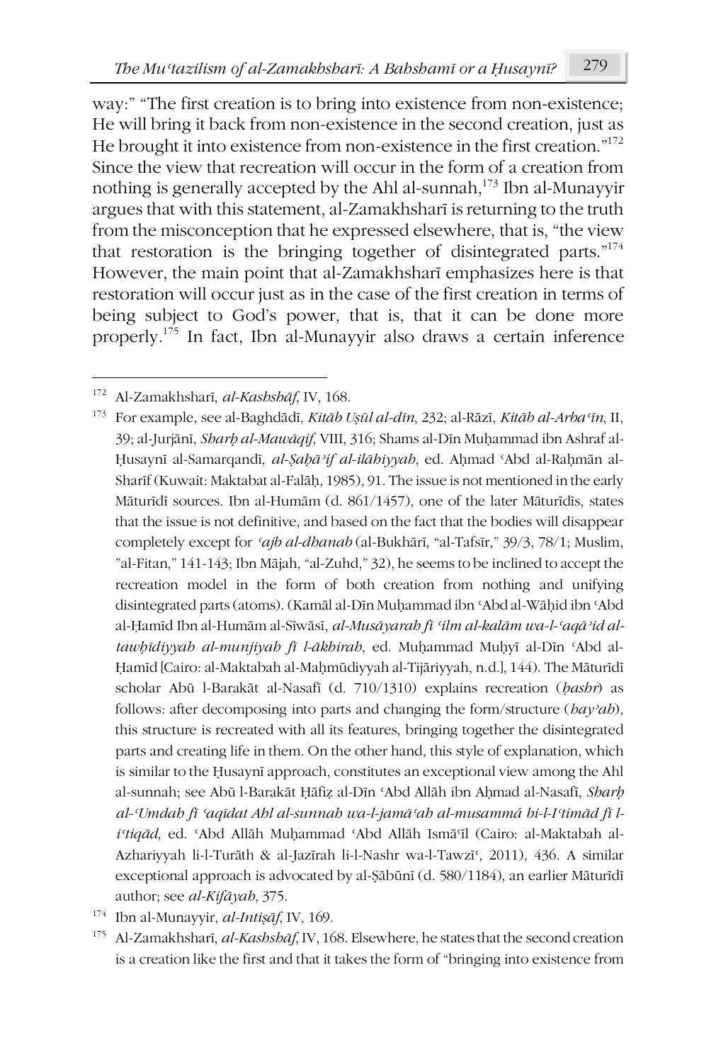way:" "The first creation is to bring into existence from non-existence; He will bring it back from non-existence in the second creation, just as He brought it into existence from non-existence in the first creation."[172] Since the view that recreation will occur in the form of a creation from nothing is generally accepted by the Ahl al-sunnah,[173] Ibn al-Munayyir argues that with this statement, al-Zamakhsharī is returning to the truth from the misconception that he expressed elsewhere, that is, "the view that restoration is the bringing together of disintegrated parts."[174] However, the main point that al-Zamakhsharī emphasizes here is that restoration will occur just as in the case of the first creation in terms of being subject to God's power, that is, that it can be done more properly.[175] In fact, Ibn al-Munayyir also draws a certain inference

---

[172] Al-Zamakhsharī, *al-Kashshāf*, IV, 168.

[173] For example, see al-Baghdādī, *Kitāb Uṣūl al-dīn*, 232; al-Rāzī, *Kitāb al-Arbaʿīn*, II, 39; al-Jurjānī, *Sharḥ al-Mawāqif*, VIII, 316; Shams al-Dīn Muḥammad ibn Ashraf al-Ḥusaynī al-Samarqandī, *al-Ṣaḥāʾif al-ilāhiyyah*, ed. Aḥmad ʿAbd al-Raḥmān al-Sharīf (Kuwait: Maktabat al-Falāḥ, 1985), 91. The issue is not mentioned in the early Māturīdī sources. Ibn al-Humām (d. 861/1457), one of the later Māturīdīs, states that the issue is not definitive, and based on the fact that the bodies will disappear completely except for *ʿajb al-dhanab* (al-Bukhārī, "al-Tafsīr," 39/3, 78/1; Muslim, "al-Fitan," 141-143; Ibn Mājah, "al-Zuhd," 32), he seems to be inclined to accept the recreation model in the form of both creation from nothing and unifying disintegrated parts (atoms). (Kamāl al-Dīn Muḥammad ibn ʿAbd al-Wāḥid ibn ʿAbd al-Ḥamīd Ibn al-Humām al-Sīwāsī, *al-Musāyarah fī ʿilm al-kalām wa-l-ʿaqāʾid al-tawḥīdiyyah al-munjiyah fī l-ākhirah*, ed. Muḥammad Muḥyī al-Dīn ʿAbd al-Ḥamīd [Cairo: al-Maktabah al-Maḥmūdiyyah al-Tijāriyyah, n.d.], 144). The Māturīdī scholar Abū l-Barakāt al-Nasafī (d. 710/1310) explains recreation (*ḥashr*) as follows: after decomposing into parts and changing the form/structure (*hayʾah*), this structure is recreated with all its features, bringing together the disintegrated parts and creating life in them. On the other hand, this style of explanation, which is similar to the Ḥusaynī approach, constitutes an exceptional view among the Ahl al-sunnah; see Abū l-Barakāt Ḥāfiẓ al-Dīn ʿAbd Allāh ibn Aḥmad al-Nasafī, *Sharḥ al-ʿUmdah fī ʿaqīdat Ahl al-sunnah wa-l-jamāʿah al-musammá bi-l-Iʿtimād fī l-iʿtiqād*, ed. ʿAbd Allāh Muḥammad ʿAbd Allāh Ismāʿīl (Cairo: al-Maktabah al-Azhariyyah li-l-Turāth & al-Jazīrah li-l-Nashr wa-l-Tawzīʿ, 2011), 436. A similar exceptional approach is advocated by al-Ṣābūnī (d. 580/1184), an earlier Māturīdī author; see *al-Kifāyah*, 375.

[174] Ibn al-Munayyir, *al-Intiṣāf*, IV, 169.

[175] Al-Zamakhsharī, *al-Kashshāf*, IV, 168. Elsewhere, he states that the second creation is a creation like the first and that it takes the form of "bringing into existence from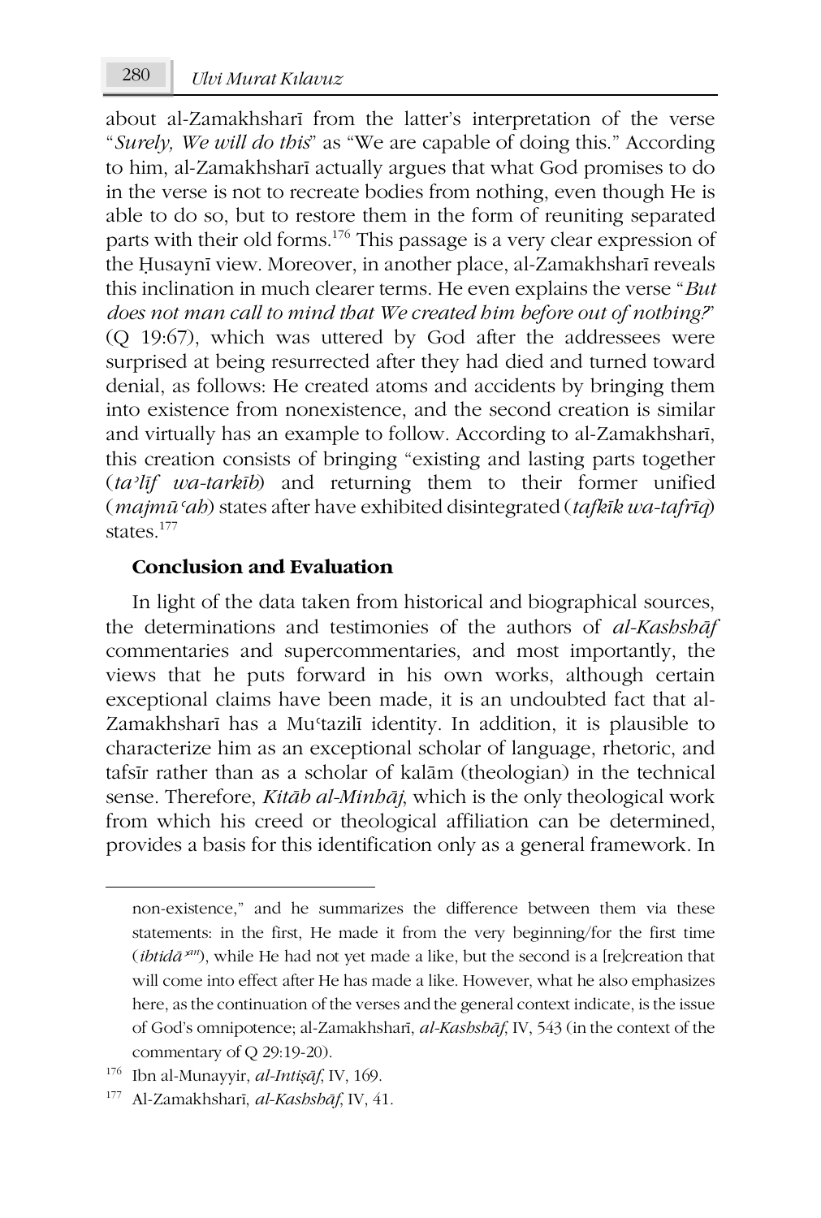about al-Zamakhsharī from the latter's interpretation of the verse "*Surely, We will do this*" as "We are capable of doing this." According to him, al-Zamakhsharī actually argues that what God promises to do in the verse is not to recreate bodies from nothing, even though He is able to do so, but to restore them in the form of reuniting separated parts with their old forms.[176] This passage is a very clear expression of the Ḥusaynī view. Moreover, in another place, al-Zamakhsharī reveals this inclination in much clearer terms. He even explains the verse "*But does not man call to mind that We created him before out of nothing?*" (Q 19:67), which was uttered by God after the addressees were surprised at being resurrected after they had died and turned toward denial, as follows: He created atoms and accidents by bringing them into existence from nonexistence, and the second creation is similar and virtually has an example to follow. According to al-Zamakhsharī, this creation consists of bringing "existing and lasting parts together (*taʾlīf wa-tarkīb*) and returning them to their former unified (*majmūʿah*) states after have exhibited disintegrated (*tafkīk wa-tafrīq*) states.[177]

## Conclusion and Evaluation

In light of the data taken from historical and biographical sources, the determinations and testimonies of the authors of *al-Kashshāf* commentaries and supercommentaries, and most importantly, the views that he puts forward in his own works, although certain exceptional claims have been made, it is an undoubted fact that al-Zamakhsharī has a Muʿtazilī identity. In addition, it is plausible to characterize him as an exceptional scholar of language, rhetoric, and tafsīr rather than as a scholar of kalām (theologian) in the technical sense. Therefore, *Kitāb al-Minhāj*, which is the only theological work from which his creed or theological affiliation can be determined, provides a basis for this identification only as a general framework. In

---

non-existence," and he summarizes the difference between them via these statements: in the first, He made it from the very beginning/for the first time (*ibtidāʾan*), while He had not yet made a like, but the second is a [re]creation that will come into effect after He has made a like. However, what he also emphasizes here, as the continuation of the verses and the general context indicate, is the issue of God's omnipotence; al-Zamakhsharī, *al-Kashshāf*, IV, 543 (in the context of the commentary of Q 29:19-20).

[176] Ibn al-Munayyir, *al-Intiṣāf*, IV, 169.

[177] Al-Zamakhsharī, *al-Kashshāf*, IV, 41.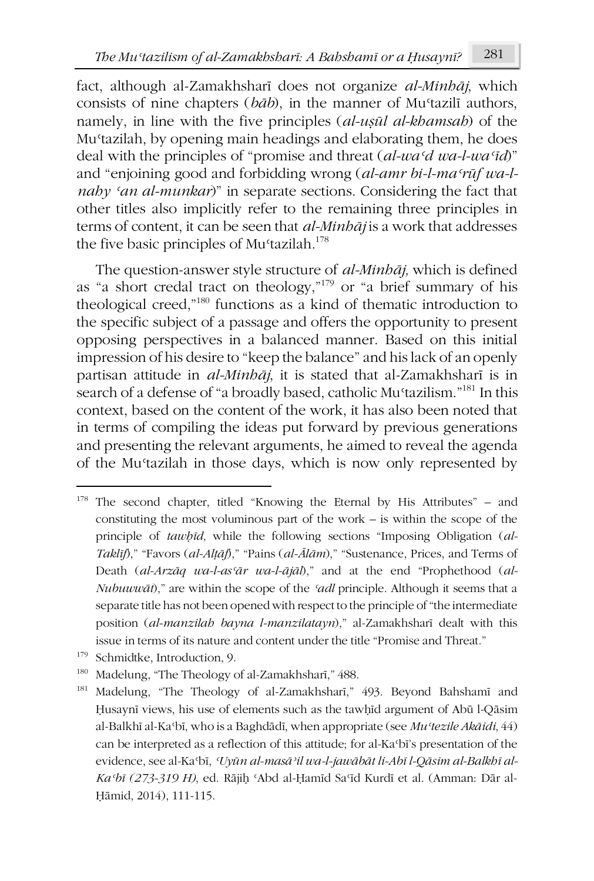fact, although al-Zamakhsharī does not organize *al-Minhāj*, which consists of nine chapters (*bāb*), in the manner of Muʿtazilī authors, namely, in line with the five principles (*al-uṣūl al-khamsah*) of the Muʿtazilah, by opening main headings and elaborating them, he does deal with the principles of "promise and threat (*al-waʿd wa-l-waʿīd*)" and "enjoining good and forbidding wrong (*al-amr bi-l-maʿrūf wa-l-nahy ʿan al-munkar*)" in separate sections. Considering the fact that other titles also implicitly refer to the remaining three principles in terms of content, it can be seen that *al-Minhāj* is a work that addresses the five basic principles of Muʿtazilah.[178]

The question-answer style structure of *al-Minhāj,* which is defined as "a short credal tract on theology,"[179] or "a brief summary of his theological creed,"[180] functions as a kind of thematic introduction to the specific subject of a passage and offers the opportunity to present opposing perspectives in a balanced manner. Based on this initial impression of his desire to "keep the balance" and his lack of an openly partisan attitude in *al-Minhāj*, it is stated that al-Zamakhsharī is in search of a defense of "a broadly based, catholic Muʿtazilism."[181] In this context, based on the content of the work, it has also been noted that in terms of compiling the ideas put forward by previous generations and presenting the relevant arguments, he aimed to reveal the agenda of the Muʿtazilah in those days, which is now only represented by

---

[178] The second chapter, titled "Knowing the Eternal by His Attributes" – and constituting the most voluminous part of the work – is within the scope of the principle of *tawḥīd*, while the following sections "Imposing Obligation (*al-Taklīf*)," "Favors (*al-Alṭāf*)," "Pains (*al-Ālām*)," "Sustenance, Prices, and Terms of Death (*al-Arzāq wa-l-asʿār wa-l-ājāl*)," and at the end "Prophethood (*al-Nubuwwāt*)," are within the scope of the *ʿadl* principle. Although it seems that a separate title has not been opened with respect to the principle of "the intermediate position (*al-manzilah bayna l-manzilatayn*)," al-Zamakhsharī dealt with this issue in terms of its nature and content under the title "Promise and Threat."

[179] Schmidtke, Introduction, 9.

[180] Madelung, "The Theology of al-Zamakhsharī," 488.

[181] Madelung, "The Theology of al-Zamakhsharī," 493. Beyond Bahshamī and Ḥusaynī views, his use of elements such as the tawḥīd argument of Abū l-Qāsim al-Balkhī al-Kaʿbī, who is a Baghdādī, when appropriate (see *Muʿtezile Akāidi*, 44) can be interpreted as a reflection of this attitude; for al-Kaʿbī's presentation of the evidence, see al-Kaʿbī, *ʿUyūn al-masāʾil wa-l-jawābāt li-Abī l-Qāsim al-Balkhī al-Kaʿbī (273-319 H)*, ed. Rājiḥ ʿAbd al-Ḥamīd Saʿīd Kurdī et al. (Amman: Dār al-Ḥāmid, 2014), 111-115.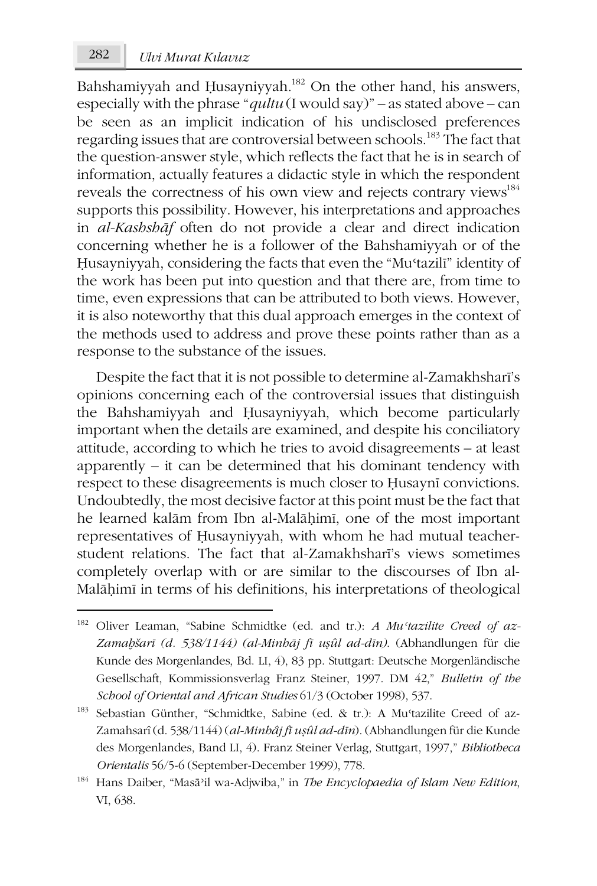Bahshamiyyah and Ḥusayniyyah.[182] On the other hand, his answers, especially with the phrase "*qultu* (I would say)" – as stated above – can be seen as an implicit indication of his undisclosed preferences regarding issues that are controversial between schools.[183] The fact that the question-answer style, which reflects the fact that he is in search of information, actually features a didactic style in which the respondent reveals the correctness of his own view and rejects contrary views[184] supports this possibility. However, his interpretations and approaches in *al-Kashshāf* often do not provide a clear and direct indication concerning whether he is a follower of the Bahshamiyyah or of the Ḥusayniyyah, considering the facts that even the "Muʿtazilī" identity of the work has been put into question and that there are, from time to time, even expressions that can be attributed to both views. However, it is also noteworthy that this dual approach emerges in the context of the methods used to address and prove these points rather than as a response to the substance of the issues.

Despite the fact that it is not possible to determine al-Zamakhsharī's opinions concerning each of the controversial issues that distinguish the Bahshamiyyah and Ḥusayniyyah, which become particularly important when the details are examined, and despite his conciliatory attitude, according to which he tries to avoid disagreements – at least apparently – it can be determined that his dominant tendency with respect to these disagreements is much closer to Ḥusaynī convictions. Undoubtedly, the most decisive factor at this point must be the fact that he learned kalām from Ibn al-Malāḥimī, one of the most important representatives of Ḥusayniyyah, with whom he had mutual teacher-student relations. The fact that al-Zamakhsharī's views sometimes completely overlap with or are similar to the discourses of Ibn al-Malāḥimī in terms of his definitions, his interpretations of theological

---

[182] Oliver Leaman, "Sabine Schmidtke (ed. and tr.): *A Muʿtazilite Creed of az-Zamaḫšarī (d. 538/1144) (al-Minhāj fī uṣûl ad-dīn)*. (Abhandlungen für die Kunde des Morgenlandes, Bd. LI, 4), 83 pp. Stuttgart: Deutsche Morgenländische Gesellschaft, Kommissionsverlag Franz Steiner, 1997. DM 42," *Bulletin of the School of Oriental and African Studies* 61/3 (October 1998), 537.

[183] Sebastian Günther, "Schmidtke, Sabine (ed. & tr.): A Muʿtazilite Creed of az-Zamahsarî (d. 538/1144) (*al-Minhâj fī uṣûl ad-dīn*). (Abhandlungen für die Kunde des Morgenlandes, Band LI, 4). Franz Steiner Verlag, Stuttgart, 1997," *Bibliotheca Orientalis* 56/5-6 (September-December 1999), 778.

[184] Hans Daiber, "Masāʾil wa-Adjwiba," in *The Encyclopaedia of Islam New Edition*, VI, 638.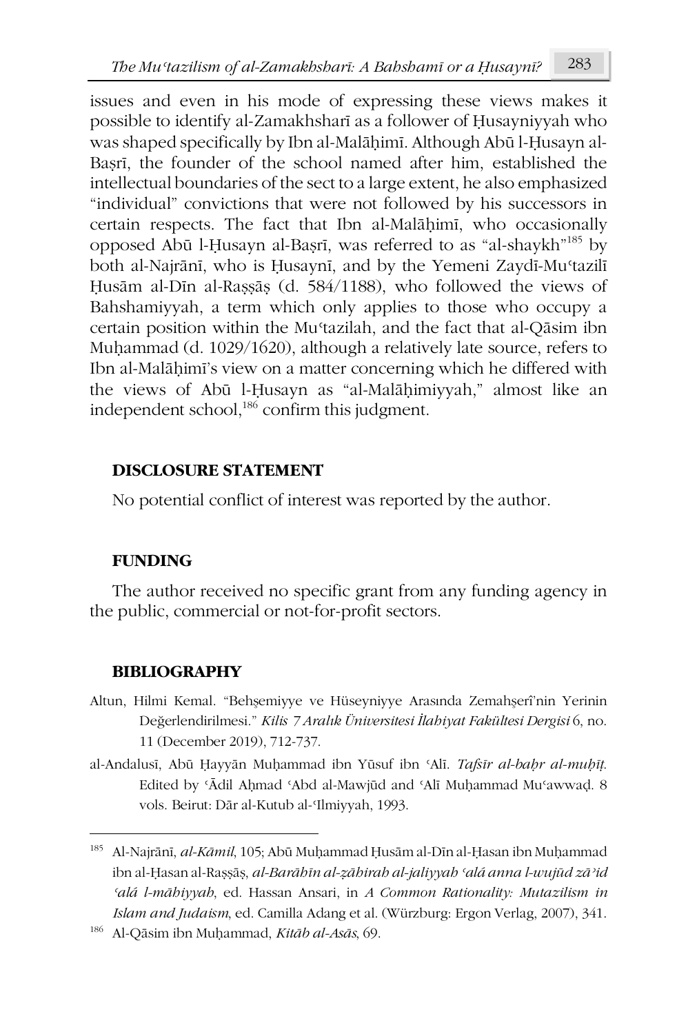issues and even in his mode of expressing these views makes it possible to identify al-Zamakhsharī as a follower of Ḥusayniyyah who was shaped specifically by Ibn al-Malāḥimī. Although Abū l-Ḥusayn al-Baṣrī, the founder of the school named after him, established the intellectual boundaries of the sect to a large extent, he also emphasized "individual" convictions that were not followed by his successors in certain respects. The fact that Ibn al-Malāḥimī, who occasionally opposed Abū l-Ḥusayn al-Baṣrī, was referred to as "al-shaykh"[185] by both al-Najrānī, who is Ḥusaynī, and by the Yemeni Zaydī-Muʿtazilī Ḥusām al-Dīn al-Raṣṣāṣ (d. 584/1188), who followed the views of Bahshamiyyah, a term which only applies to those who occupy a certain position within the Muʿtazilah, and the fact that al-Qāsim ibn Muḥammad (d. 1029/1620), although a relatively late source, refers to Ibn al-Malāḥimī's view on a matter concerning which he differed with the views of Abū l-Ḥusayn as "al-Malāḥimiyyah," almost like an independent school,[186] confirm this judgment.

## DISCLOSURE STATEMENT

No potential conflict of interest was reported by the author.

## FUNDING

The author received no specific grant from any funding agency in the public, commercial or not-for-profit sectors.

## BIBLIOGRAPHY

Altun, Hilmi Kemal. "Behşemiyye ve Hüseyniyye Arasında Zemahşerî'nin Yerinin Değerlendirilmesi." *Kilis 7 Aralık Üniversitesi İlahiyat Fakültesi Dergisi* 6, no. 11 (December 2019), 712-737.

al-Andalusī, Abū Ḥayyān Muḥammad ibn Yūsuf ibn ʿAlī. *Tafsīr al-baḥr al-muḥīṭ*. Edited by ʿĀdil Aḥmad ʿAbd al-Mawjūd and ʿAlī Muḥammad Muʿawwaḍ. 8 vols. Beirut: Dār al-Kutub al-ʿIlmiyyah, 1993.

---

[185] Al-Najrānī, *al-Kāmil*, 105; Abū Muḥammad Ḥusām al-Dīn al-Ḥasan ibn Muḥammad ibn al-Ḥasan al-Raṣṣāṣ, *al-Barāhīn al-ẓāhirah al-jaliyyah ʿalá anna l-wujūd zāʾid ʿalá l-māhiyyah*, ed. Hassan Ansari, in *A Common Rationality: Mutazilism in Islam and Judaism*, ed. Camilla Adang et al. (Würzburg: Ergon Verlag, 2007), 341.

[186] Al-Qāsim ibn Muḥammad, *Kitāb al-Asās*, 69.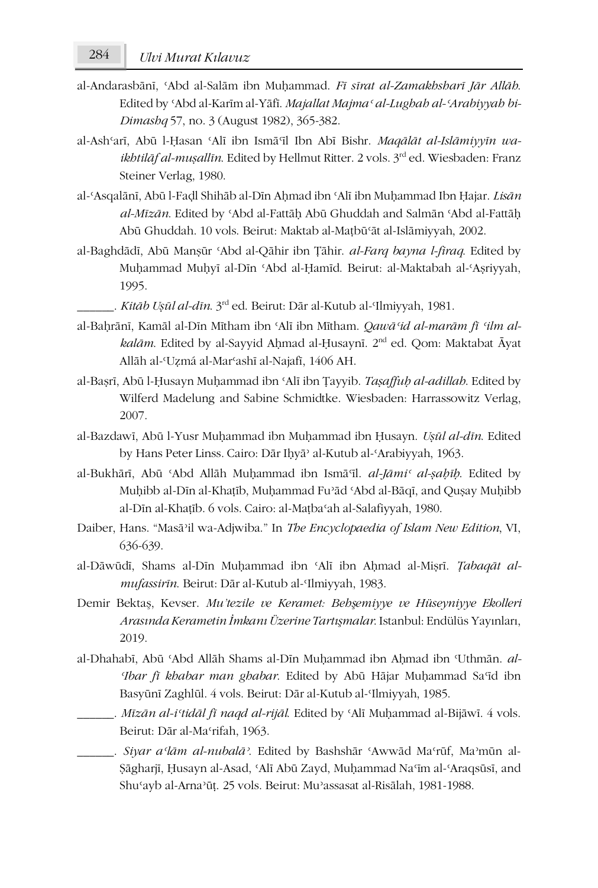al-Andarasbānī, ʿAbd al-Salām ibn Muḥammad. *Fī sīrat al-Zamakhsharī Jār Allāh*. Edited by ʿAbd al-Karīm al-Yāfī. *Majallat Majmaʿ al-Lughah al-ʿArabiyyah bi-Dimashq* 57, no. 3 (August 1982), 365-382.

al-Ashʿarī, Abū l-Ḥasan ʿAlī ibn Ismāʿīl Ibn Abī Bishr. *Maqālāt al-Islāmiyyīn wa-ikhtilāf al-muṣallīn*. Edited by Hellmut Ritter. 2 vols. 3rd ed. Wiesbaden: Franz Steiner Verlag, 1980.

al-ʿAsqalānī, Abū l-Faḍl Shihāb al-Dīn Aḥmad ibn ʿAlī ibn Muḥammad Ibn Ḥajar. *Lisān al-Mīzān*. Edited by ʿAbd al-Fattāḥ Abū Ghuddah and Salmān ʿAbd al-Fattāḥ Abū Ghuddah. 10 vols. Beirut: Maktab al-Maṭbūʿāt al-Islāmiyyah, 2002.

al-Baghdādī, Abū Manṣūr ʿAbd al-Qāhir ibn Ṭāhir. *al-Farq bayna l-firaq*. Edited by Muḥammad Muḥyī al-Dīn ʿAbd al-Ḥamīd. Beirut: al-Maktabah al-ʿAṣriyyah, 1995.

______. *Kitāb Uṣūl al-dīn*. 3rd ed. Beirut: Dār al-Kutub al-ʿIlmiyyah, 1981.

al-Baḥrānī, Kamāl al-Dīn Mītham ibn ʿAlī ibn Mītham. *Qawāʿid al-marām fī ʿilm al-kalām*. Edited by al-Sayyid Aḥmad al-Ḥusaynī. 2nd ed. Qom: Maktabat Āyat Allāh al-ʿUẓmá al-Marʿashī al-Najafī, 1406 AH.

al-Baṣrī, Abū l-Ḥusayn Muḥammad ibn ʿAlī ibn Ṭayyib. *Taṣaffuḥ al-adillah*. Edited by Wilferd Madelung and Sabine Schmidtke. Wiesbaden: Harrassowitz Verlag, 2007.

al-Bazdawī, Abū l-Yusr Muḥammad ibn Muḥammad ibn Ḥusayn. *Uṣūl al-dīn*. Edited by Hans Peter Linss. Cairo: Dār Iḥyāʾ al-Kutub al-ʿArabiyyah, 1963.

al-Bukhārī, Abū ʿAbd Allāh Muḥammad ibn Ismāʿīl. *al-Jāmiʿ al-ṣaḥīḥ*. Edited by Muḥibb al-Dīn al-Khaṭīb, Muḥammad Fuʾād ʿAbd al-Bāqī, and Quṣay Muḥibb al-Dīn al-Khaṭīb. 6 vols. Cairo: al-Maṭbaʿah al-Salafiyyah, 1980.

Daiber, Hans. "Masāʾil wa-Adjwiba." In *The Encyclopaedia of Islam New Edition*, VI, 636-639.

al-Dāwūdī, Shams al-Dīn Muḥammad ibn ʿAlī ibn Aḥmad al-Miṣrī. *Ṭabaqāt al-mufassirīn*. Beirut: Dār al-Kutub al-ʿIlmiyyah, 1983.

Demir Bektaş, Kevser. *Mu'tezile ve Keramet: Behşemiyye ve Hüseyniyye Ekolleri Arasında Kerametin İmkanı Üzerine Tartışmalar*. Istanbul: Endülüs Yayınları, 2019.

al-Dhahabī, Abū ʿAbd Allāh Shams al-Dīn Muḥammad ibn Aḥmad ibn ʿUthmān. *al-ʿIbar fī khabar man ghabar*. Edited by Abū Hājar Muḥammad Saʿīd ibn Basyūnī Zaghlūl. 4 vols. Beirut: Dār al-Kutub al-ʿIlmiyyah, 1985.

______. *Mīzān al-iʿtidāl fī naqd al-rijāl*. Edited by ʿAlī Muḥammad al-Bijāwī. 4 vols. Beirut: Dār al-Maʿrifah, 1963.

______. *Siyar aʿlām al-nubalāʾ*. Edited by Bashshār ʿAwwād Maʿrūf, Maʾmūn al-Ṣāgharjī, Ḥusayn al-Asad, ʿAlī Abū Zayd, Muḥammad Naʿīm al-ʿAraqsūsī, and Shuʿayb al-Arnaʾūṭ. 25 vols. Beirut: Muʾassasat al-Risālah, 1981-1988.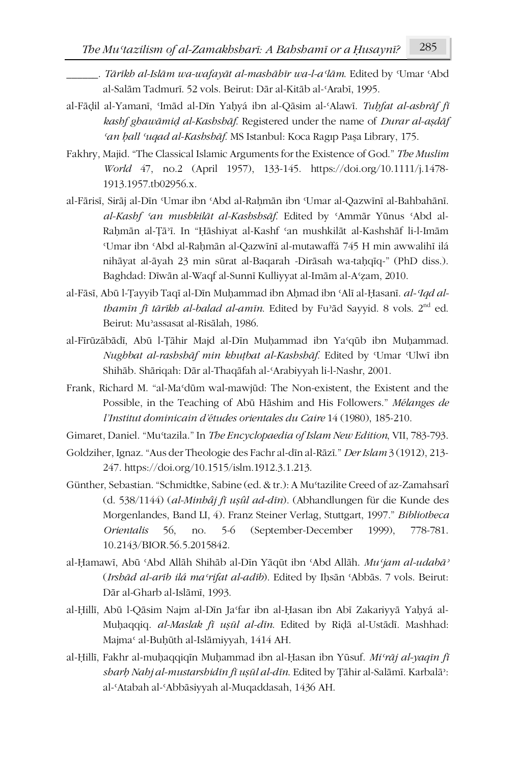______. *Tārīkh al-Islām wa-wafayāt al-mashāhīr wa-l-aʿlām*. Edited by ʿUmar ʿAbd al-Salām Tadmurī. 52 vols. Beirut: Dār al-Kitāb al-ʿArabī, 1995.

al-Fāḍil al-Yamanī, ʿImād al-Dīn Yaḥyá ibn al-Qāsim al-ʿAlawī. *Tuḥfat al-ashrāf fī kashf ghawāmiḍ al-Kashshāf*. Registered under the name of *Durar al-aṣdāf ʿan ḥall ʿuqad al-Kashshāf*. MS Istanbul: Koca Ragıp Paşa Library, 175.

Fakhry, Majid. "The Classical Islamic Arguments for the Existence of God." *The Muslim World* 47, no.2 (April 1957), 133-145. https://doi.org/10.1111/j.1478-1913.1957.tb02956.x.

al-Fārisī, Sirāj al-Dīn ʿUmar ibn ʿAbd al-Raḥmān ibn ʿUmar al-Qazwīnī al-Bahbahānī. *al-Kashf ʿan mushkilāt al-Kashshsāf*. Edited by ʿAmmār Yūnus ʿAbd al-Raḥmān al-Ṭāʾī. In "Ḥāshiyat al-Kashf ʿan mushkilāt al-Kashshāf li-l-Imām ʿUmar ibn ʿAbd al-Raḥmān al-Qazwīnī al-mutawaffá 745 H min awwalihī ilá nihāyat al-āyah 23 min sūrat al-Baqarah -Dirāsah wa-taḥqīq-" (PhD diss.). Baghdad: Dīwān al-Waqf al-Sunnī Kulliyyat al-Imām al-Aʿẓam, 2010.

al-Fāsī, Abū l-Ṭayyib Taqī al-Dīn Muḥammad ibn Aḥmad ibn ʿAlī al-Ḥasanī. *al-ʿIqd al-thamīn fī tārīkh al-balad al-amīn*. Edited by Fuʾād Sayyid. 8 vols. 2nd ed. Beirut: Muʾassasat al-Risālah, 1986.

al-Fīrūzābādī, Abū l-Ṭāhir Majd al-Dīn Muḥammad ibn Yaʿqūb ibn Muḥammad. *Nughbat al-rashshāf min khuṭbat al-Kashshāf*. Edited by ʿUmar ʿUlwī ibn Shihāb. Shāriqah: Dār al-Thaqāfah al-ʿArabiyyah li-l-Nashr, 2001.

Frank, Richard M. "al-Maʿdūm wal-mawjūd: The Non-existent, the Existent and the Possible, in the Teaching of Abū Hāshim and His Followers." *Mélanges de l'Institut dominicain d'études orientales du Caire* 14 (1980), 185-210.

Gimaret, Daniel. "Muʿtazila." In *The Encyclopaedia of Islam New Edition*, VII, 783-793.

Goldziher, Ignaz. "Aus der Theologie des Fachr al-dīn al-Rāzī." *Der Islam* 3 (1912), 213-247. https://doi.org/10.1515/islm.1912.3.1.213.

Günther, Sebastian. "Schmidtke, Sabine (ed. & tr.): A Muʿtazilite Creed of az-Zamahsarî (d. 538/1144) (*al-Minhâj fî uṣûl ad-dīn*). (Abhandlungen für die Kunde des Morgenlandes, Band LI, 4). Franz Steiner Verlag, Stuttgart, 1997." *Bibliotheca Orientalis* 56, no. 5-6 (September-December 1999), 778-781. 10.2143/BIOR.56.5.2015842.

al-Ḥamawī, Abū ʿAbd Allāh Shihāb al-Dīn Yāqūt ibn ʿAbd Allāh. *Muʿjam al-udabāʾ* (*Irshād al-arīb ilá maʿrifat al-adīb*). Edited by Iḥsān ʿAbbās. 7 vols. Beirut: Dār al-Gharb al-Islāmī, 1993.

al-Ḥillī, Abū l-Qāsim Najm al-Dīn Jaʿfar ibn al-Ḥasan ibn Abī Zakariyyā Yaḥyá al-Muḥaqqiq. *al-Maslak fī uṣūl al-dīn*. Edited by Riḍā al-Ustādī. Mashhad: Majmaʿ al-Buḥūth al-Islāmiyyah, 1414 AH.

al-Ḥillī, Fakhr al-muḥaqqiqīn Muḥammad ibn al-Ḥasan ibn Yūsuf. *Miʿrāj al-yaqīn fī sharḥ Nahj al-mustarshidīn fī uṣūl al-dīn*. Edited by Ṭāhir al-Salāmī. Karbalāʾ: al-ʿAtabah al-ʿAbbāsiyyah al-Muqaddasah, 1436 AH.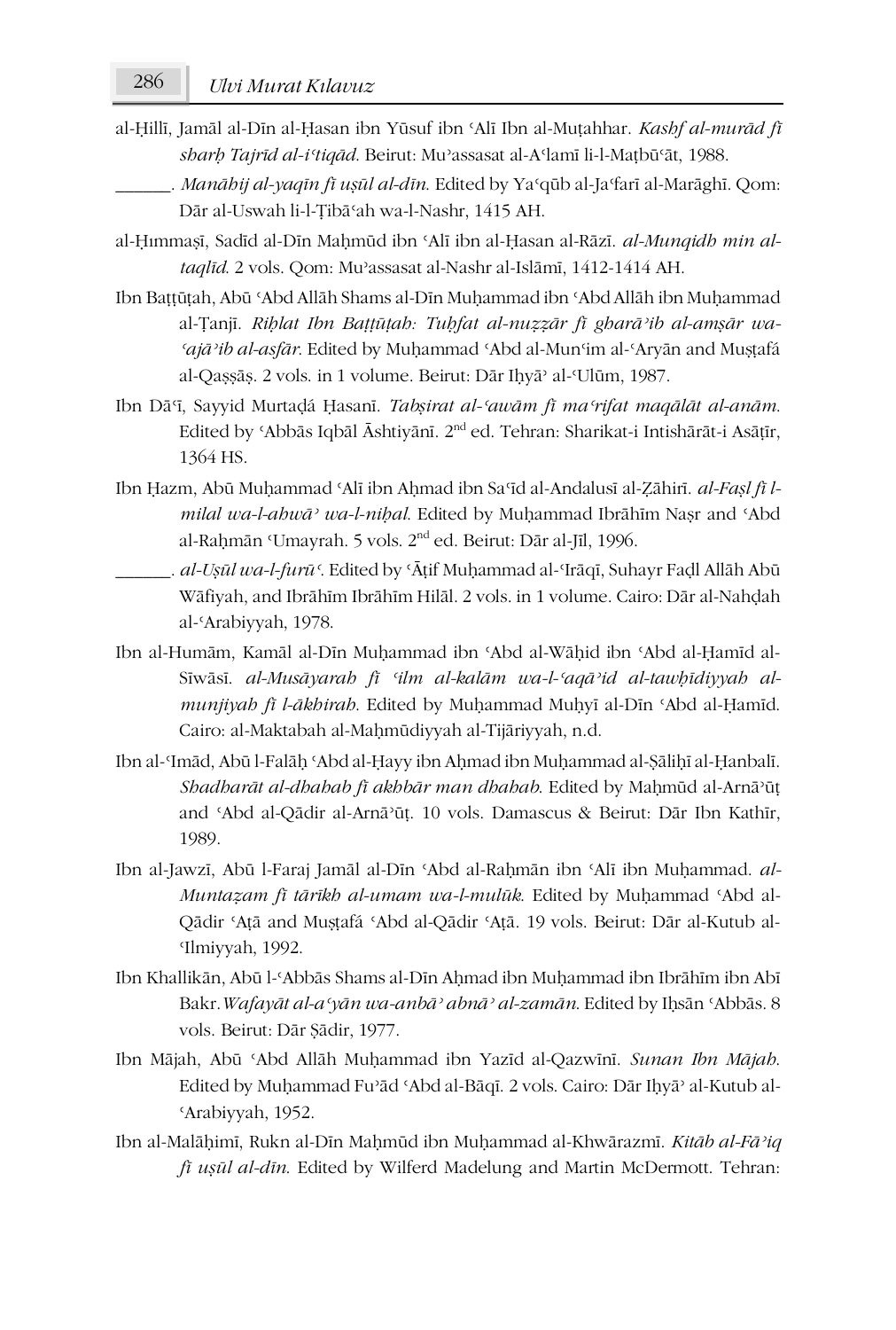al-Ḥillī, Jamāl al-Dīn al-Ḥasan ibn Yūsuf ibn ʿAlī Ibn al-Muṭahhar. *Kashf al-murād fī sharḥ Tajrīd al-iʿtiqād*. Beirut: Muʾassasat al-Aʿlamī li-l-Maṭbūʿāt, 1988.

______. *Manāhij al-yaqīn fī uṣūl al-dīn*. Edited by Yaʿqūb al-Jaʿfarī al-Marāghī. Qom: Dār al-Uswah li-l-Ṭibāʿah wa-l-Nashr, 1415 AH.

al-Ḥımmaṣī, Sadīd al-Dīn Maḥmūd ibn ʿAlī ibn al-Ḥasan al-Rāzī. *al-Munqidh min al-taqlīd*. 2 vols. Qom: Muʾassasat al-Nashr al-Islāmī, 1412-1414 AH.

Ibn Baṭṭūṭah, Abū ʿAbd Allāh Shams al-Dīn Muḥammad ibn ʿAbd Allāh ibn Muḥammad al-Ṭanjī. *Riḥlat Ibn Baṭṭūṭah: Tuḥfat al-nuẓẓār fī gharāʾib al-amṣār wa-ʿajāʾib al-asfār*. Edited by Muḥammad ʿAbd al-Munʿim al-ʿAryān and Muṣṭafá al-Qaṣṣāṣ. 2 vols. in 1 volume. Beirut: Dār Iḥyāʾ al-ʿUlūm, 1987.

Ibn Dāʿī, Sayyid Murtaḍá Ḥasanī. *Tabṣirat al-ʿawām fī maʿrifat maqālāt al-anām*. Edited by ʿAbbās Iqbāl Āshtiyānī. 2nd ed. Tehran: Sharikat-i Intishārāt-i Asāṭīr, 1364 HS.

Ibn Ḥazm, Abū Muḥammad ʿAlī ibn Aḥmad ibn Saʿīd al-Andalusī al-Ẓāhirī. *al-Faṣl fī l-milal wa-l-ahwāʾ wa-l-niḥal*. Edited by Muḥammad Ibrāhīm Naṣr and ʿAbd al-Raḥmān ʿUmayrah. 5 vols. 2nd ed. Beirut: Dār al-Jīl, 1996.

______. *al-Uṣūl wa-l-furūʿ*. Edited by ʿĀṭif Muḥammad al-ʿIrāqī, Suhayr Faḍl Allāh Abū Wāfiyah, and Ibrāhīm Ibrāhīm Hilāl. 2 vols. in 1 volume. Cairo: Dār al-Nahḍah al-ʿArabiyyah, 1978.

Ibn al-Humām, Kamāl al-Dīn Muḥammad ibn ʿAbd al-Wāḥid ibn ʿAbd al-Ḥamīd al-Sīwāsī. *al-Musāyarah fī ʿilm al-kalām wa-l-ʿaqāʾid al-tawḥīdiyyah al-munjiyah fī l-ākhirah*. Edited by Muḥammad Muḥyī al-Dīn ʿAbd al-Ḥamīd. Cairo: al-Maktabah al-Maḥmūdiyyah al-Tijāriyyah, n.d.

Ibn al-ʿImād, Abū l-Falāḥ ʿAbd al-Ḥayy ibn Aḥmad ibn Muḥammad al-Ṣāliḥī al-Ḥanbalī. *Shadharāt al-dhahab fī akhbār man dhahab*. Edited by Maḥmūd al-Arnāʾūṭ and ʿAbd al-Qādir al-Arnāʾūṭ. 10 vols. Damascus & Beirut: Dār Ibn Kathīr, 1989.

Ibn al-Jawzī, Abū l-Faraj Jamāl al-Dīn ʿAbd al-Raḥmān ibn ʿAlī ibn Muḥammad. *al-Muntaẓam fī tārīkh al-umam wa-l-mulūk*. Edited by Muḥammad ʿAbd al-Qādir ʿAṭā and Muṣṭafá ʿAbd al-Qādir ʿAṭā. 19 vols. Beirut: Dār al-Kutub al-ʿIlmiyyah, 1992.

Ibn Khallikān, Abū l-ʿAbbās Shams al-Dīn Aḥmad ibn Muḥammad ibn Ibrāhīm ibn Abī Bakr. *Wafayāt al-aʿyān wa-anbāʾ abnāʾ al-zamān*. Edited by Iḥsān ʿAbbās. 8 vols. Beirut: Dār Ṣādir, 1977.

Ibn Mājah, Abū ʿAbd Allāh Muḥammad ibn Yazīd al-Qazwīnī. *Sunan Ibn Mājah*. Edited by Muḥammad Fuʾād ʿAbd al-Bāqī. 2 vols. Cairo: Dār Iḥyāʾ al-Kutub al-ʿArabiyyah, 1952.

Ibn al-Malāḥimī, Rukn al-Dīn Maḥmūd ibn Muḥammad al-Khwārazmī. *Kitāb al-Fāʾiq fī uṣūl al-dīn*. Edited by Wilferd Madelung and Martin McDermott. Tehran: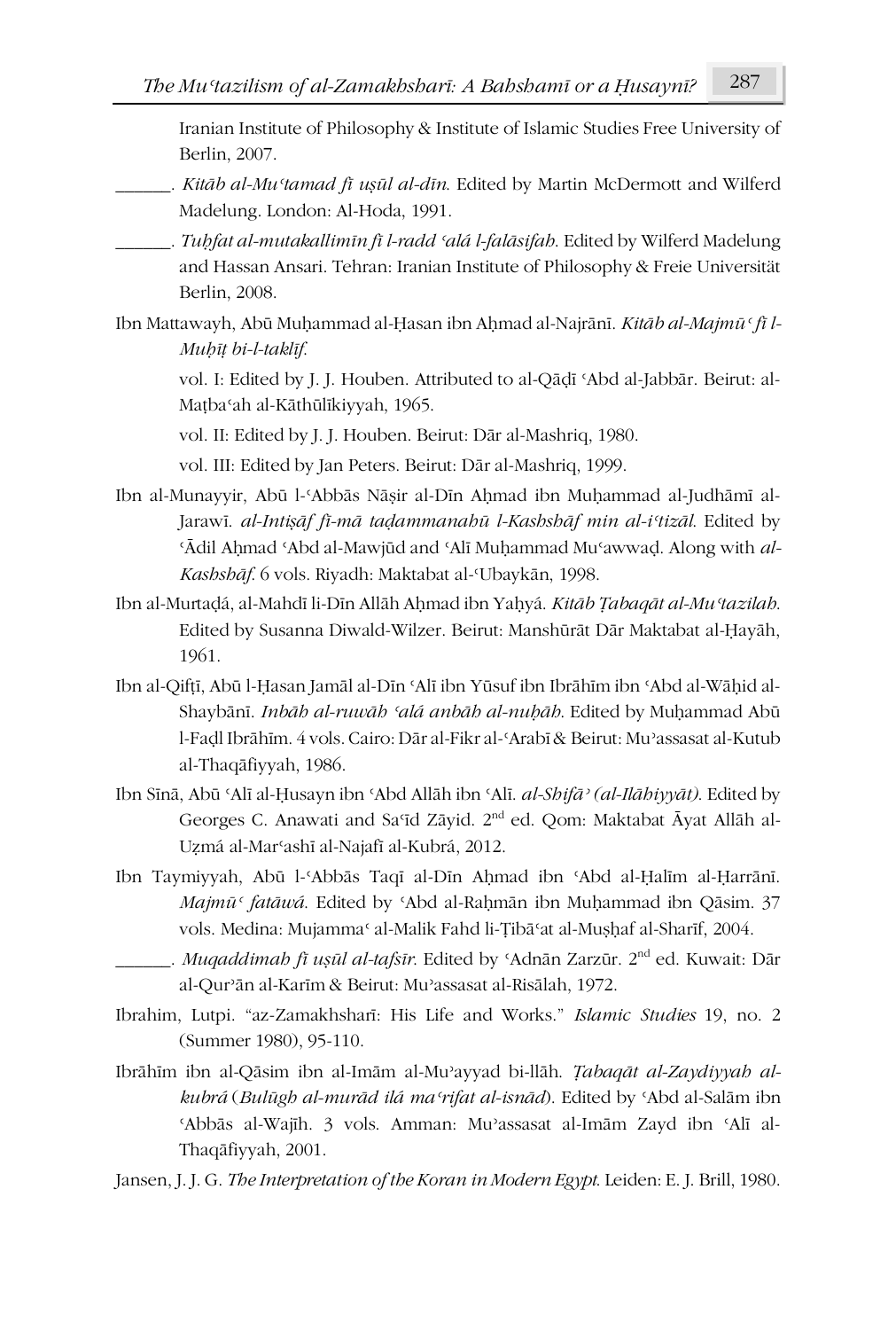Iranian Institute of Philosophy & Institute of Islamic Studies Free University of Berlin, 2007.

______. *Kitāb al-Muʿtamad fī uṣūl al-dīn*. Edited by Martin McDermott and Wilferd Madelung. London: Al-Hoda, 1991.

______. *Tuḥfat al-mutakallimīn fī l-radd ʿalá l-falāsifah*. Edited by Wilferd Madelung and Hassan Ansari. Tehran: Iranian Institute of Philosophy & Freie Universität Berlin, 2008.

Ibn Mattawayh, Abū Muḥammad al-Ḥasan ibn Aḥmad al-Najrānī. *Kitāb al-Majmūʿ fī l-Muḥīṭ bi-l-taklīf*.

vol. I: Edited by J. J. Houben. Attributed to al-Qāḍī ʿAbd al-Jabbār. Beirut: al-Maṭbaʿah al-Kāthūlīkiyyah, 1965.

vol. II: Edited by J. J. Houben. Beirut: Dār al-Mashriq, 1980.

vol. III: Edited by Jan Peters. Beirut: Dār al-Mashriq, 1999.

Ibn al-Munayyir, Abū l-ʿAbbās Nāṣir al-Dīn Aḥmad ibn Muḥammad al-Judhāmī al-Jarawī. *al-Intiṣāf fī-mā taḍammanahū l-Kashshāf min al-iʿtizāl*. Edited by ʿĀdil Aḥmad ʿAbd al-Mawjūd and ʿAlī Muḥammad Muʿawwaḍ. Along with *al-Kashshāf*. 6 vols. Riyadh: Maktabat al-ʿUbaykān, 1998.

Ibn al-Murtaḍá, al-Mahdī li-Dīn Allāh Aḥmad ibn Yaḥyá. *Kitāb Ṭabaqāt al-Muʿtazilah*. Edited by Susanna Diwald-Wilzer. Beirut: Manshūrāt Dār Maktabat al-Ḥayāh, 1961.

Ibn al-Qifṭī, Abū l-Ḥasan Jamāl al-Dīn ʿAlī ibn Yūsuf ibn Ibrāhīm ibn ʿAbd al-Wāḥid al-Shaybānī. *Inbāh al-ruwāh ʿalá anbāh al-nuḥāh*. Edited by Muḥammad Abū l-Faḍl Ibrāhīm. 4 vols. Cairo: Dār al-Fikr al-ʿArabī & Beirut: Muʾassasat al-Kutub al-Thaqāfiyyah, 1986.

Ibn Sīnā, Abū ʿAlī al-Ḥusayn ibn ʿAbd Allāh ibn ʿAlī. *al-Shifāʾ (al-Ilāhiyyāt)*. Edited by Georges C. Anawati and Saʿīd Zāyid. 2nd ed. Qom: Maktabat Āyat Allāh al-Uẓmá al-Marʿashī al-Najafī al-Kubrá, 2012.

Ibn Taymiyyah, Abū l-ʿAbbās Taqī al-Dīn Aḥmad ibn ʿAbd al-Ḥalīm al-Ḥarrānī. *Majmūʿ fatāwá*. Edited by ʿAbd al-Raḥmān ibn Muḥammad ibn Qāsim. 37 vols. Medina: Mujammaʿ al-Malik Fahd li-Ṭibāʿat al-Muṣḥaf al-Sharīf, 2004.

______. *Muqaddimah fī uṣūl al-tafsīr*. Edited by ʿAdnān Zarzūr. 2nd ed. Kuwait: Dār al-Qurʾān al-Karīm & Beirut: Muʾassasat al-Risālah, 1972.

Ibrahim, Lutpi. "az-Zamakhsharī: His Life and Works." *Islamic Studies* 19, no. 2 (Summer 1980), 95-110.

Ibrāhīm ibn al-Qāsim ibn al-Imām al-Muʾayyad bi-llāh. *Ṭabaqāt al-Zaydiyyah al-kubrá* (*Bulūgh al-murād ilá maʿrifat al-isnād*). Edited by ʿAbd al-Salām ibn ʿAbbās al-Wajīh. 3 vols. Amman: Muʾassasat al-Imām Zayd ibn ʿAlī al-Thaqāfiyyah, 2001.

Jansen, J. J. G. *The Interpretation of the Koran in Modern Egypt*. Leiden: E. J. Brill, 1980.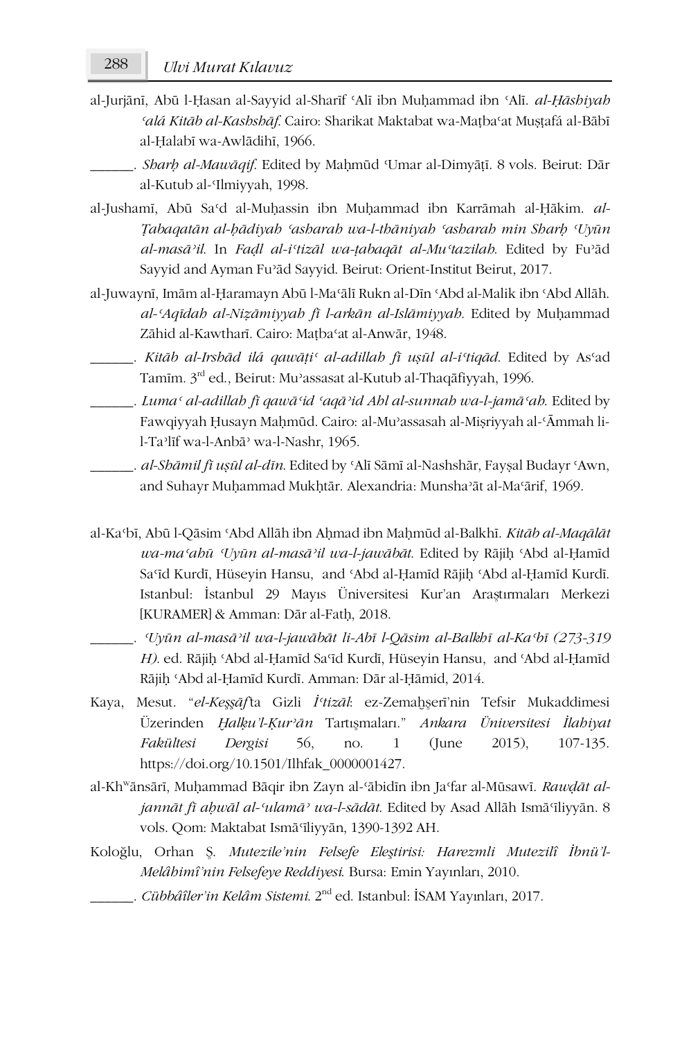al-Jurjānī, Abū l-Ḥasan al-Sayyid al-Sharīf ʿAlī ibn Muḥammad ibn ʿAlī. *al-Ḥāshiyah ʿalá Kitāb al-Kashshāf*. Cairo: Sharikat Maktabat wa-Maṭbaʿat Muṣṭafá al-Bābī al-Ḥalabī wa-Awlādihī, 1966.

______. *Sharḥ al-Mawāqif*. Edited by Maḥmūd ʿUmar al-Dimyāṭī. 8 vols. Beirut: Dār al-Kutub al-ʿIlmiyyah, 1998.

al-Jushamī, Abū Saʿd al-Muḥassin ibn Muḥammad ibn Karrāmah al-Ḥākim. *al-Ṭabaqatān al-ḥādiyah ʿasharah wa-l-thāniyah ʿasharah min Sharḥ ʿUyūn al-masāʾil*. In *Faḍl al-iʿtizāl wa-ṭabaqāt al-Muʿtazilah*. Edited by Fuʾād Sayyid and Ayman Fuʾād Sayyid. Beirut: Orient-Institut Beirut, 2017.

al-Juwaynī, Imām al-Ḥaramayn Abū l-Maʿālī Rukn al-Dīn ʿAbd al-Malik ibn ʿAbd Allāh. *al-ʿAqīdah al-Niẓāmiyyah fī l-arkān al-Islāmiyyah*. Edited by Muḥammad Zāhid al-Kawtharī. Cairo: Maṭbaʿat al-Anwār, 1948.

______. *Kitāb al-Irshād ilá qawāṭiʿ al-adillah fī uṣūl al-iʿtiqād*. Edited by Asʿad Tamīm. 3rd ed., Beirut: Muʾassasat al-Kutub al-Thaqāfiyyah, 1996.

______. *Lumaʿ al-adillah fī qawāʿid ʿaqāʾid Ahl al-sunnah wa-l-jamāʿah*. Edited by Fawqiyyah Ḥusayn Maḥmūd. Cairo: al-Muʾassasah al-Miṣriyyah al-ʿĀmmah li-l-Taʾlīf wa-l-Anbāʾ wa-l-Nashr, 1965.

______. *al-Shāmil fī uṣūl al-dīn*. Edited by ʿAlī Sāmī al-Nashshār, Fayṣal Budayr ʿAwn, and Suhayr Muḥammad Mukhtār. Alexandria: Munshaʾāt al-Maʿārif, 1969.

al-Kaʿbī, Abū l-Qāsim ʿAbd Allāh ibn Aḥmad ibn Maḥmūd al-Balkhī. *Kitāb al-Maqālāt wa-maʿahū ʿUyūn al-masāʾil wa-l-jawābāt*. Edited by Rājiḥ ʿAbd al-Ḥamīd Saʿīd Kurdī, Hüseyin Hansu, and ʿAbd al-Ḥamīd Rājiḥ ʿAbd al-Ḥamīd Kurdī. Istanbul: İstanbul 29 Mayıs Üniversitesi Kur'an Araştırmaları Merkezi [KURAMER] & Amman: Dār al-Fatḥ, 2018.

______. *ʿUyūn al-masāʾil wa-l-jawābāt li-Abī l-Qāsim al-Balkhī al-Kaʿbī (273-319 H)*. ed. Rājiḥ ʿAbd al-Ḥamīd Saʿīd Kurdī, Hüseyin Hansu, and ʿAbd al-Ḥamīd Rājiḥ ʿAbd al-Ḥamīd Kurdī. Amman: Dār al-Ḥāmid, 2014.

Kaya, Mesut. "*el-Keşşāf*'ta Gizli *İʿtizāl*: ez-Zemahşerī'nin Tefsir Mukaddimesi Üzerinden *Ḫalḳu'l-Ḳurʾān* Tartışmaları." *Ankara Üniversitesi İlahiyat Fakültesi Dergisi* 56, no. 1 (June 2015), 107-135. https://doi.org/10.1501/Ilhfak_0000001427.

al-Khʷānsārī, Muḥammad Bāqir ibn Zayn al-ʿābidīn ibn Jaʿfar al-Mūsawī. *Rawḍāt al-jannāt fī aḥwāl al-ʿulamāʾ wa-l-sādāt*. Edited by Asad Allāh Ismāʿīliyyān. 8 vols. Qom: Maktabat Ismāʿīliyyān, 1390-1392 AH.

Koloğlu, Orhan Ş. *Mutezile'nin Felsefe Eleştirisi: Harezmli Mutezilî İbnü'l-Melâhimî'nin Felsefeye Reddiyesi*. Bursa: Emin Yayınları, 2010.

______. *Cübbâîler'in Kelâm Sistemi*. 2nd ed. Istanbul: İSAM Yayınları, 2017.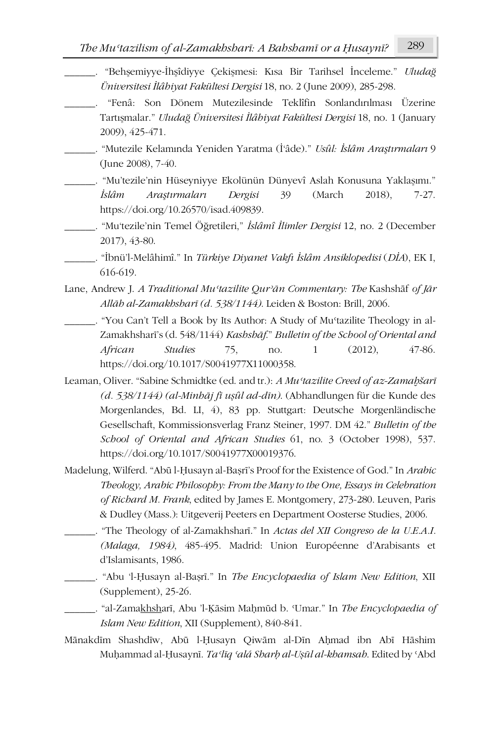______. "Behşemiyye-İhşîdiyye Çekişmesi: Kısa Bir Tarihsel İnceleme." *Uludağ Üniversitesi İlâhiyat Fakültesi Dergisi* 18, no. 2 (June 2009), 285-298.

______. "Fenâ: Son Dönem Mutezilesinde Teklîfin Sonlandırılması Üzerine Tartışmalar." *Uludağ Üniversitesi İlâhiyat Fakültesi Dergisi* 18, no. 1 (January 2009), 425-471.

______. "Mutezile Kelamında Yeniden Yaratma (İ'âde)." *Usûl: İslâm Araştırmaları* 9 (June 2008), 7-40.

______. "Mu'tezile'nin Hüseyniyye Ekolünün Dünyevî Aslah Konusuna Yaklaşımı." *İslâm Araştırmaları Dergisi* 39 (March 2018), 7-27. https://doi.org/10.26570/isad.409839.

______. "Mu'tezile'nin Temel Öğretileri," *İslâmî İlimler Dergisi* 12, no. 2 (December 2017), 43-80.

______. "İbnü'l-Melâhimî." In *Türkiye Diyanet Vakfı İslâm Ansiklopedisi* (*DİA*), EK I, 616-619.

Lane, Andrew J. *A Traditional Muʿtazilite Qurʾān Commentary: The* Kashshāf *of Jār Allāh al-Zamakhsharī (d. 538/1144)*. Leiden & Boston: Brill, 2006.

______. "You Can't Tell a Book by Its Author: A Study of Muʿtazilite Theology in al-Zamakhsharī's (d. 548/1144) *Kashshāf*." *Bulletin of the School of Oriental and African Studies* 75, no. 1 (2012), 47-86. https://doi.org/10.1017/S0041977X11000358.

Leaman, Oliver. "Sabine Schmidtke (ed. and tr.): *A Muʿtazilite Creed of az-Zamaḫšarī (d. 538/1144) (al-Minhāj fī uṣūl ad-dīn)*. (Abhandlungen für die Kunde des Morgenlandes, Bd. LI, 4), 83 pp. Stuttgart: Deutsche Morgenländische Gesellschaft, Kommissionsverlag Franz Steiner, 1997. DM 42." *Bulletin of the School of Oriental and African Studies* 61, no. 3 (October 1998), 537. https://doi.org/10.1017/S0041977X00019376.

Madelung, Wilferd. "Abū l-Ḥusayn al-Baṣrī's Proof for the Existence of God." In *Arabic Theology, Arabic Philosophy: From the Many to the One, Essays in Celebration of Richard M. Frank*, edited by James E. Montgomery, 273-280. Leuven, Paris & Dudley (Mass.): Uitgeverij Peeters en Department Oosterse Studies, 2006.

______. "The Theology of al-Zamakhsharī." In *Actas del XII Congreso de la U.E.A.I. (Malaga, 1984)*, 485-495. Madrid: Union Européenne d'Arabisants et d'Islamisants, 1986.

______. "Abu 'l-Ḥusayn al-Baṣrī." In *The Encyclopaedia of Islam New Edition*, XII (Supplement), 25-26.

______. "al-Zamakhsharī, Abu 'l-Ḳāsim Maḥmūd b. ʿUmar." In *The Encyclopaedia of Islam New Edition*, XII (Supplement), 840-841.

Mānakdīm Shashdīw, Abū l-Ḥusayn Qiwām al-Dīn Aḥmad ibn Abī Hāshim Muḥammad al-Ḥusaynī. *Taʿlīq ʿalá Sharḥ al-Uṣūl al-khamsah*. Edited by ʿAbd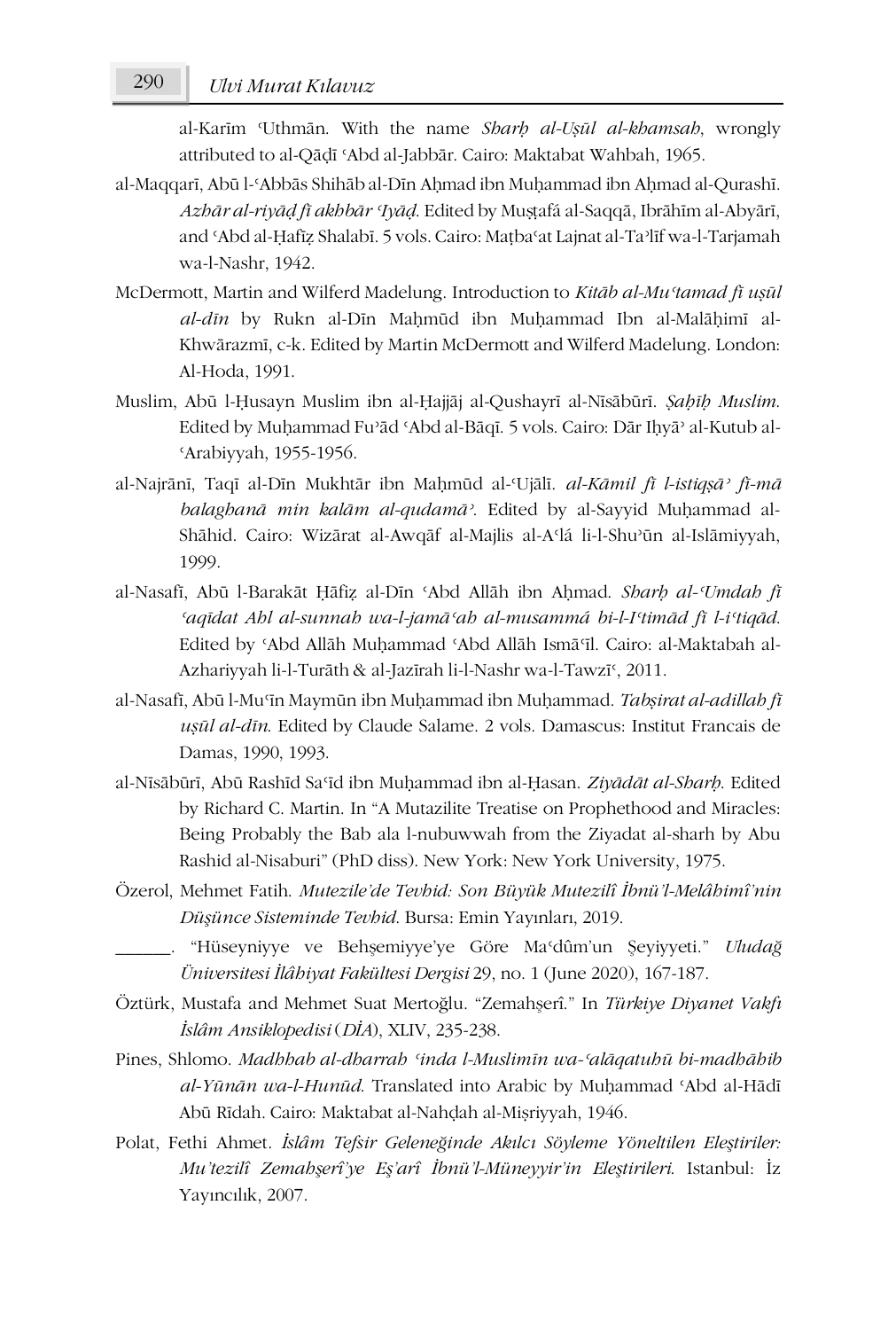al-Karīm ʿUthmān. With the name *Sharḥ al-Uṣūl al-khamsah*, wrongly attributed to al-Qāḍī ʿAbd al-Jabbār. Cairo: Maktabat Wahbah, 1965.

al-Maqqarī, Abū l-ʿAbbās Shihāb al-Dīn Aḥmad ibn Muḥammad ibn Aḥmad al-Qurashī. *Azhār al-riyāḍ fī akhbār ʿIyāḍ*. Edited by Muṣṭafá al-Saqqā, Ibrāhīm al-Abyārī, and ʿAbd al-Ḥafīẓ Shalabī. 5 vols. Cairo: Maṭbaʿat Lajnat al-Taʾlīf wa-l-Tarjamah wa-l-Nashr, 1942.

McDermott, Martin and Wilferd Madelung. Introduction to *Kitāb al-Muʿtamad fī uṣūl al-dīn* by Rukn al-Dīn Maḥmūd ibn Muḥammad Ibn al-Malāḥimī al-Khwārazmī, c-k. Edited by Martin McDermott and Wilferd Madelung. London: Al-Hoda, 1991.

Muslim, Abū l-Ḥusayn Muslim ibn al-Ḥajjāj al-Qushayrī al-Nīsābūrī. *Ṣaḥīḥ Muslim*. Edited by Muḥammad Fuʾād ʿAbd al-Bāqī. 5 vols. Cairo: Dār Iḥyāʾ al-Kutub al-ʿArabiyyah, 1955-1956.

al-Najrānī, Taqī al-Dīn Mukhtār ibn Maḥmūd al-ʿUjālī. *al-Kāmil fī l-istiqṣāʾ fī-mā balaghanā min kalām al-qudamāʾ*. Edited by al-Sayyid Muḥammad al-Shāhid. Cairo: Wizārat al-Awqāf al-Majlis al-Aʿlá li-l-Shuʾūn al-Islāmiyyah, 1999.

al-Nasafī, Abū l-Barakāt Ḥāfiẓ al-Dīn ʿAbd Allāh ibn Aḥmad. *Sharḥ al-ʿUmdah fī ʿaqīdat Ahl al-sunnah wa-l-jamāʿah al-musammá bi-l-Iʿtimād fī l-iʿtiqād*. Edited by ʿAbd Allāh Muḥammad ʿAbd Allāh Ismāʿīl. Cairo: al-Maktabah al-Azhariyyah li-l-Turāth & al-Jazīrah li-l-Nashr wa-l-Tawzīʿ, 2011.

al-Nasafī, Abū l-Muʿīn Maymūn ibn Muḥammad ibn Muḥammad. *Tabṣirat al-adillah fī uṣūl al-dīn*. Edited by Claude Salame. 2 vols. Damascus: Institut Francais de Damas, 1990, 1993.

al-Nīsābūrī, Abū Rashīd Saʿīd ibn Muḥammad ibn al-Ḥasan. *Ziyādāt al-Sharḥ*. Edited by Richard C. Martin. In "A Mutazilite Treatise on Prophethood and Miracles: Being Probably the Bab ala l-nubuwwah from the Ziyadat al-sharh by Abu Rashid al-Nisaburi" (PhD diss). New York: New York University, 1975.

Özerol, Mehmet Fatih. *Mutezile'de Tevhid: Son Büyük Mutezilî İbnü'l-Melâhimî'nin Düşünce Sisteminde Tevhid*. Bursa: Emin Yayınları, 2019.

\_\_\_\_\_\_. "Hüseyniyye ve Behşemiyye'ye Göre Maʿdûm'un Şeyiyyeti." *Uludağ Üniversitesi İlâhiyat Fakültesi Dergisi* 29, no. 1 (June 2020), 167-187.

Öztürk, Mustafa and Mehmet Suat Mertoğlu. "Zemahşerî." In *Türkiye Diyanet Vakfı İslâm Ansiklopedisi* (*DİA*), XLIV, 235-238.

Pines, Shlomo. *Madhhab al-dharrah ʿinda l-Muslimīn wa-ʿalāqatuhū bi-madhāhib al-Yūnān wa-l-Hunūd*. Translated into Arabic by Muḥammad ʿAbd al-Hādī Abū Rīdah. Cairo: Maktabat al-Nahḍah al-Miṣriyyah, 1946.

Polat, Fethi Ahmet. *İslâm Tefsir Geleneğinde Akılcı Söyleme Yöneltilen Eleştiriler: Mu'tezilî Zemahşerî'ye Eş'arî İbnü'l-Müneyyir'in Eleştirileri*. Istanbul: İz Yayıncılık, 2007.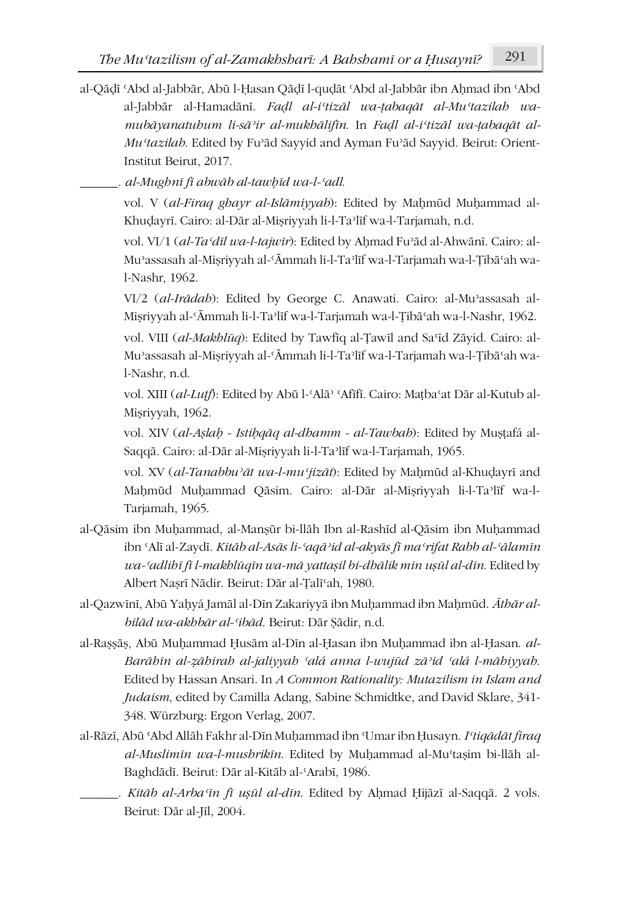al-Qāḍī ʿAbd al-Jabbār, Abū l-Ḥasan Qāḍī l-quḍāt ʿAbd al-Jabbār ibn Aḥmad ibn ʿAbd al-Jabbār al-Hamadānī. *Faḍl al-iʿtizāl wa-ṭabaqāt al-Muʿtazilah wa-mubāyanatuhum li-sāʾir al-mukhālifīn*. In *Faḍl al-iʿtizāl wa-ṭabaqāt al-Muʿtazilah*. Edited by Fuʾād Sayyid and Ayman Fuʾād Sayyid. Beirut: Orient-Institut Beirut, 2017.

______. *al-Mughnī fī abwāb al-tawḥīd wa-l-ʿadl*.

vol. V (*al-Firaq ghayr al-Islāmiyyah*): Edited by Maḥmūd Muḥammad al-Khuḍayrī. Cairo: al-Dār al-Miṣriyyah li-l-Taʾlīf wa-l-Tarjamah, n.d.

vol. VI/1 (*al-Taʿdīl wa-l-tajwīr*): Edited by Aḥmad Fuʾād al-Ahwānī. Cairo: al-Muʾassasah al-Miṣriyyah al-ʿĀmmah li-l-Taʾlīf wa-l-Tarjamah wa-l-Ṭibāʿah wa-l-Nashr, 1962.

VI/2 (*al-Irādah*): Edited by George C. Anawati. Cairo: al-Muʾassasah al-Miṣriyyah al-ʿĀmmah li-l-Taʾlīf wa-l-Tarjamah wa-l-Ṭibāʿah wa-l-Nashr, 1962.

vol. VIII (*al-Makhlūq*): Edited by Tawfīq al-Ṭawīl and Saʿīd Zāyid. Cairo: al-Muʾassasah al-Miṣriyyah al-ʿĀmmah li-l-Taʾlīf wa-l-Tarjamah wa-l-Ṭibāʿah wa-l-Nashr, n.d.

vol. XIII (*al-Luṭf*): Edited by Abū l-ʿAlāʾ ʿAfīfī. Cairo: Maṭbaʿat Dār al-Kutub al-Miṣriyyah, 1962.

vol. XIV (*al-Aṣlaḥ - Istiḥqāq al-dhamm - al-Tawbah*): Edited by Muṣṭafá al-Saqqā. Cairo: al-Dār al-Miṣriyyah li-l-Taʾlīf wa-l-Tarjamah, 1965.

vol. XV (*al-Tanabbuʾāt wa-l-muʿjizāt*): Edited by Maḥmūd al-Khuḍayrī and Maḥmūd Muḥammad Qāsim. Cairo: al-Dār al-Miṣriyyah li-l-Taʾlīf wa-l-Tarjamah, 1965.

al-Qāsim ibn Muḥammad, al-Manṣūr bi-llāh Ibn al-Rashīd al-Qāsim ibn Muḥammad ibn ʿAlī al-Zaydī. *Kitāb al-Asās li-ʿaqāʾid al-akyās fī maʿrifat Rabb al-ʿālamīn wa-ʿadlihī fī l-makhlūqīn wa-mā yattaṣil bi-dhālik min uṣūl al-dīn*. Edited by Albert Naṣrī Nādir. Beirut: Dār al-Ṭalīʿah, 1980.

al-Qazwīnī, Abū Yaḥyá Jamāl al-Dīn Zakariyyā ibn Muḥammad ibn Maḥmūd. *Āthār al-bilād wa-akhbār al-ʿibād*. Beirut: Dār Ṣādir, n.d.

al-Raṣṣāṣ, Abū Muḥammad Ḥusām al-Dīn al-Ḥasan ibn Muḥammad ibn al-Ḥasan. *al-Barāhīn al-ẓāhirah al-jaliyyah ʿalá anna l-wujūd zāʾid ʿalá l-māhiyyah*. Edited by Hassan Ansari. In *A Common Rationality: Mutazilism in Islam and Judaism*, edited by Camilla Adang, Sabine Schmidtke, and David Sklare, 341-348. Würzburg: Ergon Verlag, 2007.

al-Rāzī, Abū ʿAbd Allāh Fakhr al-Dīn Muḥammad ibn ʿUmar ibn Ḥusayn. *Iʿtiqādāt firaq al-Muslimīn wa-l-mushrikīn*. Edited by Muḥammad al-Muʿtaṣim bi-llāh al-Baghdādī. Beirut: Dār al-Kitāb al-ʿArabī, 1986.

______. *Kitāb al-Arbaʿīn fī uṣūl al-dīn*. Edited by Aḥmad Ḥijāzī al-Saqqā. 2 vols. Beirut: Dār al-Jīl, 2004.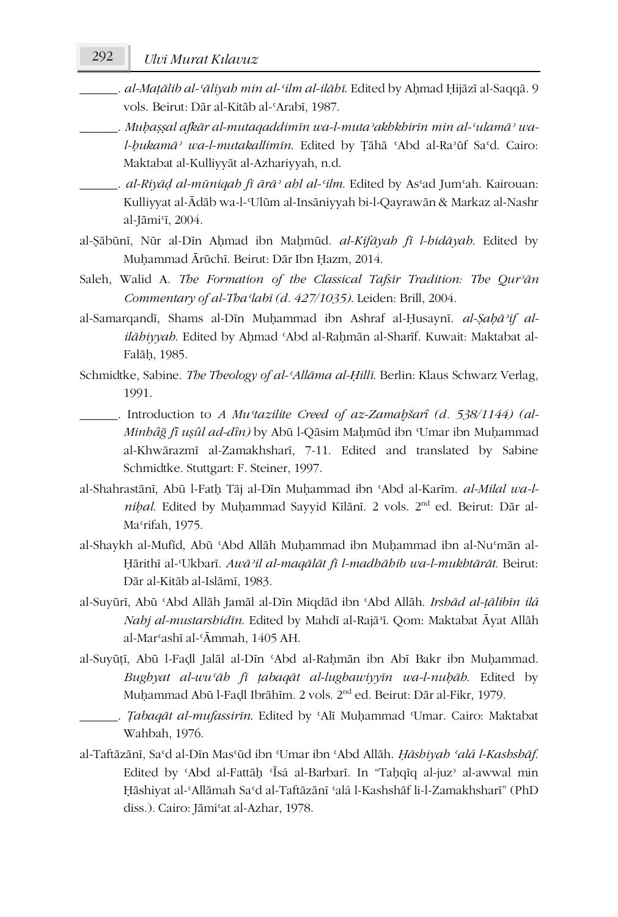______. *al-Maṭālib al-ʿāliyah min al-ʿilm al-ilāhī*. Edited by Aḥmad Ḥijāzī al-Saqqā. 9 vols. Beirut: Dār al-Kitāb al-ʿArabī, 1987.

______. *Muḥaṣṣal afkār al-mutaqaddimīn wa-l-mutaʾakhkhirīn min al-ʿulamāʾ wa-l-ḥukamāʾ wa-l-mutakallimīn*. Edited by Ṭāhā ʿAbd al-Raʾūf Saʿd. Cairo: Maktabat al-Kulliyyāt al-Azhariyyah, n.d.

______. *al-Riyāḍ al-mūniqah fī ārāʾ ahl al-ʿilm*. Edited by Asʿad Jumʿah. Kairouan: Kulliyyat al-Ādāb wa-l-ʿUlūm al-Insāniyyah bi-l-Qayrawān & Markaz al-Nashr al-Jāmiʿī, 2004.

al-Ṣābūnī, Nūr al-Dīn Aḥmad ibn Maḥmūd. *al-Kifāyah fī l-hidāyah*. Edited by Muḥammad Ārūchī. Beirut: Dār Ibn Ḥazm, 2014.

Saleh, Walid A. *The Formation of the Classical Tafsīr Tradition: The Qurʾān Commentary of al-Thaʿlabī (d. 427/1035)*. Leiden: Brill, 2004.

al-Samarqandī, Shams al-Dīn Muḥammad ibn Ashraf al-Ḥusaynī. *al-Ṣaḥāʾif al-ilāhiyyah*. Edited by Aḥmad ʿAbd al-Raḥmān al-Sharīf. Kuwait: Maktabat al-Falāḥ, 1985.

Schmidtke, Sabine. *The Theology of al-ʿAllāma al-Ḥillī*. Berlin: Klaus Schwarz Verlag, 1991.

______. Introduction to *A Muʿtazilite Creed of az-Zamaḫšarî (d. 538/1144) (al-Minhâǧ fî uṣûl ad-dîn)* by Abū l-Qāsim Maḥmūd ibn ʿUmar ibn Muḥammad al-Khwārazmī al-Zamakhsharī, 7-11. Edited and translated by Sabine Schmidtke. Stuttgart: F. Steiner, 1997.

al-Shahrastānī, Abū l-Fatḥ Tāj al-Dīn Muḥammad ibn ʿAbd al-Karīm. *al-Milal wa-l-niḥal*. Edited by Muḥammad Sayyid Kīlānī. 2 vols. 2nd ed. Beirut: Dār al-Maʿrifah, 1975.

al-Shaykh al-Mufīd, Abū ʿAbd Allāh Muḥammad ibn Muḥammad ibn al-Nuʿmān al-Ḥārithī al-ʿUkbarī. *Awāʾil al-maqālāt fī l-madhāhib wa-l-mukhtārāt*. Beirut: Dār al-Kitāb al-Islāmī, 1983.

al-Suyūrī, Abū ʿAbd Allāh Jamāl al-Dīn Miqdād ibn ʿAbd Allāh. *Irshād al-ṭālibīn ilá Nahj al-mustarshidīn*. Edited by Mahdī al-Rajāʾī. Qom: Maktabat Āyat Allāh al-Marʿashī al-ʿĀmmah, 1405 AH.

al-Suyūṭī, Abū l-Faḍl Jalāl al-Dīn ʿAbd al-Raḥmān ibn Abī Bakr ibn Muḥammad. *Bughyat al-wuʿāh fī ṭabaqāt al-lughawiyyīn wa-l-nuḥāh*. Edited by Muḥammad Abū l-Faḍl Ibrāhīm. 2 vols. 2nd ed. Beirut: Dār al-Fikr, 1979.

______. *Ṭabaqāt al-mufassirīn*. Edited by ʿAlī Muḥammad ʿUmar. Cairo: Maktabat Wahbah, 1976.

al-Taftāzānī, Saʿd al-Dīn Masʿūd ibn ʿUmar ibn ʿAbd Allāh. *Ḥāshiyah ʿalá l-Kashshāf*. Edited by ʿAbd al-Fattāḥ ʿĪsá al-Barbarī. In "Taḥqīq al-juzʾ al-awwal min Ḥāshiyat al-ʿAllāmah Saʿd al-Taftāzānī ʿalá l-Kashshāf li-l-Zamakhsharī" (PhD diss.). Cairo: Jāmiʿat al-Azhar, 1978.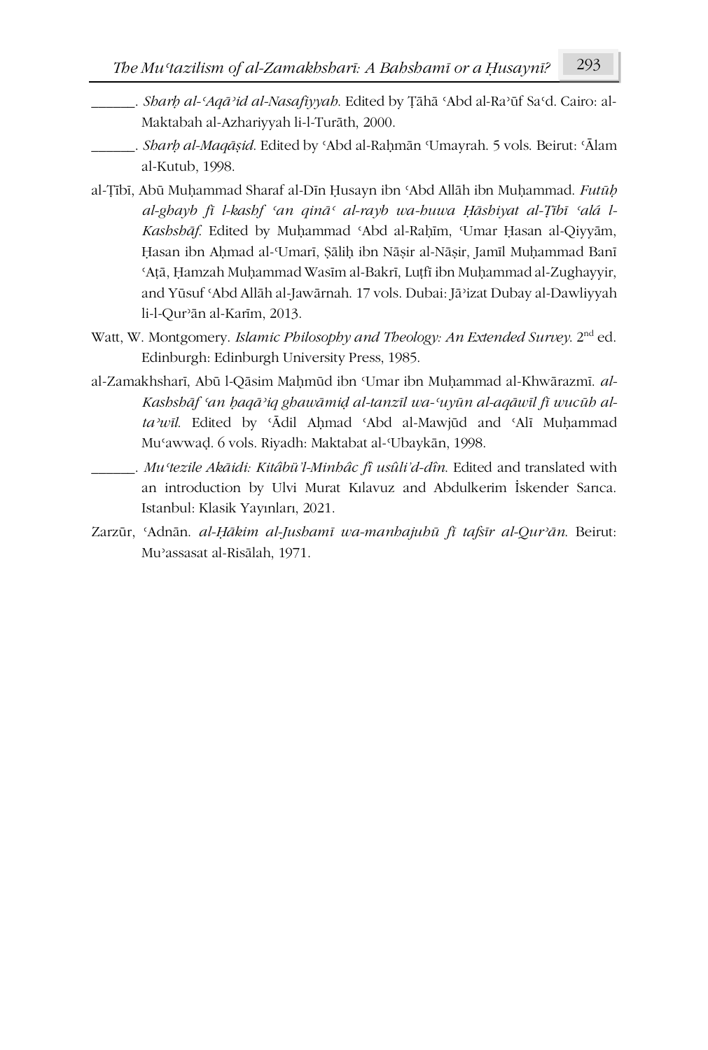______. *Sharḥ al-ʿAqāʾid al-Nasafiyyah*. Edited by Ṭāhā ʿAbd al-Raʾūf Saʿd. Cairo: al-Maktabah al-Azhariyyah li-l-Turāth, 2000.

______. *Sharḥ al-Maqāṣid*. Edited by ʿAbd al-Raḥmān ʿUmayrah. 5 vols. Beirut: ʿĀlam al-Kutub, 1998.

al-Ṭībī, Abū Muḥammad Sharaf al-Dīn Ḥusayn ibn ʿAbd Allāh ibn Muḥammad. *Futūḥ al-ghayb fī l-kashf ʿan qināʿ al-rayb wa-huwa Ḥāshiyat al-Ṭībī ʿalá l-Kashshāf.* Edited by Muḥammad ʿAbd al-Raḥīm, ʿUmar Ḥasan al-Qiyyām, Ḥasan ibn Aḥmad al-ʿUmarī, Ṣāliḥ ibn Nāṣir al-Nāṣir, Jamīl Muḥammad Banī ʿAṭā, Ḥamzah Muḥammad Wasīm al-Bakrī, Luṭfī ibn Muḥammad al-Zughayyir, and Yūsuf ʿAbd Allāh al-Jawārnah. 17 vols. Dubai: Jāʾizat Dubay al-Dawliyyah li-l-Qurʾān al-Karīm, 2013.

Watt, W. Montgomery. *Islamic Philosophy and Theology: An Extended Survey*. 2nd ed. Edinburgh: Edinburgh University Press, 1985.

al-Zamakhsharī, Abū l-Qāsim Maḥmūd ibn ʿUmar ibn Muḥammad al-Khwārazmī. *al-Kashshāf ʿan ḥaqāʾiq ghawāmiḍ al-tanzīl wa-ʿuyūn al-aqāwīl fī wucūh al-taʾwīl*. Edited by ʿĀdil Aḥmad ʿAbd al-Mawjūd and ʿAlī Muḥammad Muʿawwaḍ. 6 vols. Riyadh: Maktabat al-ʿUbaykān, 1998.

______. *Muʿtezile Akāidi: Kitâbü'l-Minhâc fî usûli'd-dîn*. Edited and translated with an introduction by Ulvi Murat Kılavuz and Abdulkerim İskender Sarıca. Istanbul: Klasik Yayınları, 2021.

Zarzūr, ʿAdnān. *al-Ḥākim al-Jushamī wa-manhajuhū fī tafsīr al-Qurʾān*. Beirut: Muʾassasat al-Risālah, 1971.